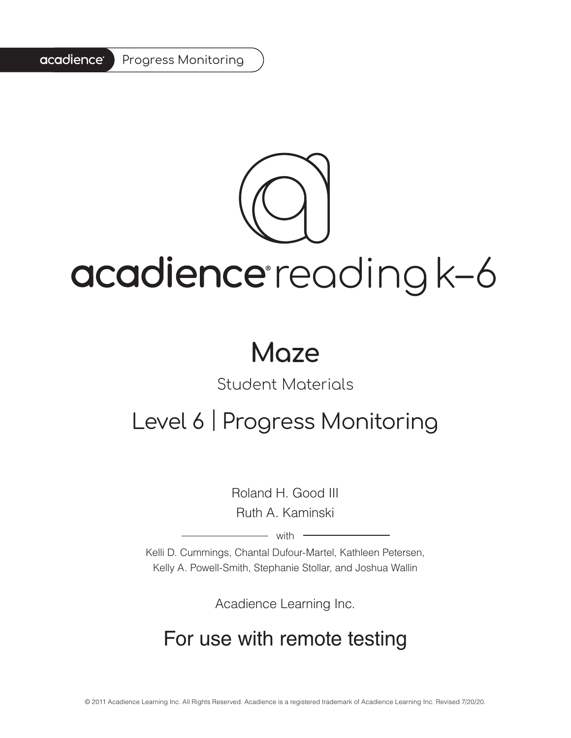acadience® Progress Monitoring

# acadience® reading k–6

## Maze

Student Materials

## Level 6 | Progress Monitoring

Roland H. Good III

Ruth A. Kaminski

with

Kelli D. Cummings, Chantal Dufour-Martel, Kathleen Petersen, Kelly A. Powell-Smith, Stephanie Stollar, and Joshua Wallin

Acadience Learning Inc.

## For use with remote testing

© 2011 Acadience Learning Inc. All Rights Reserved. Acadience is a registered trademark of Acadience Learning Inc. Revised 7/20/20.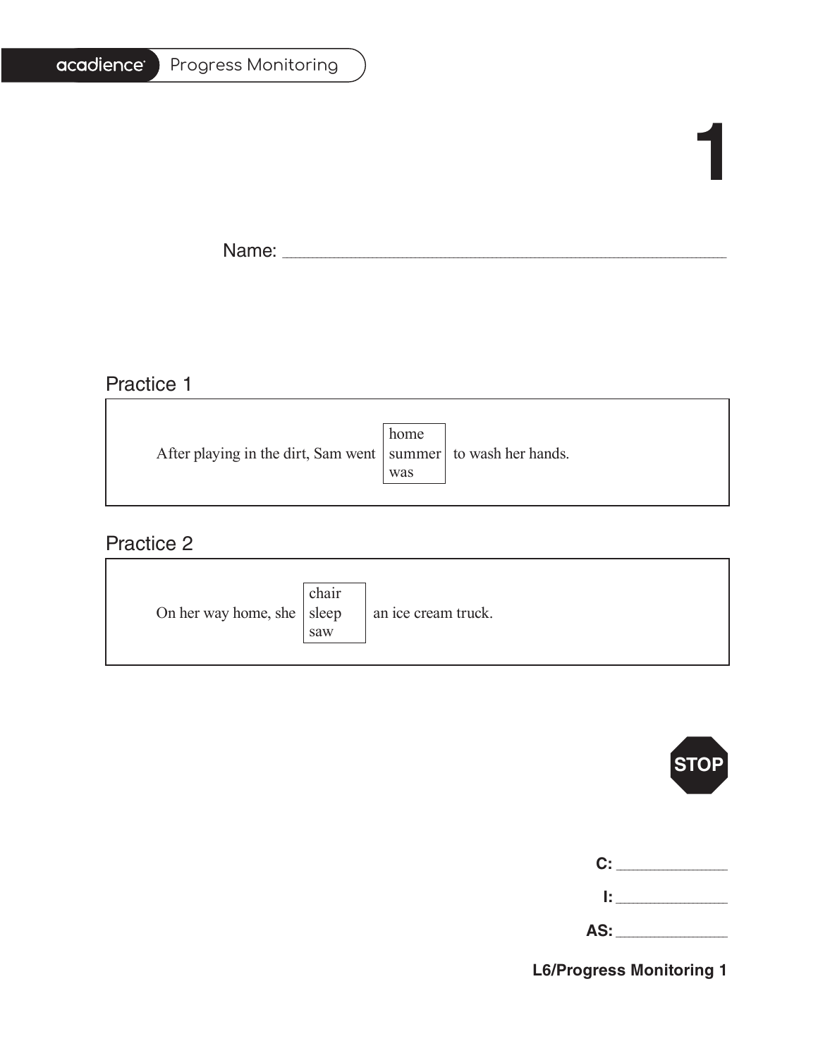# 1

Name: ______________________________________________

## Practice 1

After playing in the dirt, Sam went [home / summer / was] to wash her hands.

## Practice 2

On her way home, she [chair / sleep / saw] an ice cream truck.

STOP

**C:** ____________

**I:** ____________

**AS:** ____________

**L6/Progress Monitoring 1**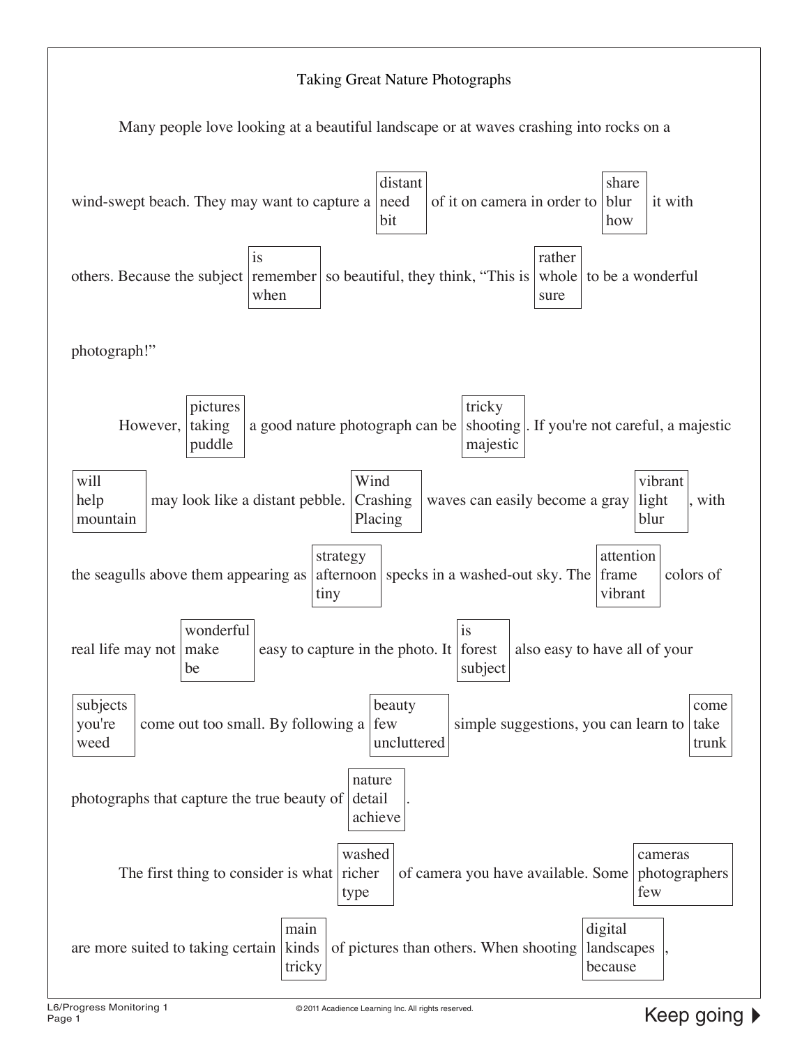# Taking Great Nature Photographs

Many people love looking at a beautiful landscape or at waves crashing into rocks on a wind-swept beach. They may want to capture a [distant / need / bit] of it on camera in order to [share / blur / how] it with others. Because the subject [is / remember / when] so beautiful, they think, "This is [rather / whole / sure] to be a wonderful photograph!"

However, [pictures / taking / puddle] a good nature photograph can be [tricky / shooting / majestic]. If you're not careful, a majestic [will / help / mountain] may look like a distant pebble. [Wind / Crashing / Placing] waves can easily become a gray [vibrant / light / blur], with the seagulls above them appearing as [strategy / afternoon / tiny] specks in a washed-out sky. The [attention / frame / vibrant] colors of real life may not [wonderful / make / be] easy to capture in the photo. It [is / forest / subject] also easy to have all of your [subjects / you're / weed] come out too small. By following a [beauty / few / uncluttered] simple suggestions, you can learn to [come / take / trunk] photographs that capture the true beauty of [nature / detail / achieve].

The first thing to consider is what [washed / richer / type] of camera you have available. Some [cameras / photographers / few] are more suited to taking certain [main / kinds / tricky] of pictures than others. When shooting [digital / landscapes / because],

Keep going ▶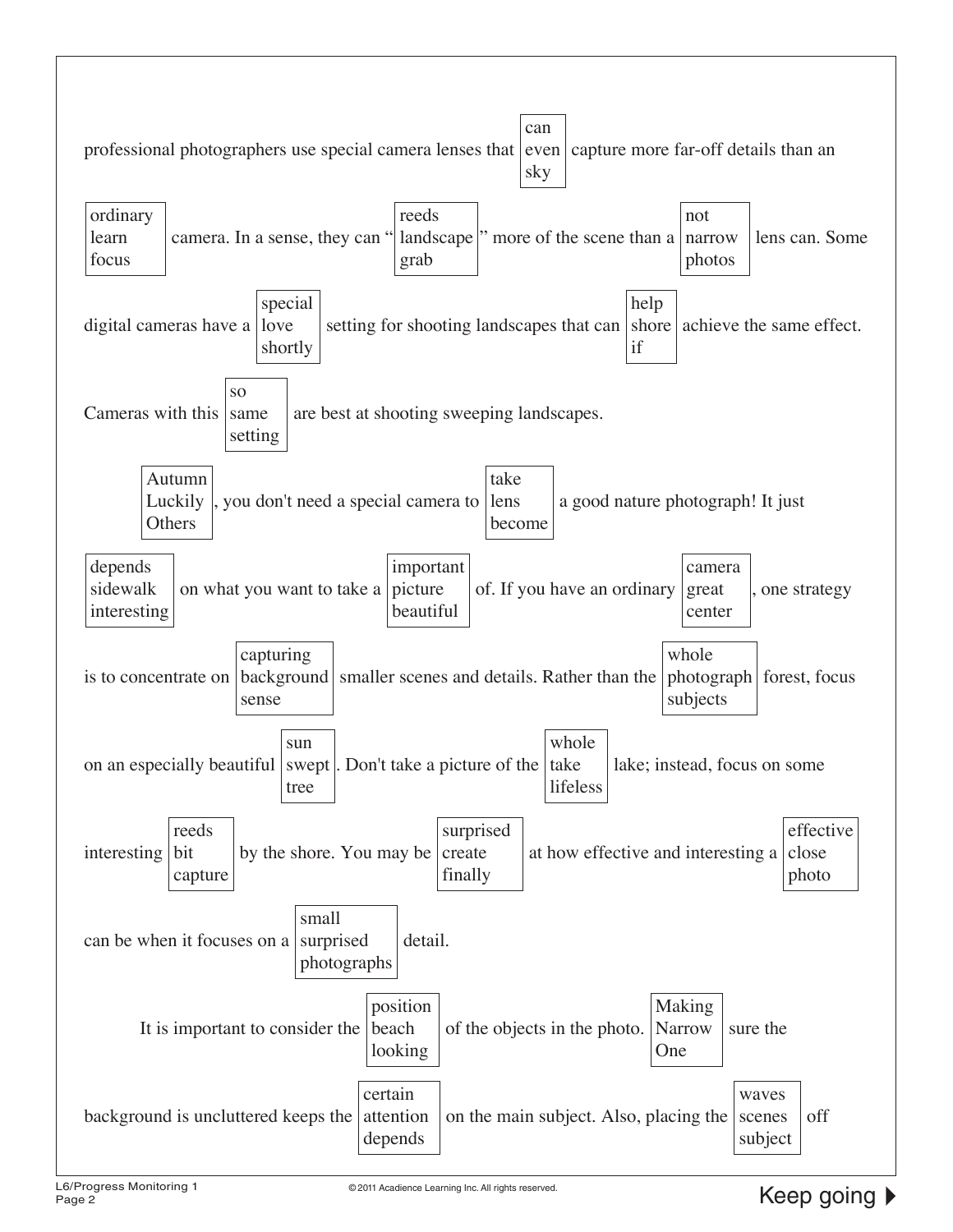professional photographers use special camera lenses that [can / even / sky] capture more far-off details than an [ordinary / learn / focus] camera. In a sense, they can "[reeds / landscape / grab]" more of the scene than a [not / narrow / photos] lens can. Some digital cameras have a [special / love / shortly] setting for shooting landscapes that can [help / shore / if] achieve the same effect. Cameras with this [so / same / setting] are best at shooting sweeping landscapes.

[Autumn / Luckily / Others], you don't need a special camera to [take / lens / become] a good nature photograph! It just [depends / sidewalk / interesting] on what you want to take a [important / picture / beautiful] of. If you have an ordinary [camera / great / center], one strategy is to concentrate on [capturing / background / sense] smaller scenes and details. Rather than the [whole / photograph / subjects] forest, focus on an especially beautiful [sun / swept / tree]. Don't take a picture of the [whole / take / lifeless] lake; instead, focus on some interesting [reeds / bit / capture] by the shore. You may be [surprised / create / finally] at how effective and interesting a [effective / close / photo] can be when it focuses on a [small / surprised / photographs] detail.

It is important to consider the [position / beach / looking] of the objects in the photo. [Making / Narrow / One] sure the background is uncluttered keeps the [certain / attention / depends] on the main subject. Also, placing the [waves / scenes / subject] off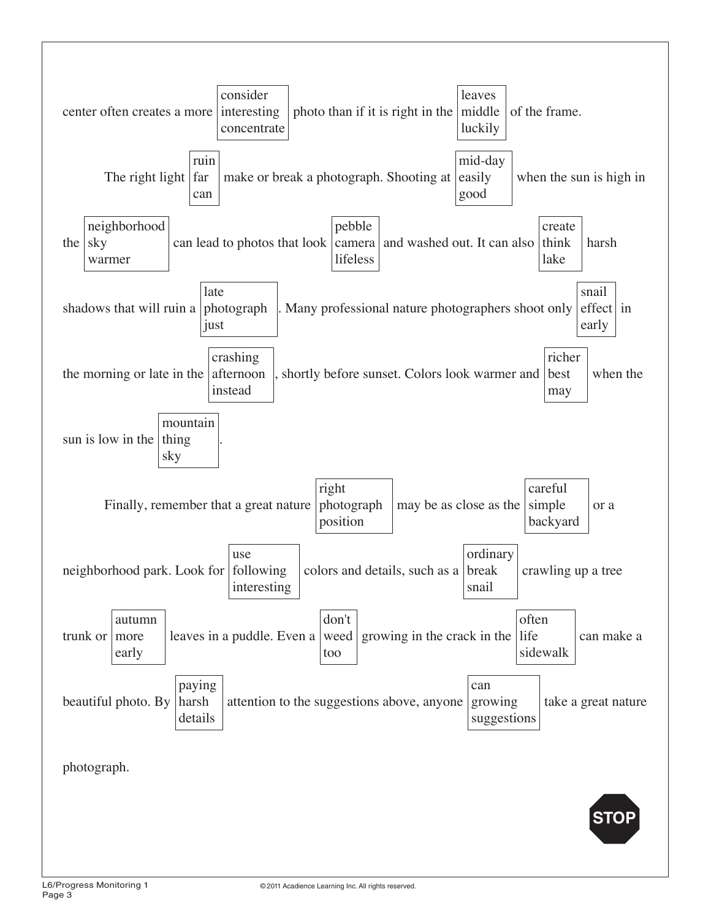center often creates a more [consider / interesting / concentrate] photo than if it is right in the [leaves / middle / luckily] of the frame.

The right light [ruin / far / can] make or break a photograph. Shooting at [mid-day / easily / good] when the sun is high in the [neighborhood / sky / warmer] can lead to photos that look [pebble / camera / lifeless] and washed out. It can also [create / think / lake] harsh shadows that will ruin a [late / photograph / just]. Many professional nature photographers shoot only [snail / effect / early] in the morning or late in the [crashing / afternoon / instead], shortly before sunset. Colors look warmer and [richer / best / may] when the sun is low in the [mountain / thing / sky].

Finally, remember that a great nature [right / photograph / position] may be as close as the [careful / simple / backyard] or a neighborhood park. Look for [use / following / interesting] colors and details, such as a [ordinary / break / snail] crawling up a tree trunk or [autumn / more / early] leaves in a puddle. Even a [don't / weed / too] growing in the crack in the [often / life / sidewalk] can make a beautiful photo. By [paying / harsh / details] attention to the suggestions above, anyone [can / growing / suggestions] take a great nature photograph.

STOP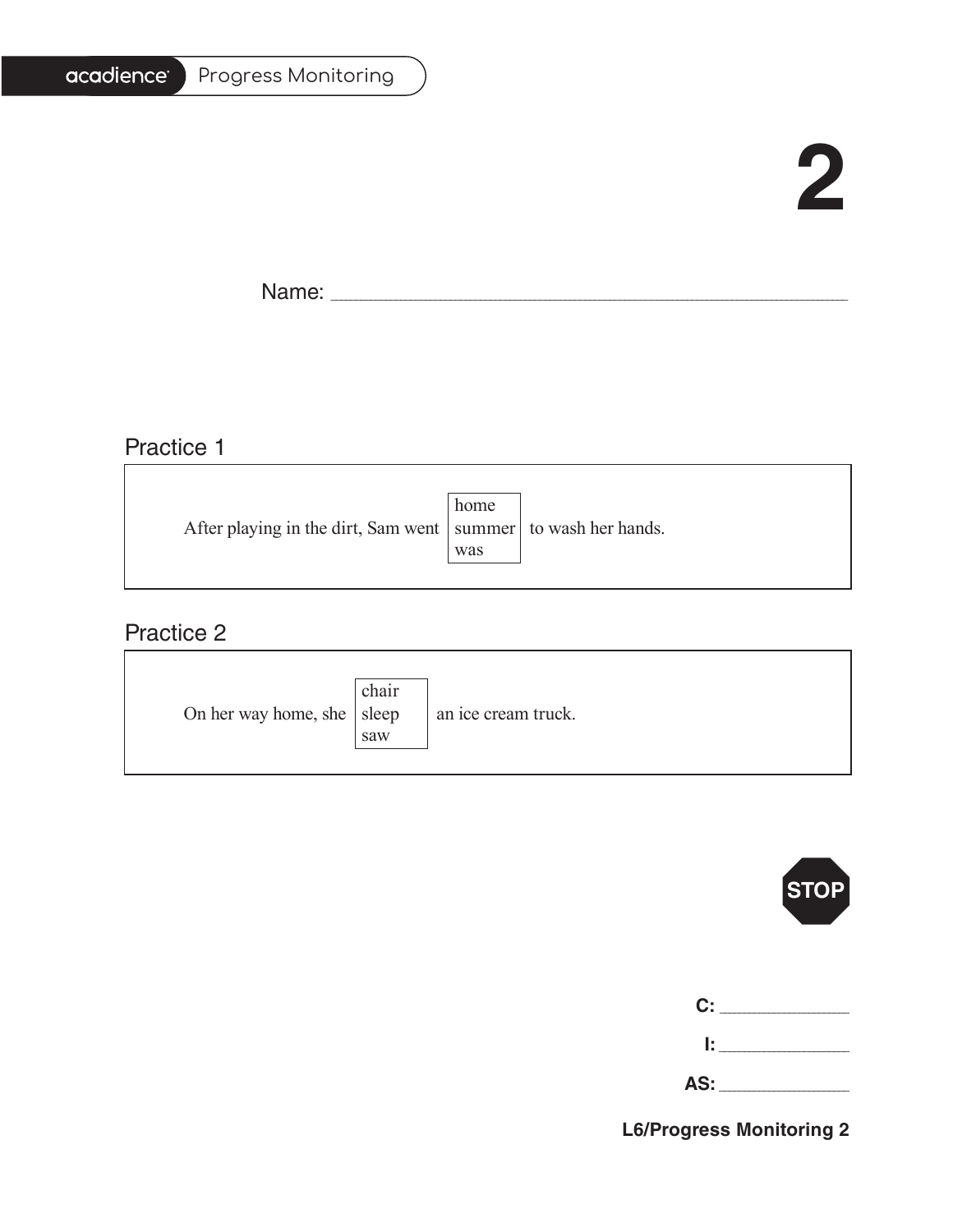acadience Progress Monitoring

# 2

Name: ____________________________________________

## Practice 1

After playing in the dirt, Sam went [home / summer / was] to wash her hands.

## Practice 2

On her way home, she [chair / sleep / saw] an ice cream truck.

STOP

**C:** ____________

**I:** ____________

**AS:** ____________

**L6/Progress Monitoring 2**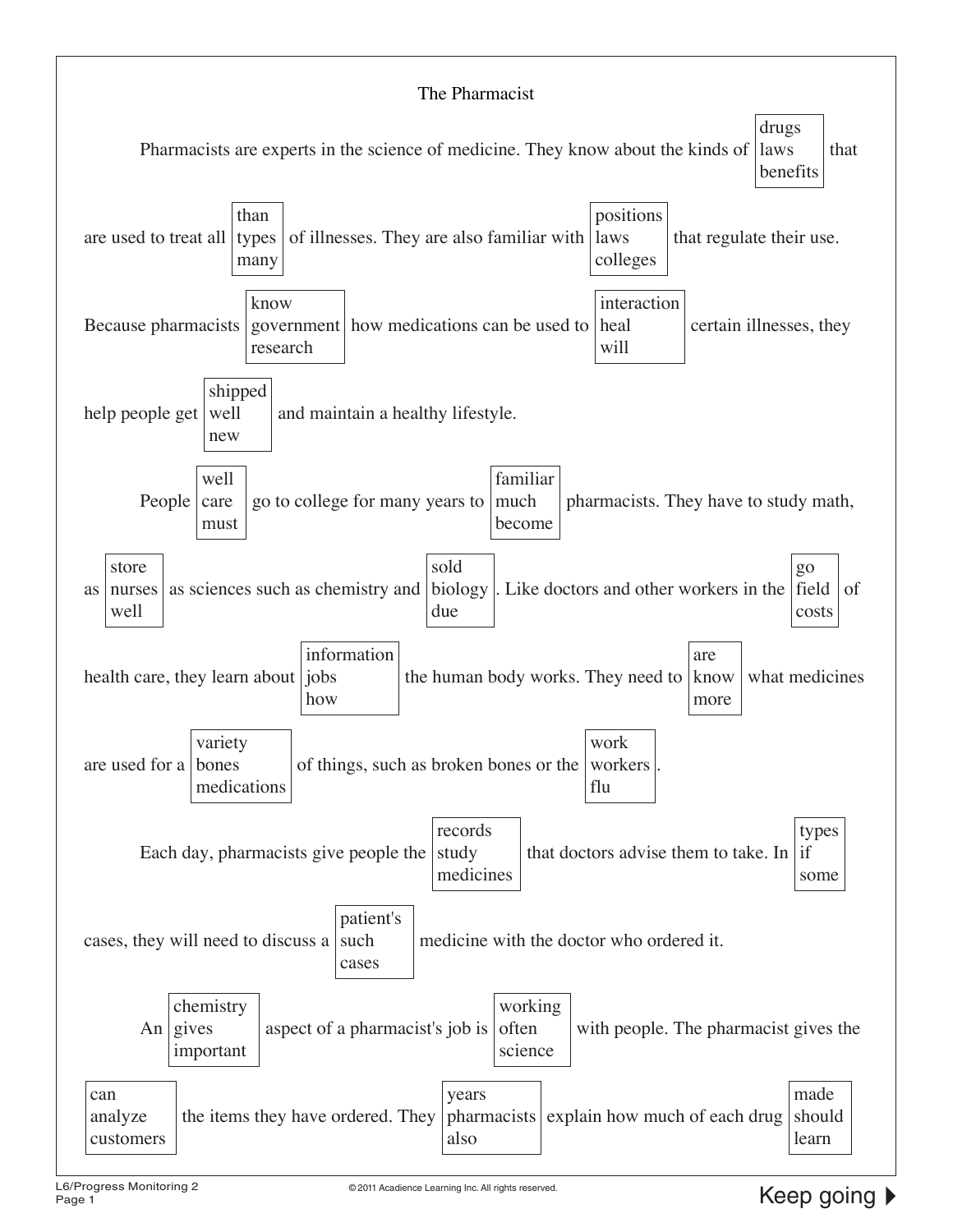# The Pharmacist

Pharmacists are experts in the science of medicine. They know about the kinds of [drugs / laws / benefits] that are used to treat all [than / types / many] of illnesses. They are also familiar with [positions / laws / colleges] that regulate their use. Because pharmacists [know / government / research] how medications can be used to [interaction / heal / will] certain illnesses, they help people get [shipped / well / new] and maintain a healthy lifestyle.

People [well / care / must] go to college for many years to [familiar / much / become] pharmacists. They have to study math, as [store / nurses / well] as sciences such as chemistry and [sold / biology / due]. Like doctors and other workers in the [go / field / costs] of health care, they learn about [information / jobs / how] the human body works. They need to [are / know / more] what medicines are used for a [variety / bones / medications] of things, such as broken bones or the [work / workers / flu].

Each day, pharmacists give people the [records / study / medicines] that doctors advise them to take. In [types / if / some] cases, they will need to discuss a [patient's / such / cases] medicine with the doctor who ordered it.

An [chemistry / gives / important] aspect of a pharmacist's job is [working / often / science] with people. The pharmacist gives the [can / analyze / customers] the items they have ordered. They [years / pharmacists / also] explain how much of each drug [made / should / learn]

Keep going ▶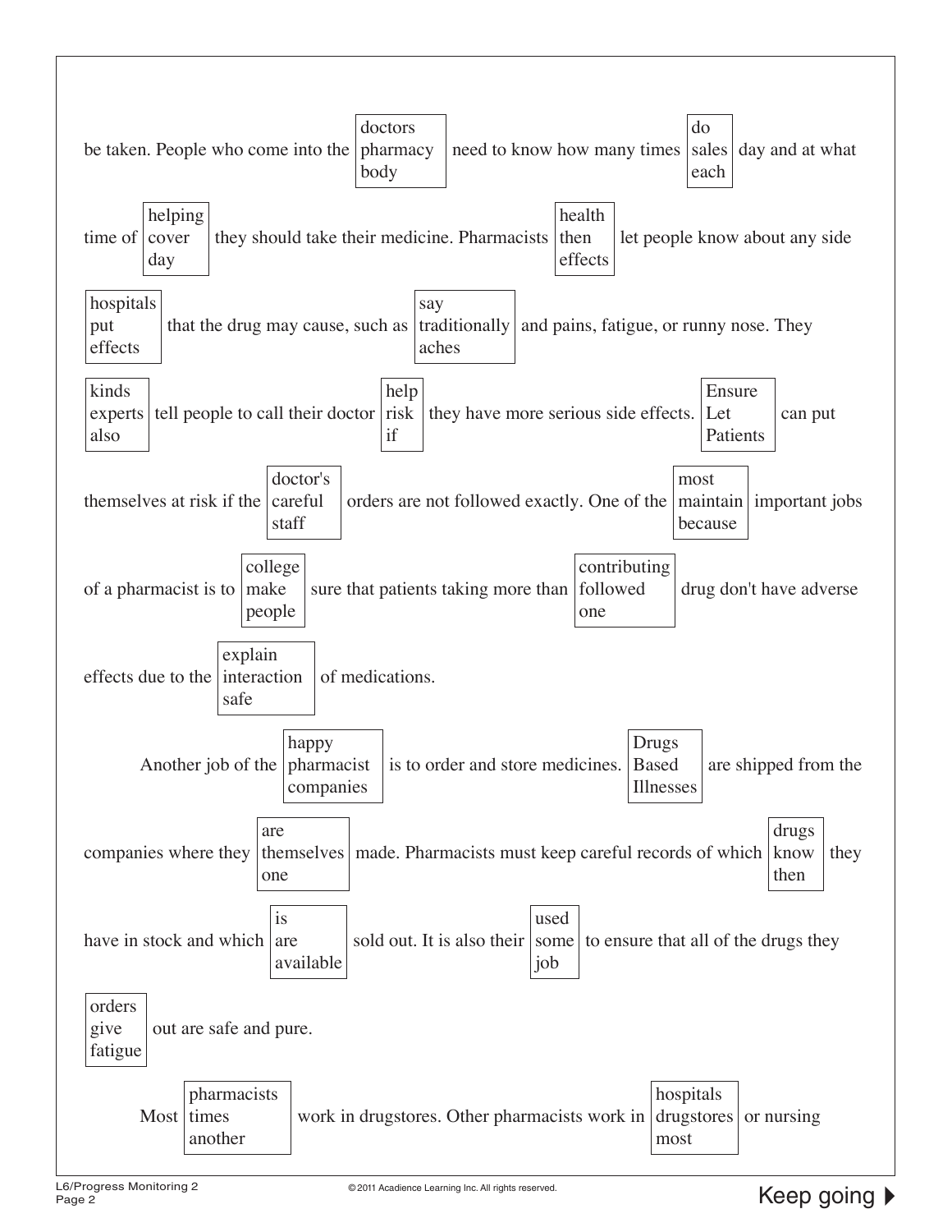be taken. People who come into the [doctors / pharmacy / body] need to know how many times [do / sales / each] day and at what time of [helping / cover / day] they should take their medicine. Pharmacists [health / then / effects] let people know about any side [hospitals / put / effects] that the drug may cause, such as [say / traditionally / aches] and pains, fatigue, or runny nose. They [kinds / experts / also] tell people to call their doctor [help / risk / if] they have more serious side effects. [Ensure / Let / Patients] can put themselves at risk if the [doctor's / careful / staff] orders are not followed exactly. One of the [most / maintain / because] important jobs of a pharmacist is to [college / make / people] sure that patients taking more than [contributing / followed / one] drug don't have adverse effects due to the [explain / interaction / safe] of medications.

Another job of the [happy / pharmacist / companies] is to order and store medicines. [Drugs / Based / Illnesses] are shipped from the companies where they [are / themselves / one] made. Pharmacists must keep careful records of which [drugs / know / then] they have in stock and which [is / are / available] sold out. It is also their [used / some / job] to ensure that all of the drugs they [orders / give / fatigue] out are safe and pure.

Most [pharmacists / times / another] work in drugstores. Other pharmacists work in [hospitals / drugstores / most] or nursing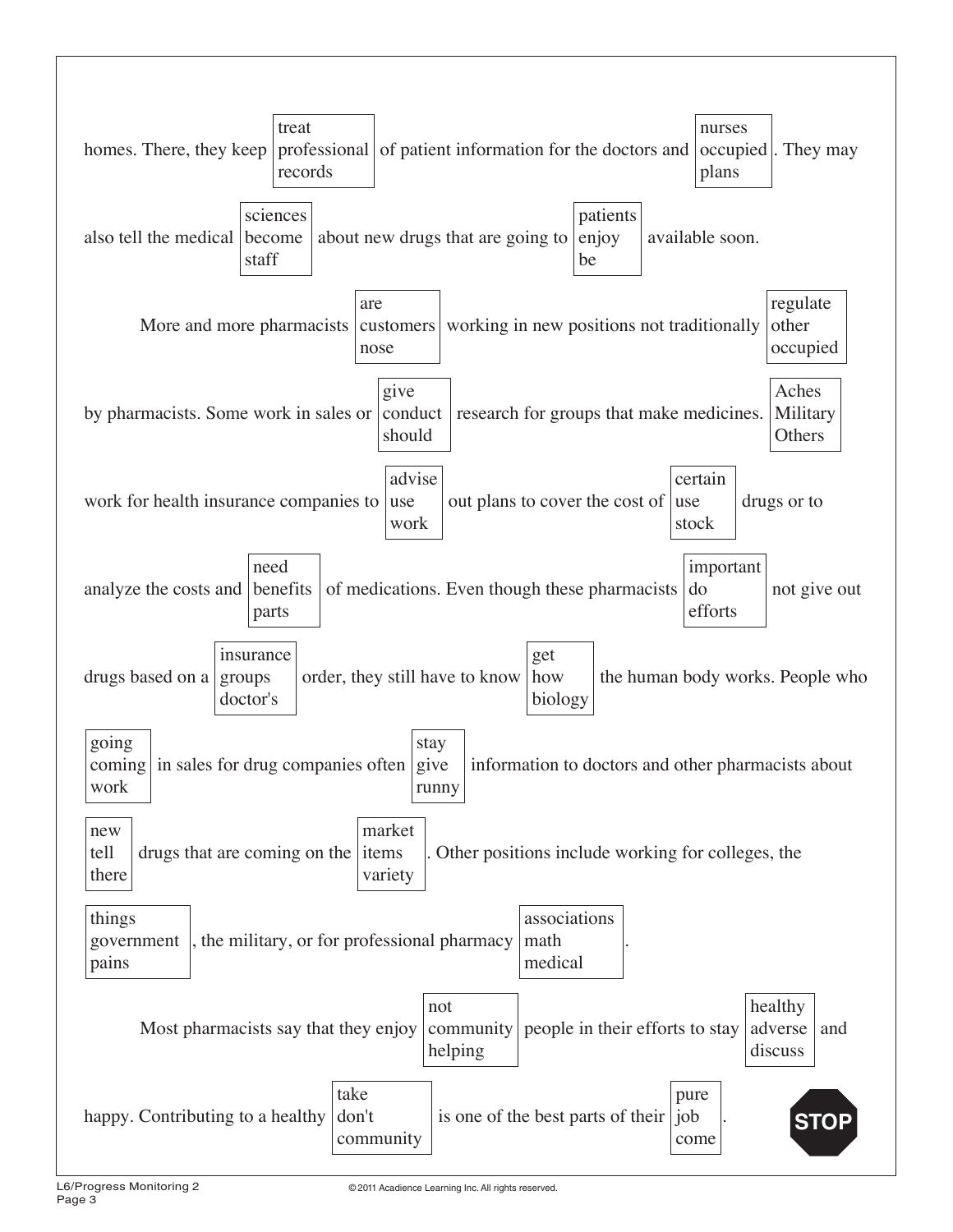homes. There, they keep [treat / professional / records] of patient information for the doctors and [nurses / occupied / plans]. They may also tell the medical [sciences / become / staff] about new drugs that are going to [patients / enjoy / be] available soon.

More and more pharmacists [are / customers / nose] working in new positions not traditionally [regulate / other / occupied] by pharmacists. Some work in sales or [give / conduct / should] research for groups that make medicines. [Aches / Military / Others] work for health insurance companies to [advise / use / work] out plans to cover the cost of [certain / use / stock] drugs or to analyze the costs and [need / benefits / parts] of medications. Even though these pharmacists [important / do / efforts] not give out drugs based on a [insurance / groups / doctor's] order, they still have to know [get / how / biology] the human body works. People who [going / coming / work] in sales for drug companies often [stay / give / runny] information to doctors and other pharmacists about [new / tell / there] drugs that are coming on the [market / items / variety]. Other positions include working for colleges, the [things / government / pains], the military, or for professional pharmacy [associations / math / medical].

Most pharmacists say that they enjoy [not / community / helping] people in their efforts to stay [healthy / adverse / discuss] and happy. Contributing to a healthy [take / don't / community] is one of the best parts of their [pure / job / come].

STOP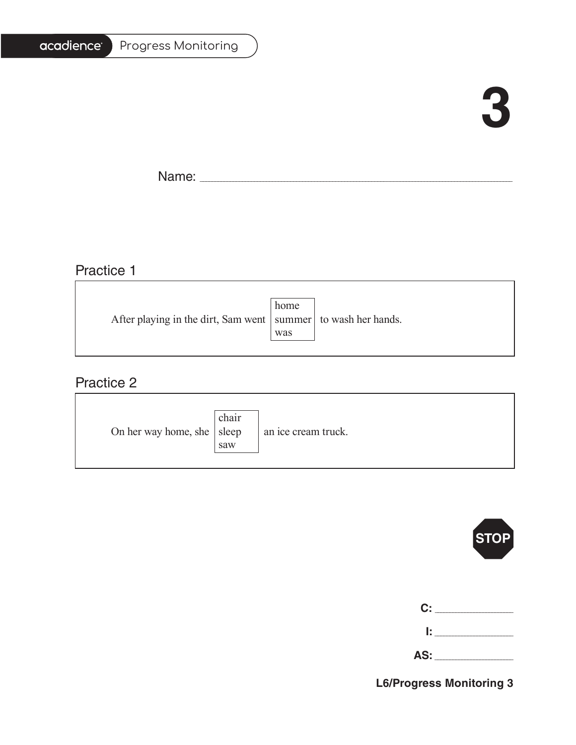# 3

Name: ______________________________________________

## Practice 1

After playing in the dirt, Sam went [home / summer / was] to wash her hands.

## Practice 2

On her way home, she [chair / sleep / saw] an ice cream truck.

STOP

**C:** ____________

**I:** ____________

**AS:** ____________

**L6/Progress Monitoring 3**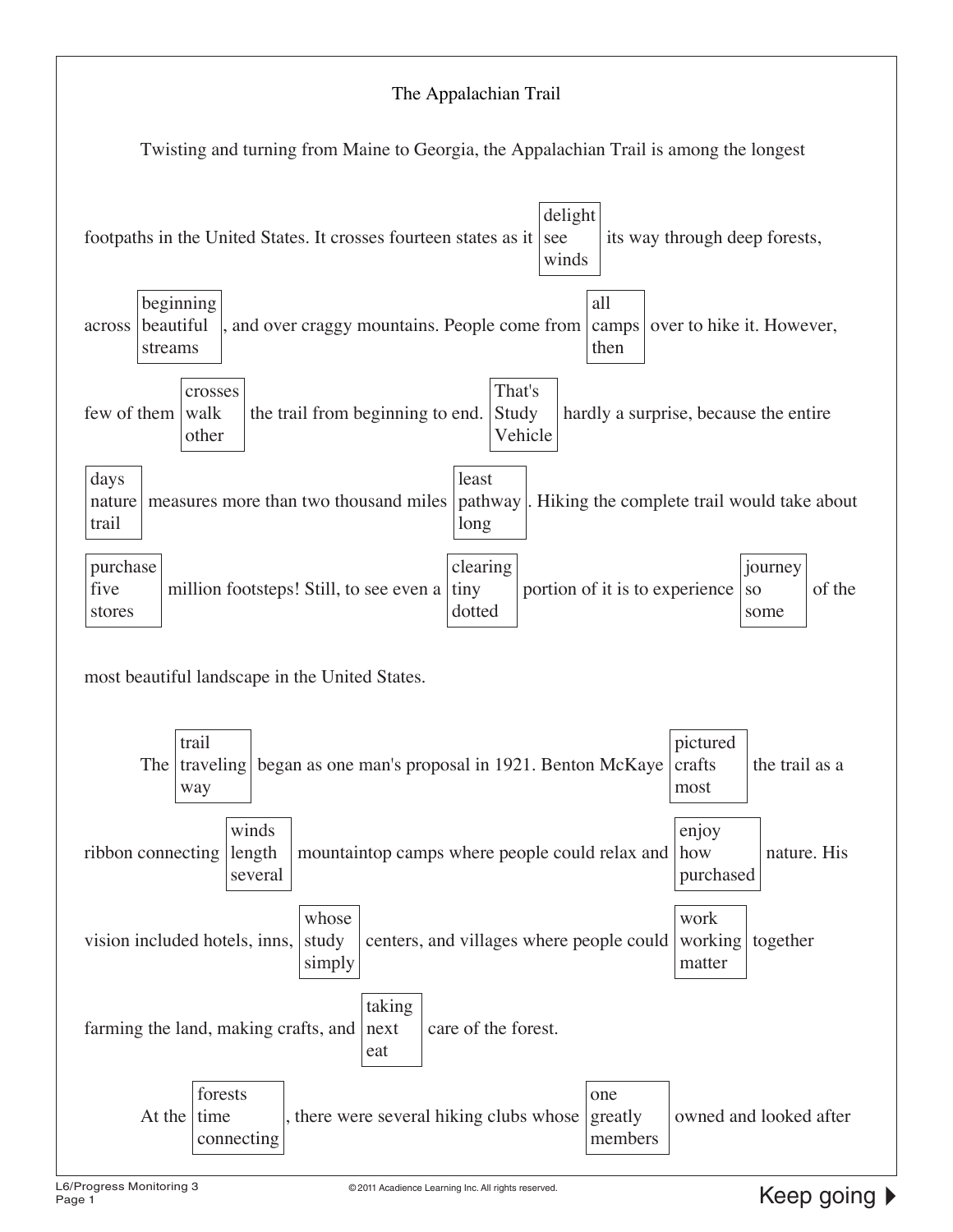# The Appalachian Trail

Twisting and turning from Maine to Georgia, the Appalachian Trail is among the longest footpaths in the United States. It crosses fourteen states as it [delight / see / winds] its way through deep forests, across [beginning / beautiful / streams], and over craggy mountains. People come from [all / camps / then] over to hike it. However, few of them [crosses / walk / other] the trail from beginning to end. [That's / Study / Vehicle] hardly a surprise, because the entire [days / nature / trail] measures more than two thousand miles [least / pathway / long]. Hiking the complete trail would take about [purchase / five / stores] million footsteps! Still, to see even a [clearing / tiny / dotted] portion of it is to experience [journey / so / some] of the most beautiful landscape in the United States.

The [trail / traveling / way] began as one man's proposal in 1921. Benton McKaye [pictured / crafts / most] the trail as a ribbon connecting [winds / length / several] mountaintop camps where people could relax and [enjoy / how / purchased] nature. His vision included hotels, inns, [whose / study / simply] centers, and villages where people could [work / working / matter] together farming the land, making crafts, and [taking / next / eat] care of the forest.

At the [forests / time / connecting], there were several hiking clubs whose [one / greatly / members] owned and looked after

L6/Progress Monitoring 3

Keep going ▶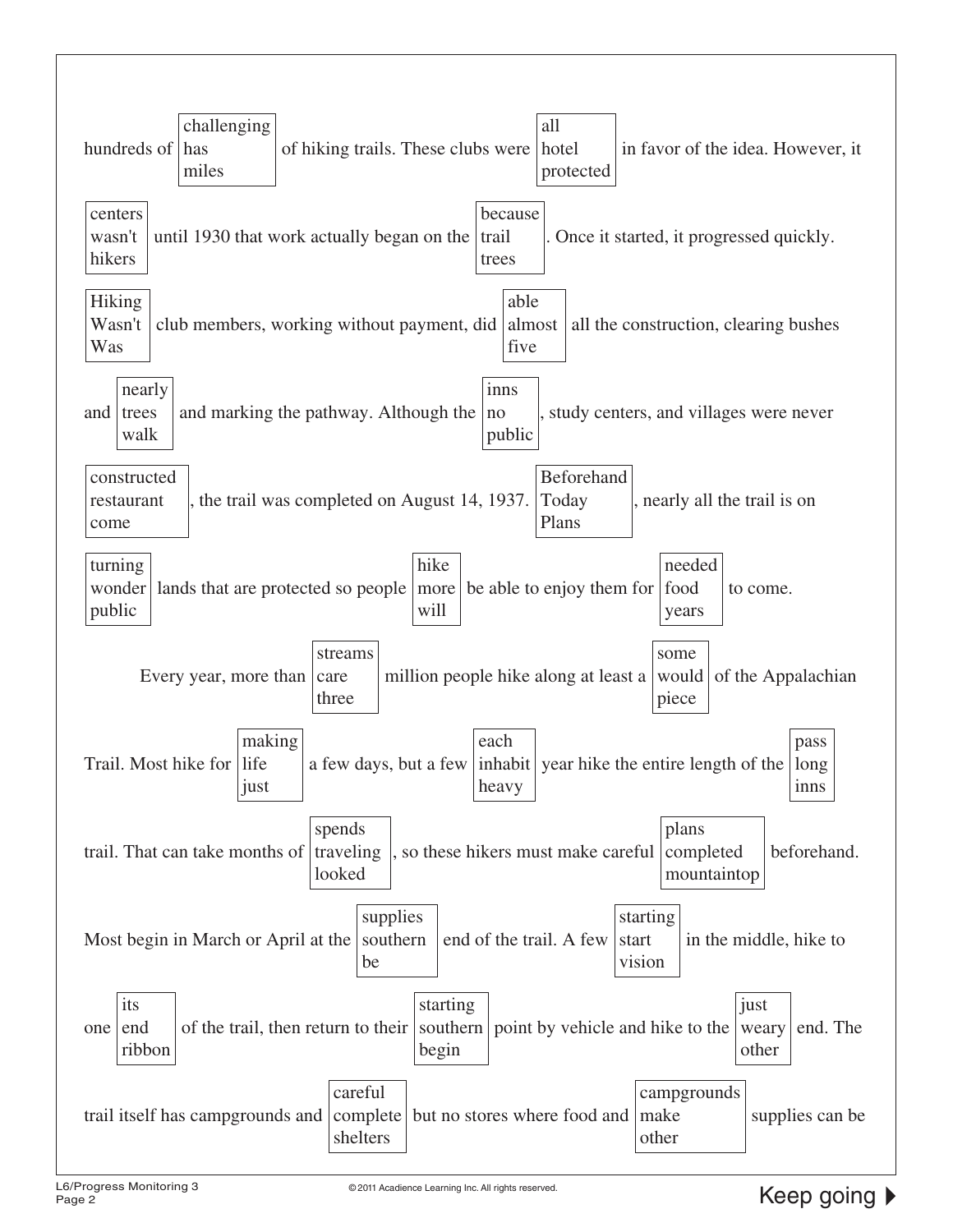hundreds of [challenging / has / miles] of hiking trails. These clubs were [all / hotel / protected] in favor of the idea. However, it [centers / wasn't / hikers] until 1930 that work actually began on the [because / trail / trees]. Once it started, it progressed quickly. [Hiking / Wasn't / Was] club members, working without payment, did [able / almost / five] all the construction, clearing bushes and [nearly / trees / walk] and marking the pathway. Although the [inns / no / public], study centers, and villages were never [constructed / restaurant / come], the trail was completed on August 14, 1937. [Beforehand / Today / Plans], nearly all the trail is on [turning / wonder / public] lands that are protected so people [hike / more / will] be able to enjoy them for [needed / food / years] to come.

Every year, more than [streams / care / three] million people hike along at least a [some / would / piece] of the Appalachian Trail. Most hike for [making / life / just] a few days, but a few [each / inhabit / heavy] year hike the entire length of the [pass / long / inns] trail. That can take months of [spends / traveling / looked], so these hikers must make careful [plans / completed / mountaintop] beforehand. Most begin in March or April at the [supplies / southern / be] end of the trail. A few [starting / start / vision] in the middle, hike to one [its / end / ribbon] of the trail, then return to their [starting / southern / begin] point by vehicle and hike to the [just / weary / other] end. The trail itself has campgrounds and [careful / complete / shelters] but no stores where food and [campgrounds / make / other] supplies can be

Keep going ▶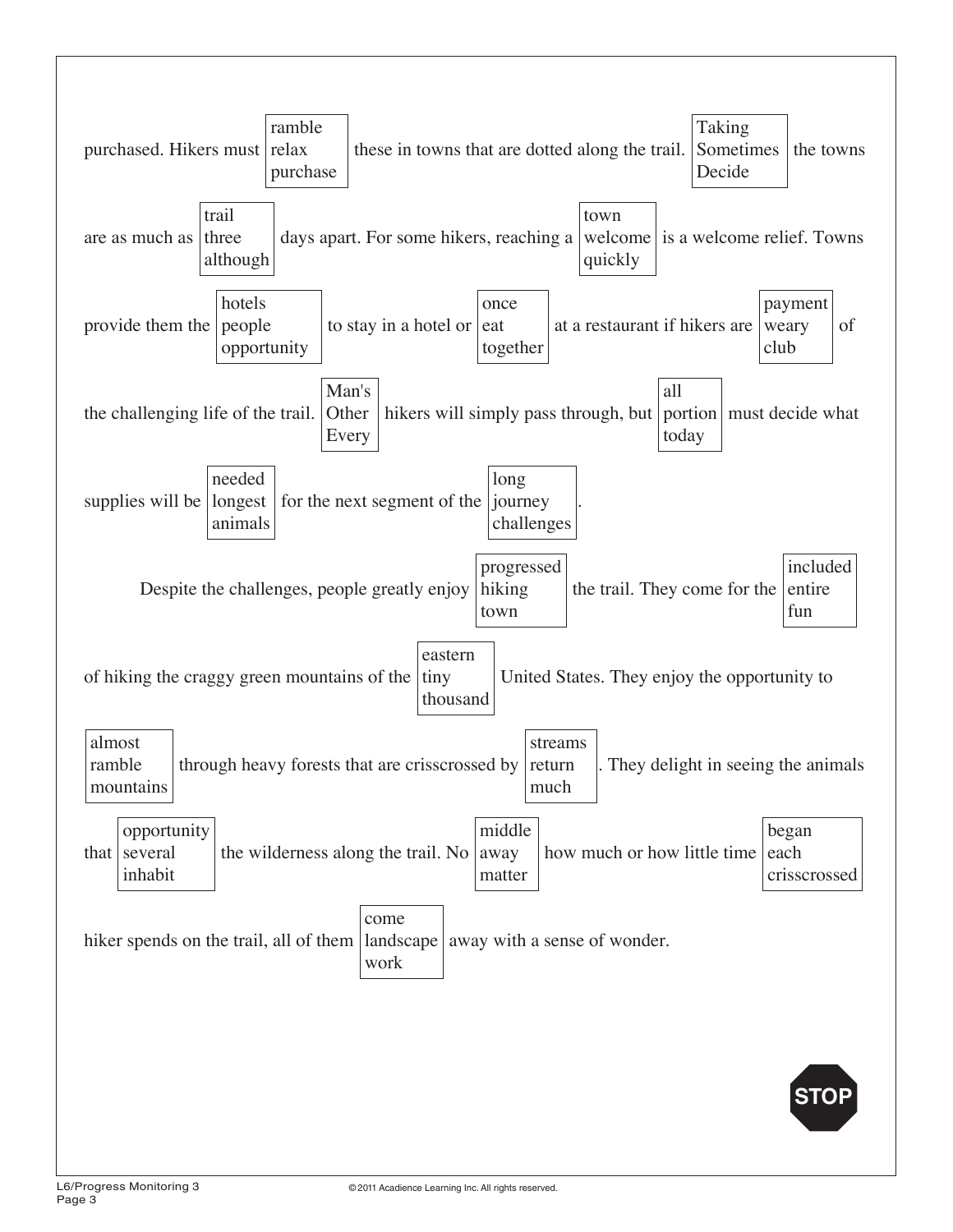purchased. Hikers must [ramble / relax / purchase] these in towns that are dotted along the trail. [Taking / Sometimes / Decide] the towns are as much as [trail / three / although] days apart. For some hikers, reaching a [town / welcome / quickly] is a welcome relief. Towns provide them the [hotels / people / opportunity] to stay in a hotel or [once / eat / together] at a restaurant if hikers are [payment / weary / club] of the challenging life of the trail. [Man's / Other / Every] hikers will simply pass through, but [all / portion / today] must decide what supplies will be [needed / longest / animals] for the next segment of the [long / journey / challenges].

Despite the challenges, people greatly enjoy [progressed / hiking / town] the trail. They come for the [included / entire / fun] of hiking the craggy green mountains of the [eastern / tiny / thousand] United States. They enjoy the opportunity to [almost / ramble / mountains] through heavy forests that are crisscrossed by [streams / return / much]. They delight in seeing the animals that [opportunity / several / inhabit] the wilderness along the trail. No [middle / away / matter] how much or how little time [began / each / crisscrossed] hiker spends on the trail, all of them [come / landscape / work] away with a sense of wonder.

STOP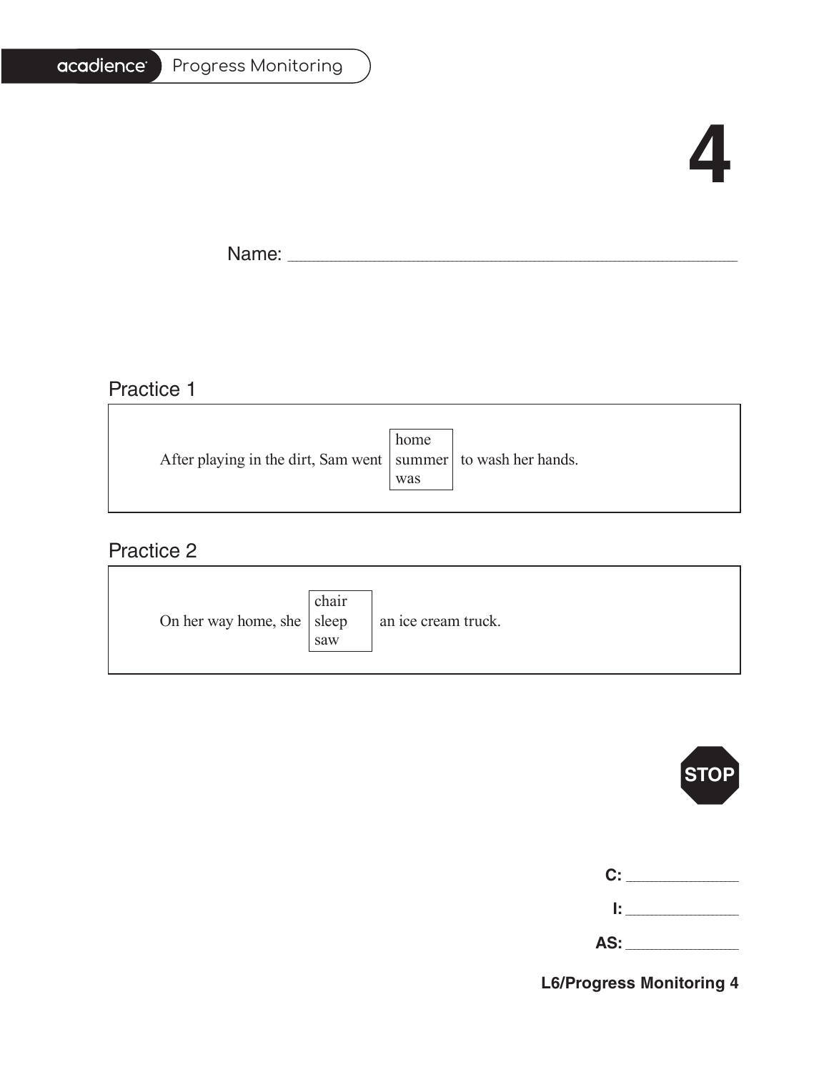# 4

Name: ___________________________________________

## Practice 1

After playing in the dirt, Sam went [home / summer / was] to wash her hands.

## Practice 2

On her way home, she [chair / sleep / saw] an ice cream truck.

STOP

**C:** ____________

**I:** ____________

**AS:** ____________

**L6/Progress Monitoring 4**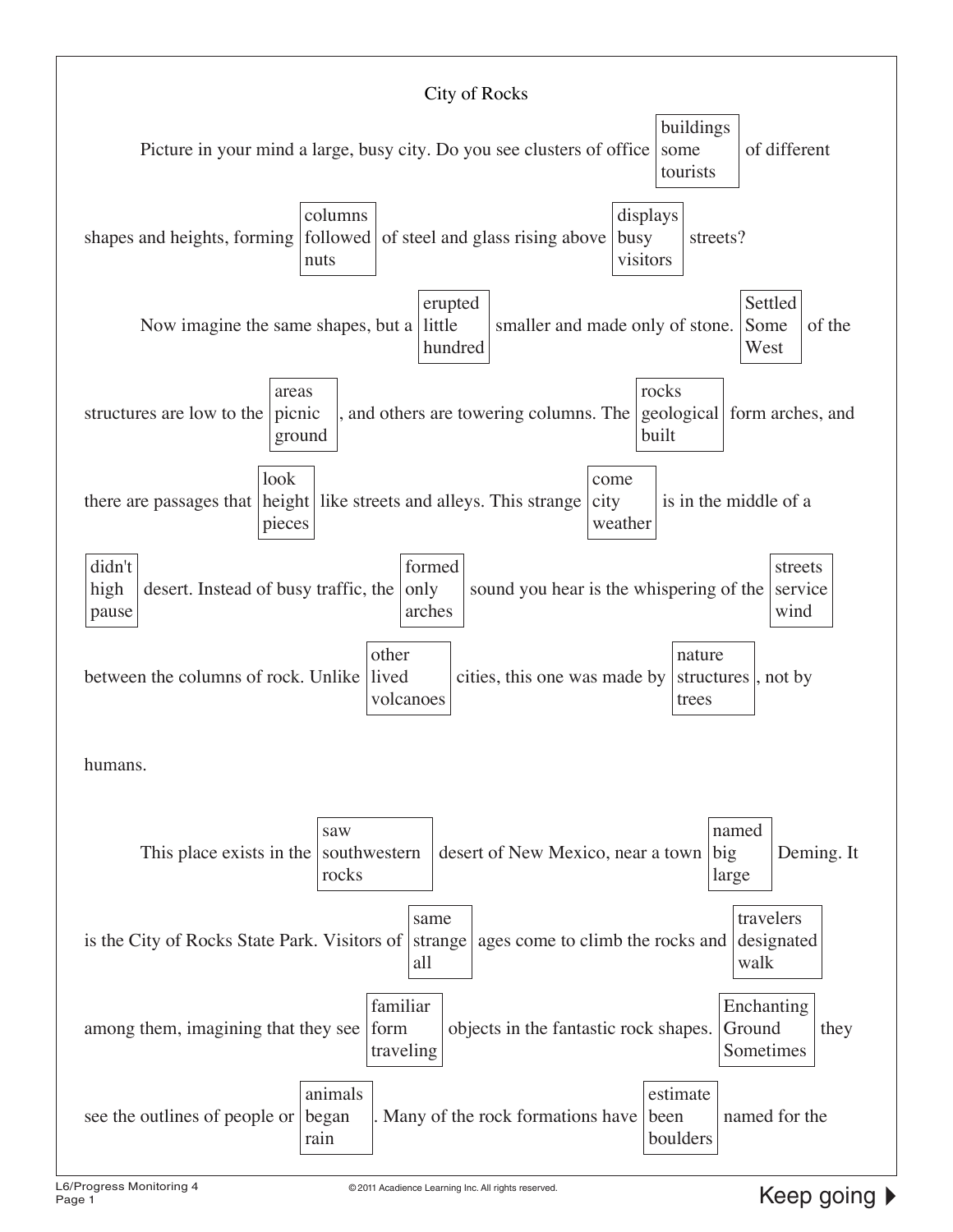# City of Rocks

Picture in your mind a large, busy city. Do you see clusters of office [buildings / some / tourists] of different shapes and heights, forming [columns / followed / nuts] of steel and glass rising above [displays / busy / visitors] streets? Now imagine the same shapes, but a [erupted / little / hundred] smaller and made only of stone. [Settled / Some / West] of the structures are low to the [areas / picnic / ground], and others are towering columns. The [rocks / geological / built] form arches, and there are passages that [look / height / pieces] like streets and alleys. This strange [come / city / weather] is in the middle of a [didn't / high / pause] desert. Instead of busy traffic, the [formed / only / arches] sound you hear is the whispering of the [streets / service / wind] between the columns of rock. Unlike [other / lived / volcanoes] cities, this one was made by [nature / structures / trees], not by humans.

This place exists in the [saw / southwestern / rocks] desert of New Mexico, near a town [named / big / large] Deming. It is the City of Rocks State Park. Visitors of [same / strange / all] ages come to climb the rocks and [travelers / designated / walk] among them, imagining that they see [familiar / form / traveling] objects in the fantastic rock shapes. [Enchanting / Ground / Sometimes] they see the outlines of people or [animals / began / rain]. Many of the rock formations have [estimate / been / boulders] named for the

Keep going ▶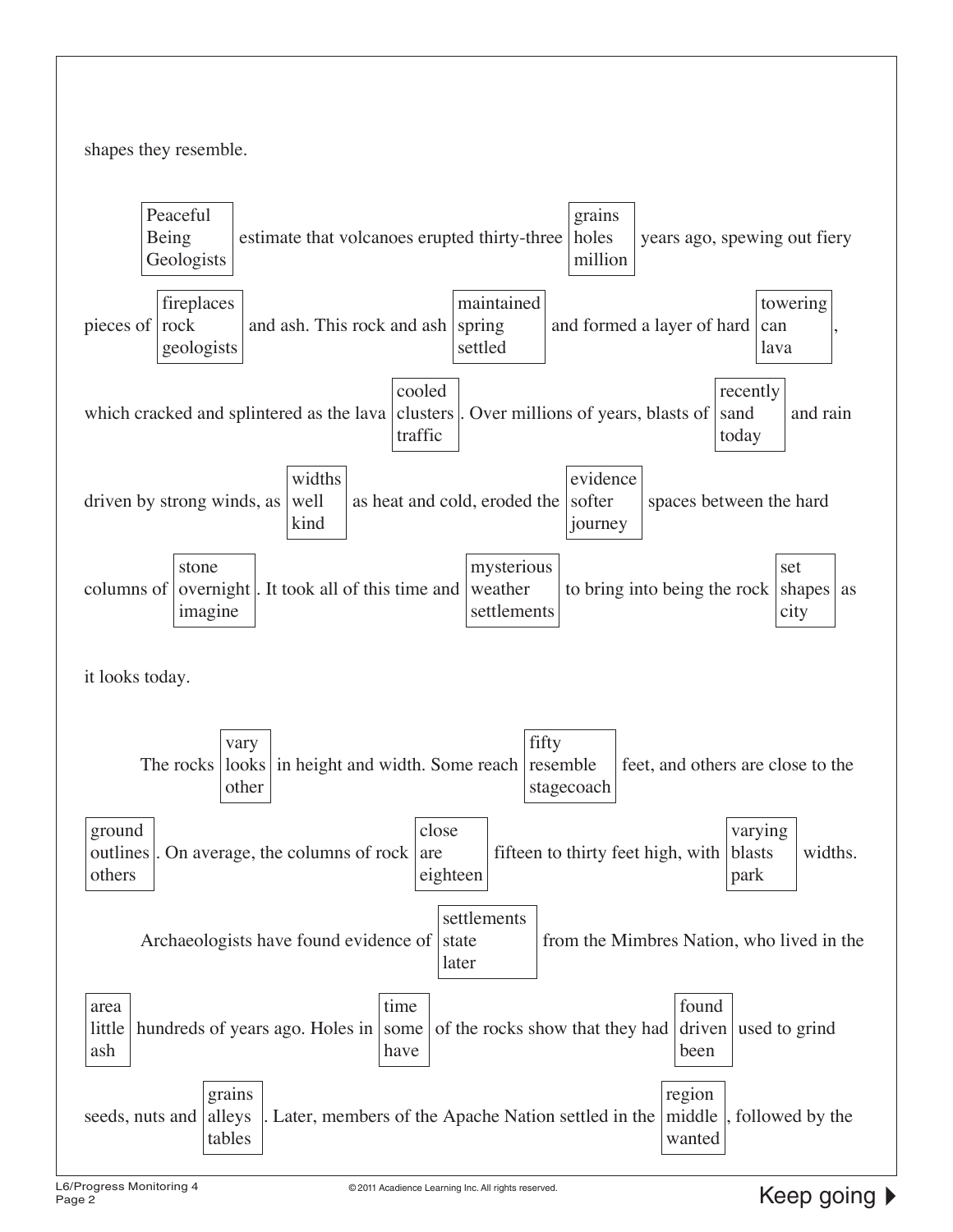shapes they resemble.

[Peaceful / Being / Geologists] estimate that volcanoes erupted thirty-three [grains / holes / million] years ago, spewing out fiery pieces of [fireplaces / rock / geologists] and ash. This rock and ash [maintained / spring / settled] and formed a layer of hard [towering / can / lava], which cracked and splintered as the lava [cooled / clusters / traffic]. Over millions of years, blasts of [recently / sand / today] and rain driven by strong winds, as [widths / well / kind] as heat and cold, eroded the [evidence / softer / journey] spaces between the hard columns of [stone / overnight / imagine]. It took all of this time and [mysterious / weather / settlements] to bring into being the rock [set / shapes / city] as it looks today.

The rocks [vary / looks / other] in height and width. Some reach [fifty / resemble / stagecoach] feet, and others are close to the [ground / outlines / others]. On average, the columns of rock [close / are / eighteen] fifteen to thirty feet high, with [varying / blasts / park] widths.

Archaeologists have found evidence of [settlements / state / later] from the Mimbres Nation, who lived in the [area / little / ash] hundreds of years ago. Holes in [time / some / have] of the rocks show that they had [found / driven / been] used to grind seeds, nuts and [grains / alleys / tables]. Later, members of the Apache Nation settled in the [region / middle / wanted], followed by the

Keep going ▶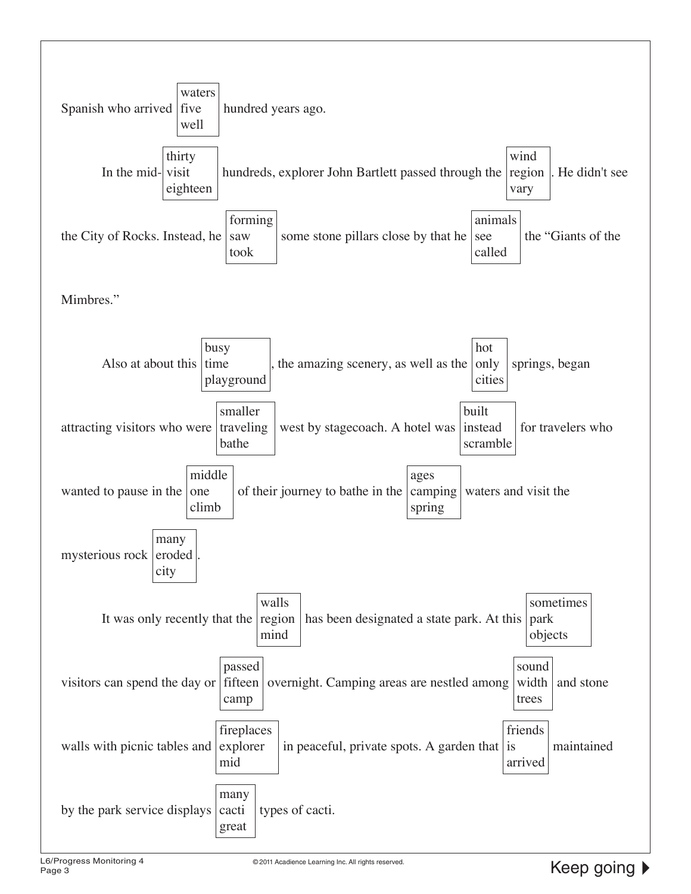Spanish who arrived [waters / five / well] hundred years ago.

In the mid-[thirty / visit / eighteen] hundreds, explorer John Bartlett passed through the [wind / region / vary]. He didn't see the City of Rocks. Instead, he [forming / saw / took] some stone pillars close by that he [animals / see / called] the "Giants of the Mimbres."

Also at about this [busy / time / playground], the amazing scenery, as well as the [hot / only / cities] springs, began attracting visitors who were [smaller / traveling / bathe] west by stagecoach. A hotel was [built / instead / scramble] for travelers who wanted to pause in the [middle / one / climb] of their journey to bathe in the [ages / camping / spring] waters and visit the mysterious rock [many / eroded / city].

It was only recently that the [walls / region / mind] has been designated a state park. At this [sometimes / park / objects] visitors can spend the day or [passed / fifteen / camp] overnight. Camping areas are nestled among [sound / width / trees] and stone walls with picnic tables and [fireplaces / explorer / mid] in peaceful, private spots. A garden that [friends / is / arrived] maintained by the park service displays [many / cacti / great] types of cacti.

Keep going ▶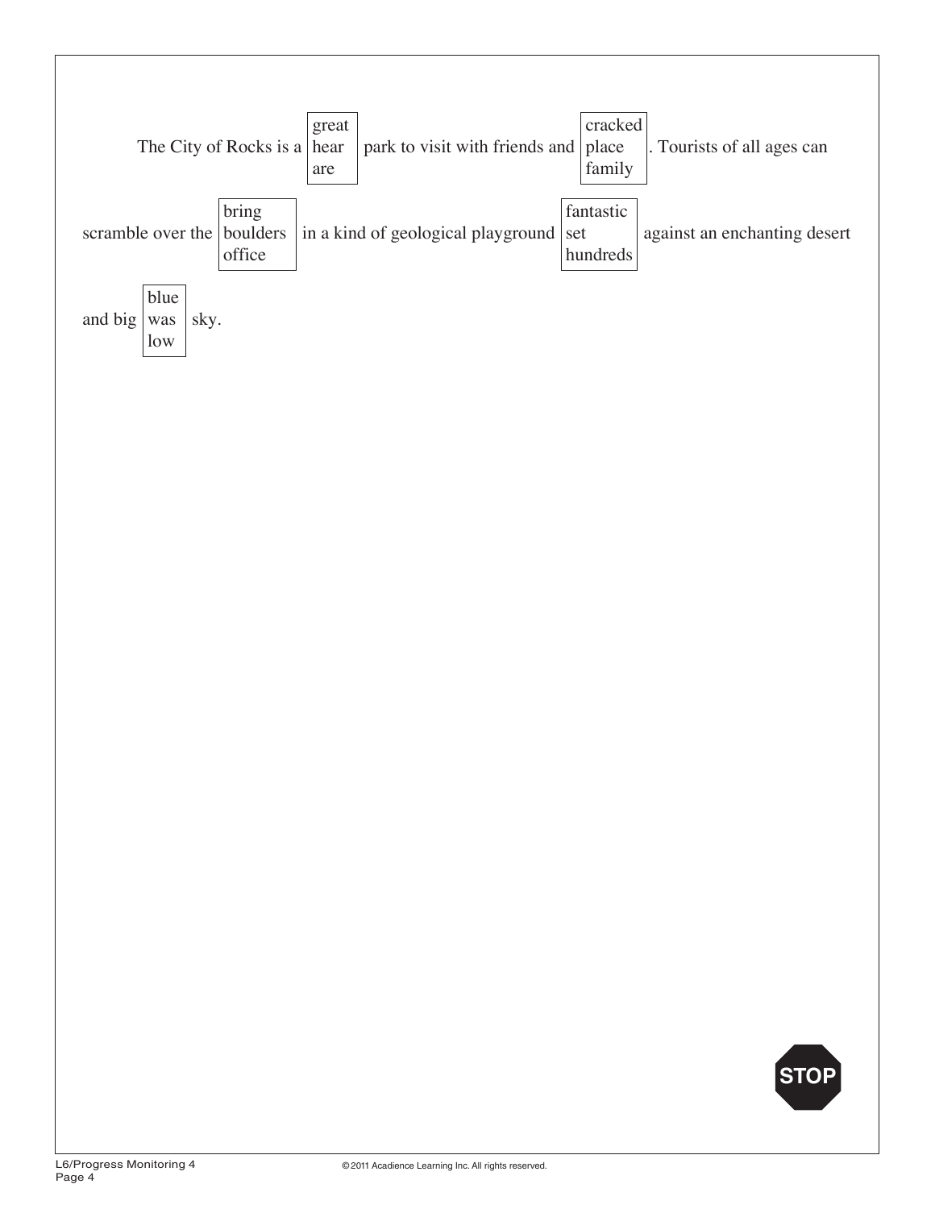The City of Rocks is a [great / hear / are] park to visit with friends and [cracked / place / family]. Tourists of all ages can scramble over the [bring / boulders / office] in a kind of geological playground [fantastic / set / hundreds] against an enchanting desert and big [blue / was / low] sky.

STOP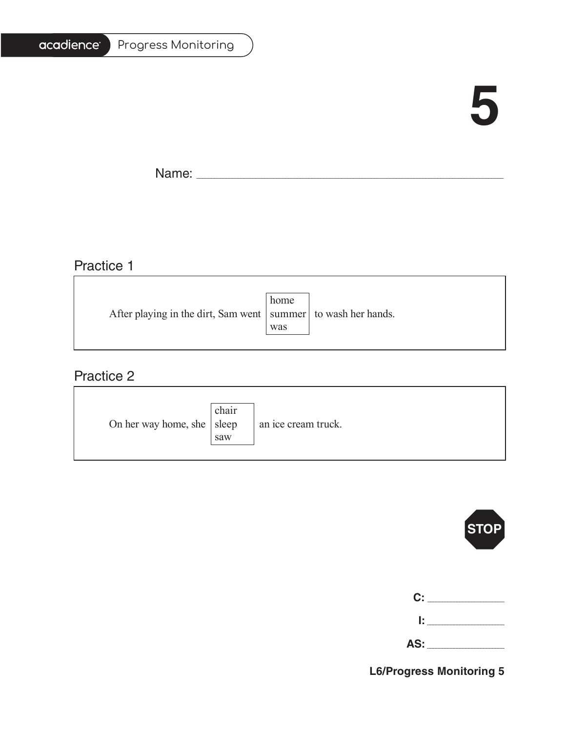acadience Progress Monitoring

# 5

Name: ______________________________________________

## Practice 1

After playing in the dirt, Sam went [home / summer / was] to wash her hands.

## Practice 2

On her way home, she [chair / sleep / saw] an ice cream truck.

STOP

**C:** ____________

**I:** ____________

**AS:** ____________

**L6/Progress Monitoring 5**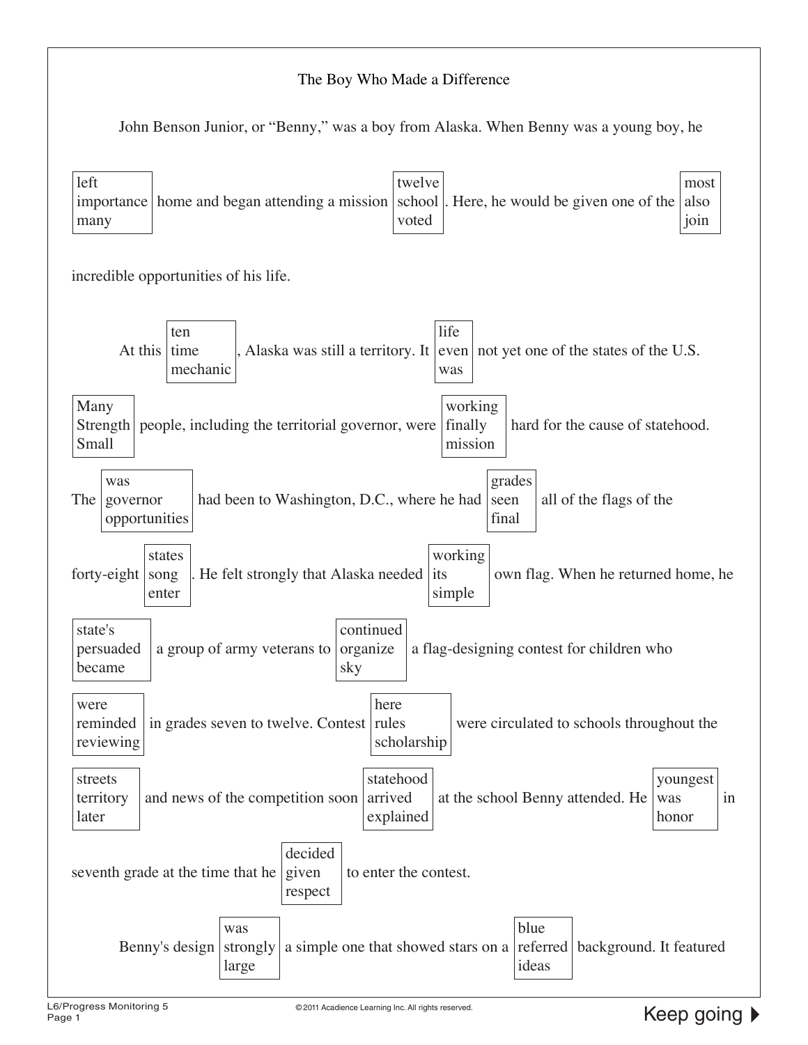The Boy Who Made a Difference

John Benson Junior, or "Benny," was a boy from Alaska. When Benny was a young boy, he [left / importance / many] home and began attending a mission [twelve / school / voted]. Here, he would be given one of the [most / also / join] incredible opportunities of his life.

At this [ten / time / mechanic], Alaska was still a territory. It [life / even / was] not yet one of the states of the U.S. [Many / Strength / Small] people, including the territorial governor, were [working / finally / mission] hard for the cause of statehood. The [was / governor / opportunities] had been to Washington, D.C., where he had [grades / seen / final] all of the flags of the forty-eight [states / song / enter]. He felt strongly that Alaska needed [working / its / simple] own flag. When he returned home, he [state's / persuaded / became] a group of army veterans to [continued / organize / sky] a flag-designing contest for children who [were / reminded / reviewing] in grades seven to twelve. Contest [here / rules / scholarship] were circulated to schools throughout the [streets / territory / later] and news of the competition soon [statehood / arrived / explained] at the school Benny attended. He [youngest / was / honor] in seventh grade at the time that he [decided / given / respect] to enter the contest.

Benny's design [was / strongly / large] a simple one that showed stars on a [blue / referred / ideas] background. It featured

Keep going ▶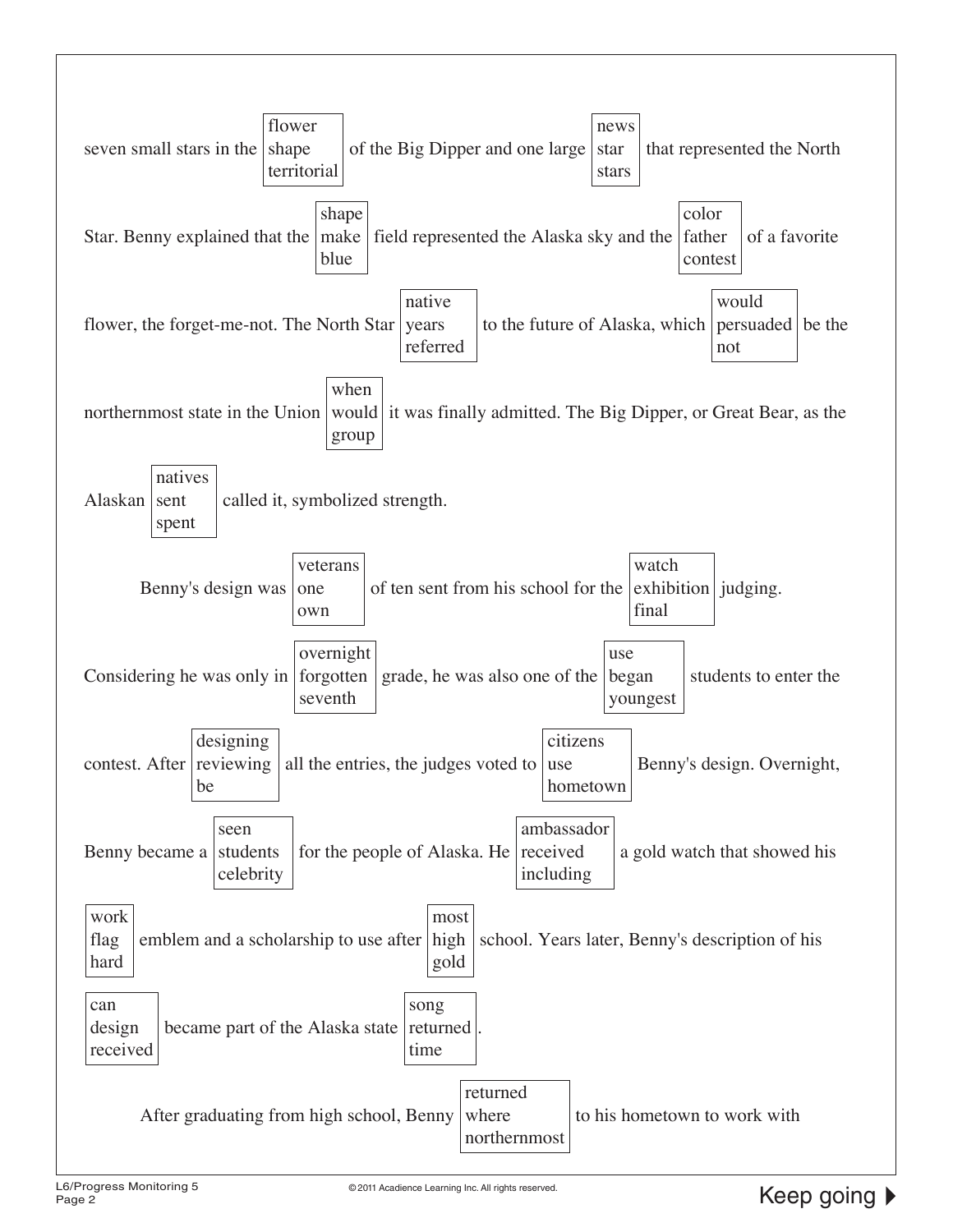seven small stars in the [flower / shape / territorial] of the Big Dipper and one large [news / star / stars] that represented the North Star. Benny explained that the [shape / make / blue] field represented the Alaska sky and the [color / father / contest] of a favorite flower, the forget-me-not. The North Star [native / years / referred] to the future of Alaska, which [would / persuaded / not] be the northernmost state in the Union [when / would / group] it was finally admitted. The Big Dipper, or Great Bear, as the Alaskan [natives / sent / spent] called it, symbolized strength.

Benny's design was [veterans / one / own] of ten sent from his school for the [watch / exhibition / final] judging. Considering he was only in [overnight / forgotten / seventh] grade, he was also one of the [use / began / youngest] students to enter the contest. After [designing / reviewing / be] all the entries, the judges voted to [citizens / use / hometown] Benny's design. Overnight, Benny became a [seen / students / celebrity] for the people of Alaska. He [ambassador / received / including] a gold watch that showed his [work / flag / hard] emblem and a scholarship to use after [most / high / gold] school. Years later, Benny's description of his [can / design / received] became part of the Alaska state [song / returned / time].

After graduating from high school, Benny [returned / where / northernmost] to his hometown to work with

Keep going ▶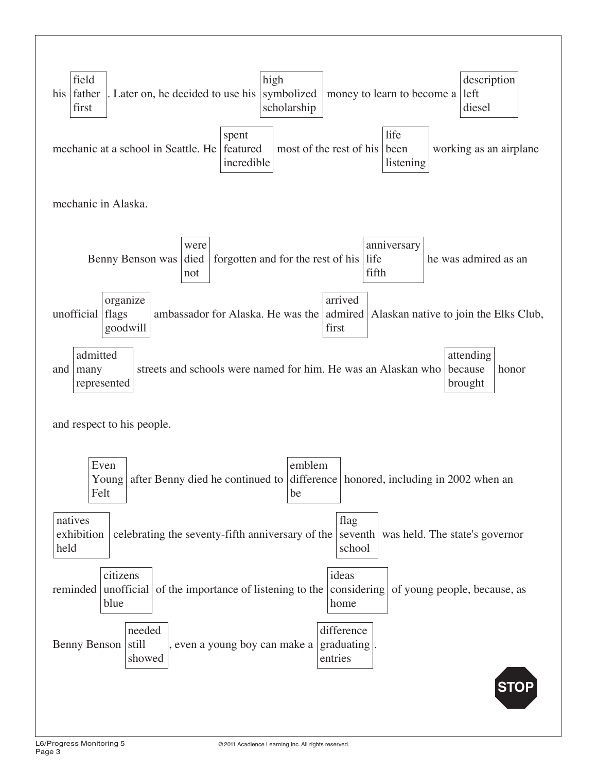his [field / father / first]. Later on, he decided to use his [high / symbolized / scholarship] money to learn to become a [description / left / diesel] mechanic at a school in Seattle. He [spent / featured / incredible] most of the rest of his [life / been / listening] working as an airplane mechanic in Alaska.

Benny Benson was [were / died / not] forgotten and for the rest of his [anniversary / life / fifth] he was admired as an unofficial [organize / flags / goodwill] ambassador for Alaska. He was the [arrived / admired / first] Alaskan native to join the Elks Club, and [admitted / many / represented] streets and schools were named for him. He was an Alaskan who [attending / because / brought] honor and respect to his people.

[Even / Young / Felt] after Benny died he continued to [emblem / difference / be] honored, including in 2002 when an [natives / exhibition / held] celebrating the seventy-fifth anniversary of the [flag / seventh / school] was held. The state's governor reminded [citizens / unofficial / blue] of the importance of listening to the [ideas / considering / home] of young people, because, as Benny Benson [needed / still / showed], even a young boy can make a [difference / graduating / entries].

STOP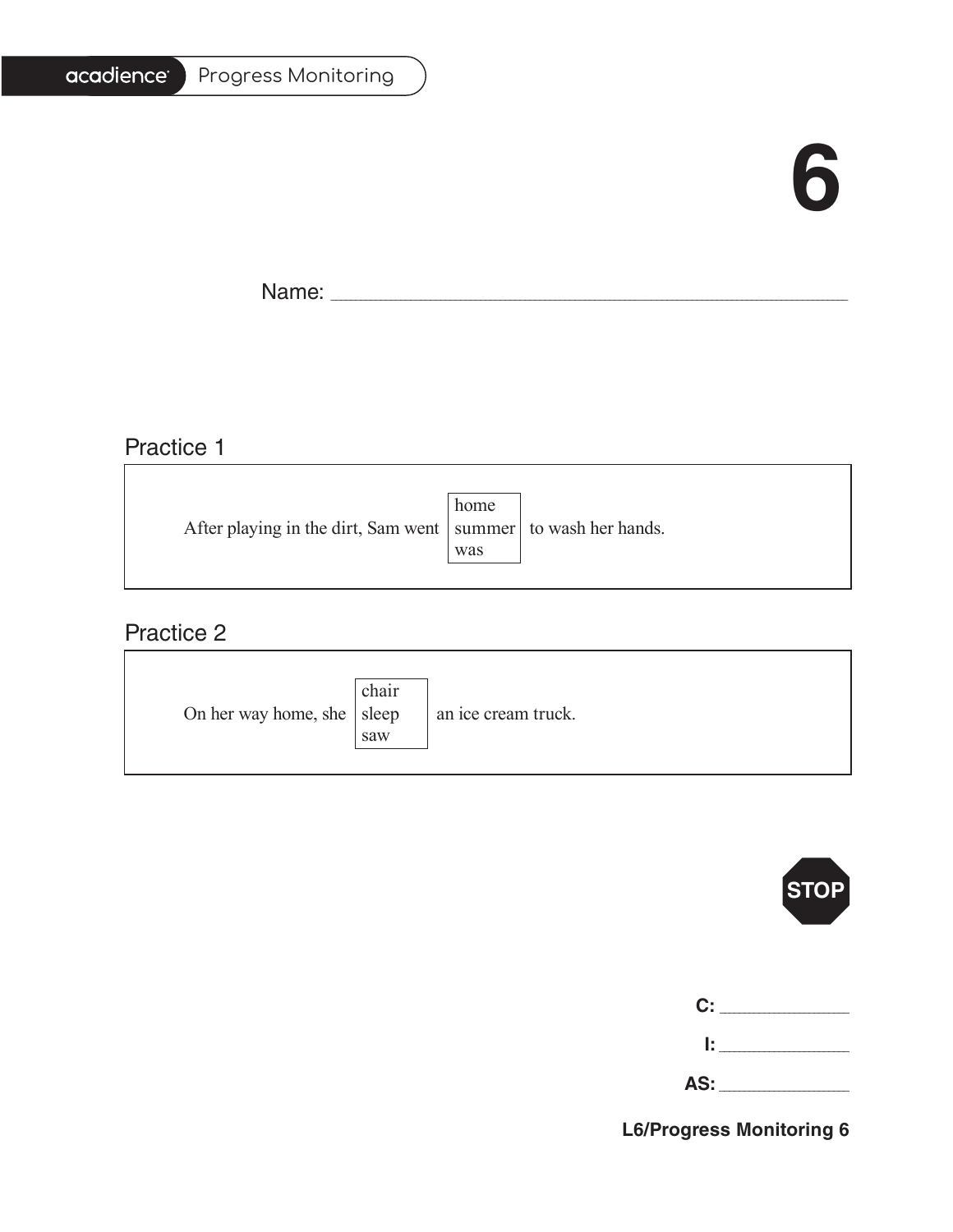# 6

Name: ______________________________________________

## Practice 1

After playing in the dirt, Sam went [home / summer / was] to wash her hands.

## Practice 2

On her way home, she [chair / sleep / saw] an ice cream truck.

STOP

**C:** ____________

**I:** ____________

**AS:** ____________

**L6/Progress Monitoring 6**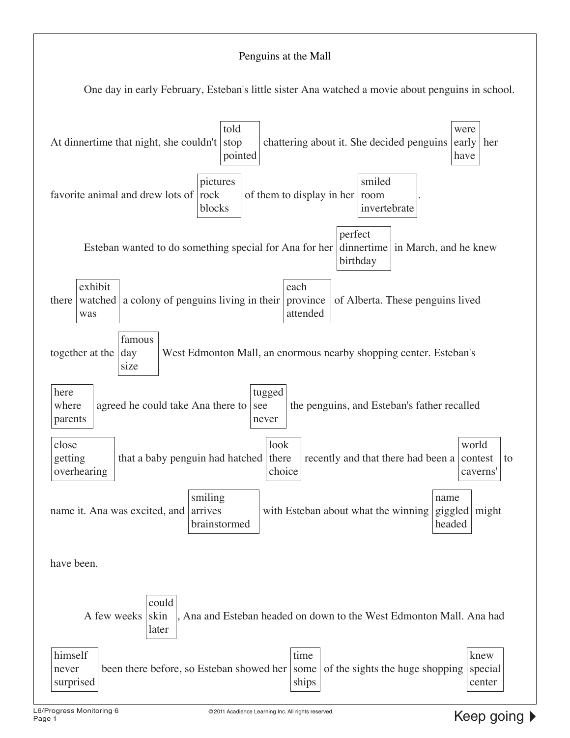# Penguins at the Mall

One day in early February, Esteban's little sister Ana watched a movie about penguins in school. At dinnertime that night, she couldn't [told / stop / pointed] chattering about it. She decided penguins [were / early / have] her favorite animal and drew lots of [pictures / rock / blocks] of them to display in her [smiled / room / invertebrate].

Esteban wanted to do something special for Ana for her [perfect / dinnertime / birthday] in March, and he knew there [exhibit / watched / was] a colony of penguins living in their [each / province / attended] of Alberta. These penguins lived together at the [famous / day / size] West Edmonton Mall, an enormous nearby shopping center. Esteban's [here / where / parents] agreed he could take Ana there to [tugged / see / never] the penguins, and Esteban's father recalled [close / getting / overhearing] that a baby penguin had hatched [look / there / choice] recently and that there had been a [world / contest / caverns'] to name it. Ana was excited, and [smiling / arrives / brainstormed] with Esteban about what the winning [name / giggled / headed] might have been.

A few weeks [could / skin / later], Ana and Esteban headed on down to the West Edmonton Mall. Ana had [himself / never / surprised] been there before, so Esteban showed her [time / some / ships] of the sights the huge shopping [knew / special / center]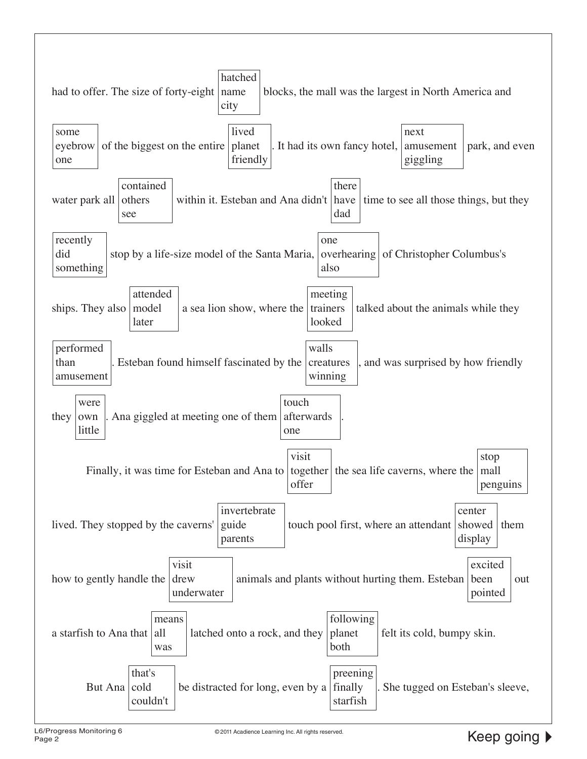had to offer. The size of forty-eight [hatched / name / city] blocks, the mall was the largest in North America and [some / eyebrow / one] of the biggest on the entire [lived / planet / friendly]. It had its own fancy hotel, [next / amusement / giggling] park, and even water park all [contained / others / see] within it. Esteban and Ana didn't [there / have / dad] time to see all those things, but they [recently / did / something] stop by a life-size model of the Santa Maria, [one / overhearing / also] of Christopher Columbus's ships. They also [attended / model / later] a sea lion show, where the [meeting / trainers / looked] talked about the animals while they [performed / than / amusement]. Esteban found himself fascinated by the [walls / creatures / winning], and was surprised by how friendly they [were / own / little]. Ana giggled at meeting one of them [touch / afterwards / one].

Finally, it was time for Esteban and Ana to [visit / together / offer] the sea life caverns, where the [stop / mall / penguins] lived. They stopped by the caverns' [invertebrate / guide / parents] touch pool first, where an attendant [center / showed / display] them how to gently handle the [visit / drew / underwater] animals and plants without hurting them. Esteban [excited / been / pointed] out a starfish to Ana that [means / all / was] latched onto a rock, and they [following / planet / both] felt its cold, bumpy skin.

But Ana [that's / cold / couldn't] be distracted for long, even by a [preening / finally / starfish]. She tugged on Esteban's sleeve,

Keep going ▶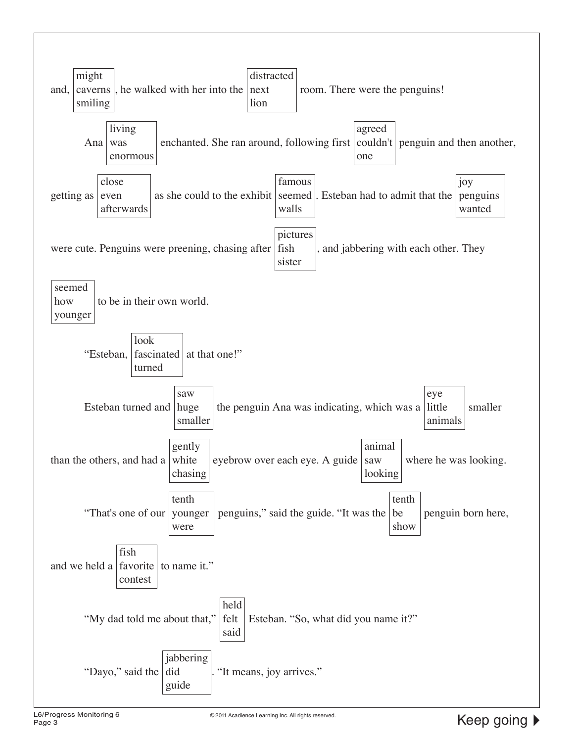and, [might / caverns / smiling], he walked with her into the [distracted / next / lion] room. There were the penguins!

Ana [living / was / enormous] enchanted. She ran around, following first [agreed / couldn't / one] penguin and then another, getting as [close / even / afterwards] as she could to the exhibit [famous / seemed / walls]. Esteban had to admit that the [joy / penguins / wanted] were cute. Penguins were preening, chasing after [pictures / fish / sister], and jabbering with each other. They [seemed / how / younger] to be in their own world.

“Esteban, [look / fascinated / turned] at that one!”

Esteban turned and [saw / huge / smaller] the penguin Ana was indicating, which was a [eye / little / animals] smaller than the others, and had a [gently / white / chasing] eyebrow over each eye. A guide [animal / saw / looking] where he was looking.

“That's one of our [tenth / younger / were] penguins,” said the guide. “It was the [tenth / be / show] penguin born here, and we held a [fish / favorite / contest] to name it.”

“My dad told me about that,” [held / felt / said] Esteban. “So, what did you name it?”

“Dayo,” said the [jabbering / did / guide]. “It means, joy arrives.”

Keep going ▶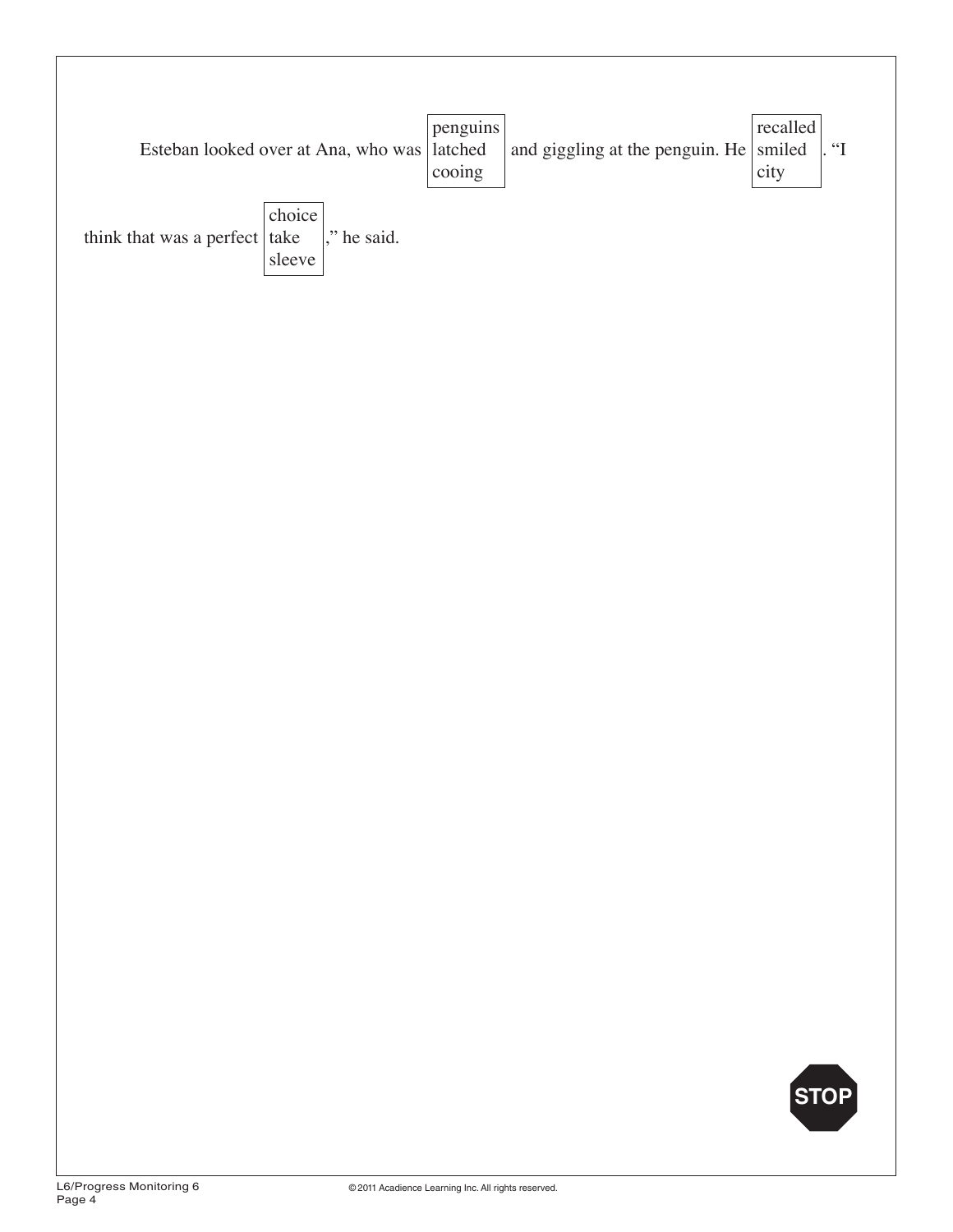Esteban looked over at Ana, who was [penguins / latched / cooing] and giggling at the penguin. He [recalled / smiled / city]. "I think that was a perfect [choice / take / sleeve]," he said.

STOP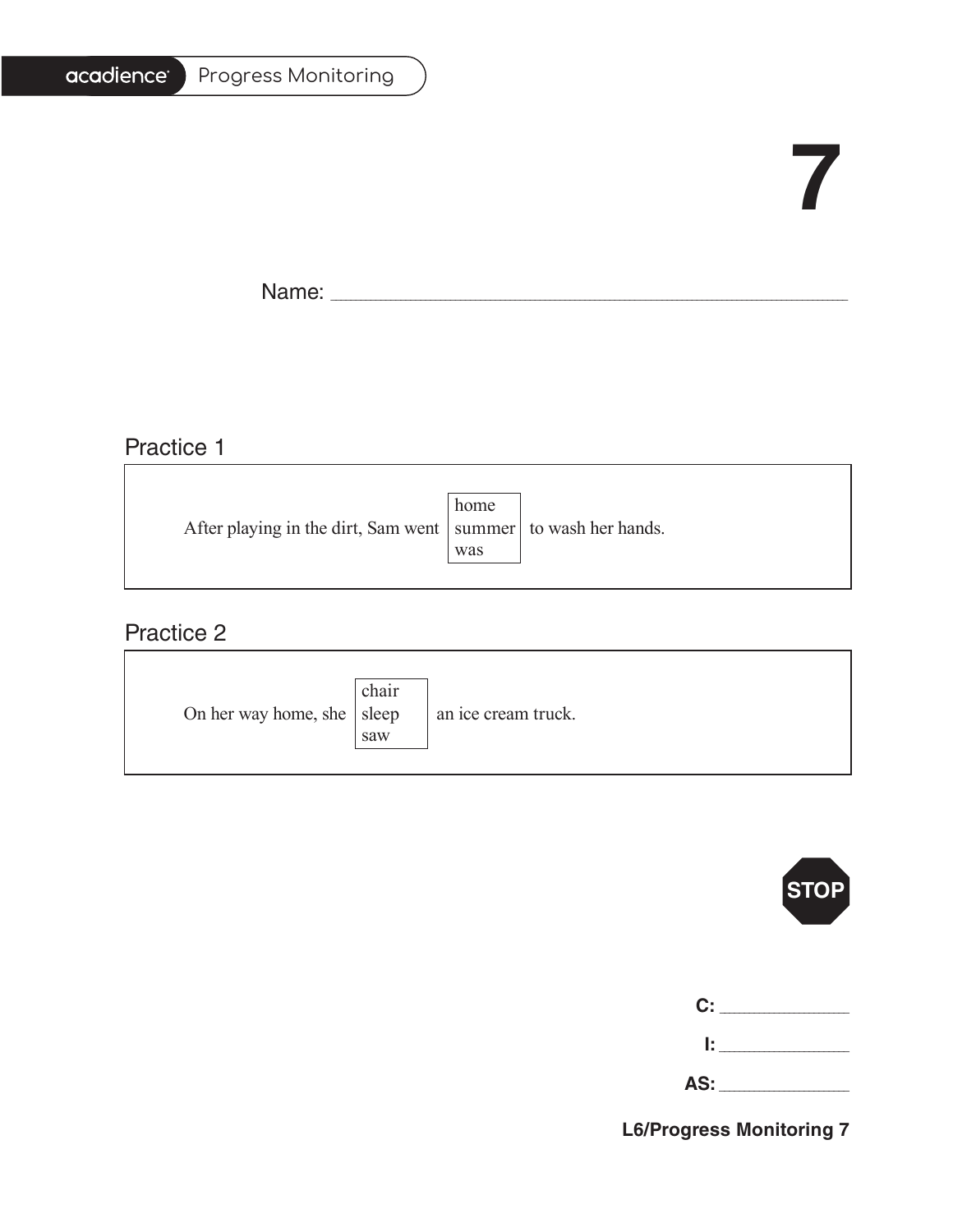acadience Progress Monitoring

# 7

Name: ______________________________

## Practice 1

After playing in the dirt, Sam went [home / summer / was] to wash her hands.

## Practice 2

On her way home, she [chair / sleep / saw] an ice cream truck.

STOP

C: __________

I: __________

AS: __________

L6/Progress Monitoring 7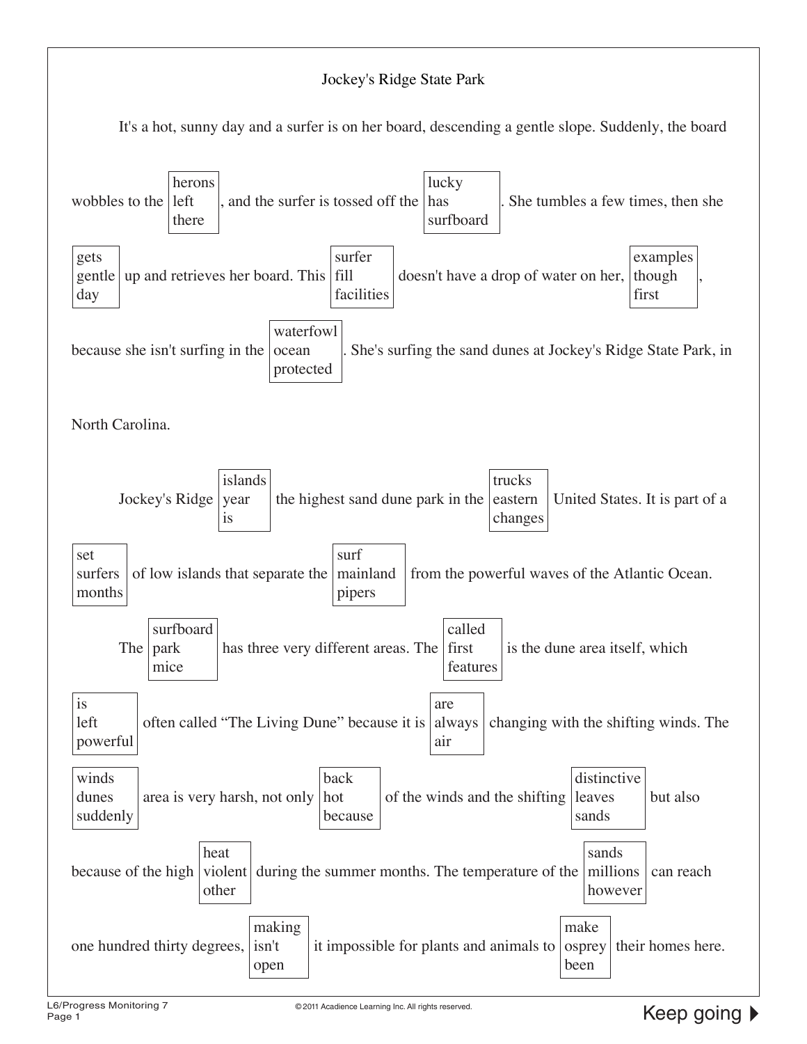# Jockey's Ridge State Park

It's a hot, sunny day and a surfer is on her board, descending a gentle slope. Suddenly, the board wobbles to the [herons / left / there], and the surfer is tossed off the [lucky / has / surfboard]. She tumbles a few times, then she [gets / gentle / day] up and retrieves her board. This [surfer / fill / facilities] doesn't have a drop of water on her, [examples / though / first], because she isn't surfing in the [waterfowl / ocean / protected]. She's surfing the sand dunes at Jockey's Ridge State Park, in North Carolina.

Jockey's Ridge [islands / year / is] the highest sand dune park in the [trucks / eastern / changes] United States. It is part of a [set / surfers / months] of low islands that separate the [surf / mainland / pipers] from the powerful waves of the Atlantic Ocean.

The [surfboard / park / mice] has three very different areas. The [called / first / features] is the dune area itself, which [is / left / powerful] often called "The Living Dune" because it is [are / always / air] changing with the shifting winds. The [winds / dunes / suddenly] area is very harsh, not only [back / hot / because] of the winds and the shifting [distinctive / leaves / sands] but also because of the high [heat / violent / other] during the summer months. The temperature of the [sands / millions / however] can reach one hundred thirty degrees, [making / isn't / open] it impossible for plants and animals to [make / osprey / been] their homes here.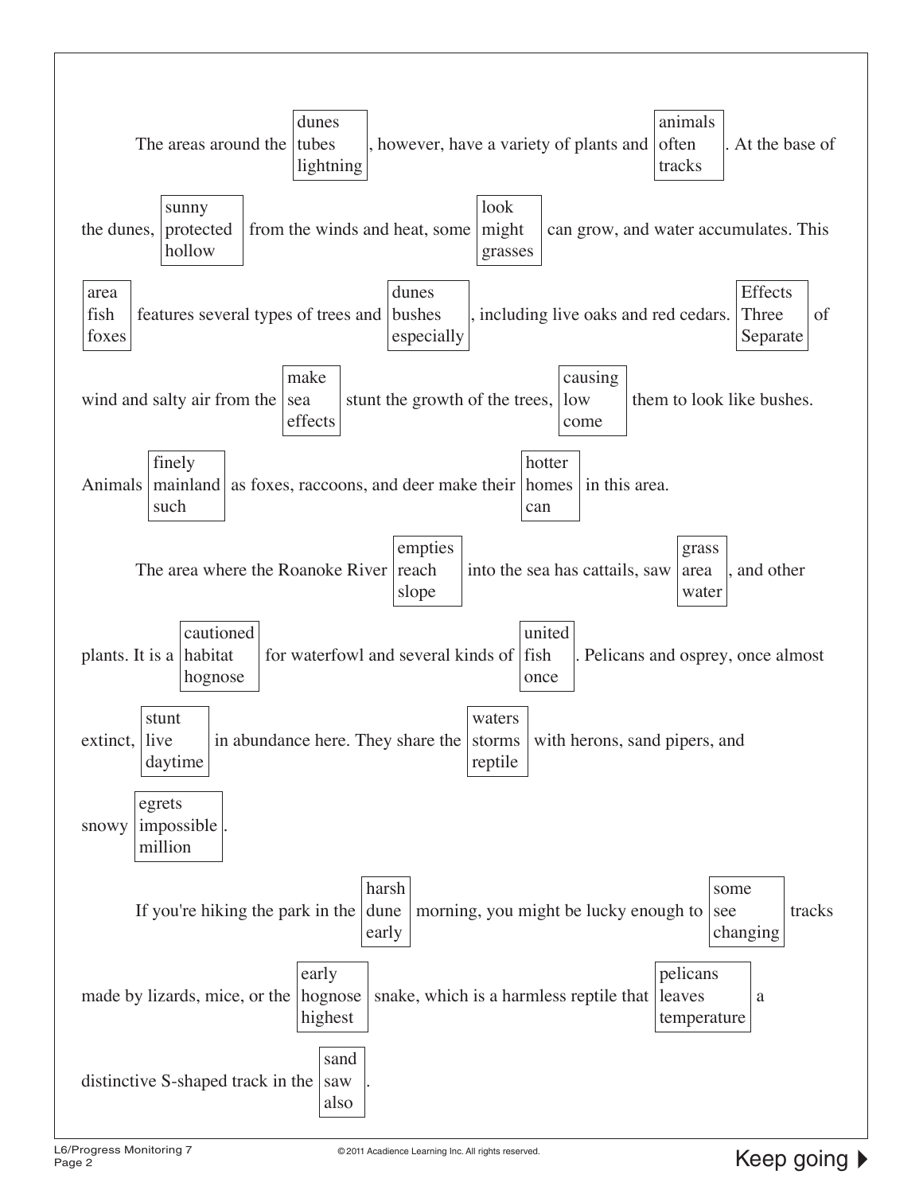The areas around the [dunes / tubes / lightning], however, have a variety of plants and [animals / often / tracks]. At the base of the dunes, [sunny / protected / hollow] from the winds and heat, some [look / might / grasses] can grow, and water accumulates. This [area / fish / foxes] features several types of trees and [dunes / bushes / especially], including live oaks and red cedars. [Effects / Three / Separate] of wind and salty air from the [make / sea / effects] stunt the growth of the trees, [causing / low / come] them to look like bushes. Animals [finely / mainland / such] as foxes, raccoons, and deer make their [hotter / homes / can] in this area.

The area where the Roanoke River [empties / reach / slope] into the sea has cattails, saw [grass / area / water], and other plants. It is a [cautioned / habitat / hognose] for waterfowl and several kinds of [united / fish / once]. Pelicans and osprey, once almost extinct, [stunt / live / daytime] in abundance here. They share the [waters / storms / reptile] with herons, sand pipers, and snowy [egrets / impossible / million].

If you're hiking the park in the [harsh / dune / early] morning, you might be lucky enough to [some / see / changing] tracks made by lizards, mice, or the [early / hognose / highest] snake, which is a harmless reptile that [pelicans / leaves / temperature] a distinctive S-shaped track in the [sand / saw / also].

Keep going ▶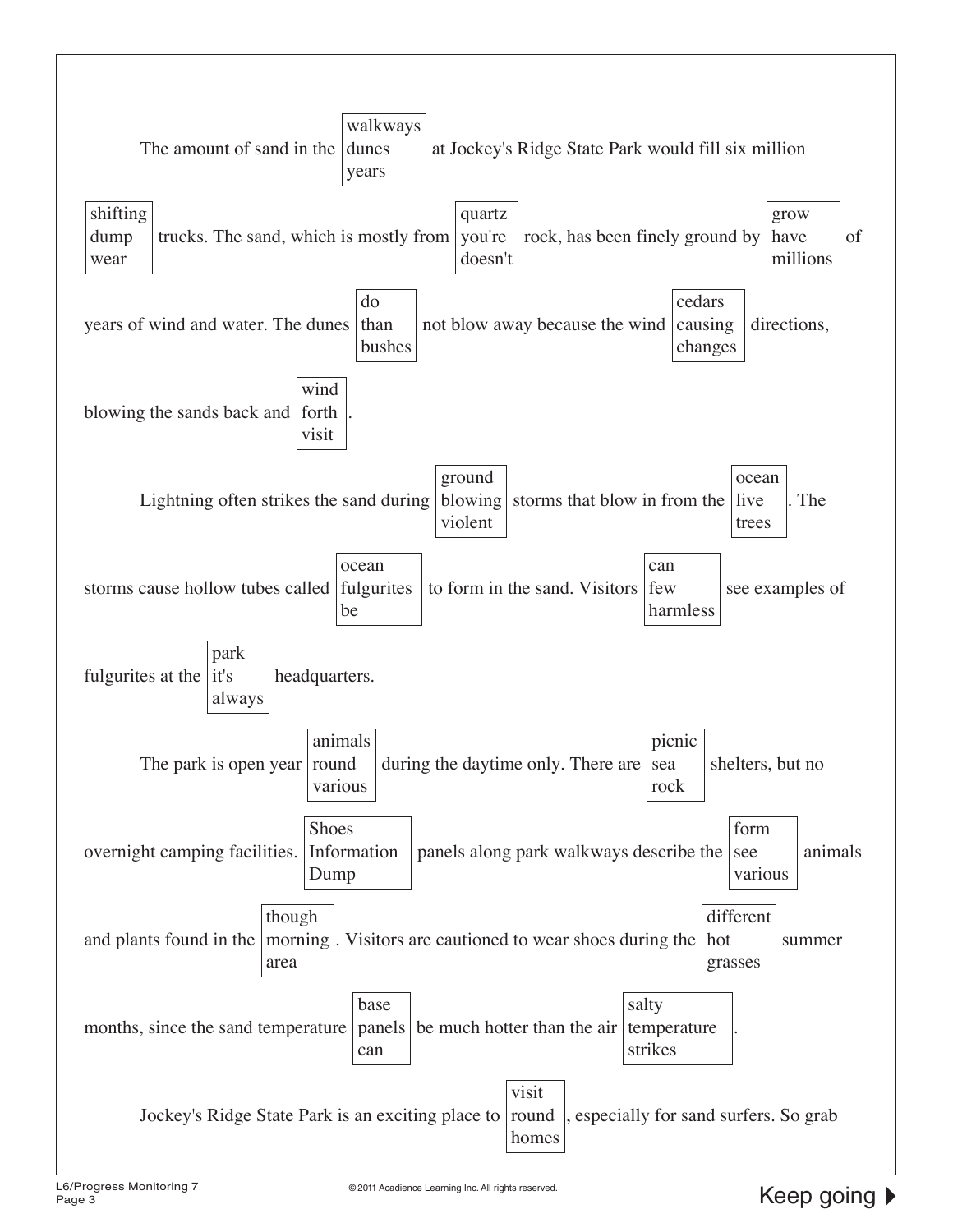The amount of sand in the [walkways / dunes / years] at Jockey's Ridge State Park would fill six million [shifting / dump / wear] trucks. The sand, which is mostly from [quartz / you're / doesn't] rock, has been finely ground by [grow / have / millions] of years of wind and water. The dunes [do / than / bushes] not blow away because the wind [cedars / causing / changes] directions, blowing the sands back and [wind / forth / visit].

Lightning often strikes the sand during [ground / blowing / violent] storms that blow in from the [ocean / live / trees]. The storms cause hollow tubes called [ocean / fulgurites / be] to form in the sand. Visitors [can / few / harmless] see examples of fulgurites at the [park / it's / always] headquarters.

The park is open year [animals / round / various] during the daytime only. There are [picnic / sea / rock] shelters, but no overnight camping facilities. [Shoes / Information / Dump] panels along park walkways describe the [form / see / various] animals and plants found in the [though / morning / area]. Visitors are cautioned to wear shoes during the [different / hot / grasses] summer months, since the sand temperature [base / panels / can] be much hotter than the air [salty / temperature / strikes].

Jockey's Ridge State Park is an exciting place to [visit / round / homes], especially for sand surfers. So grab

Keep going ▶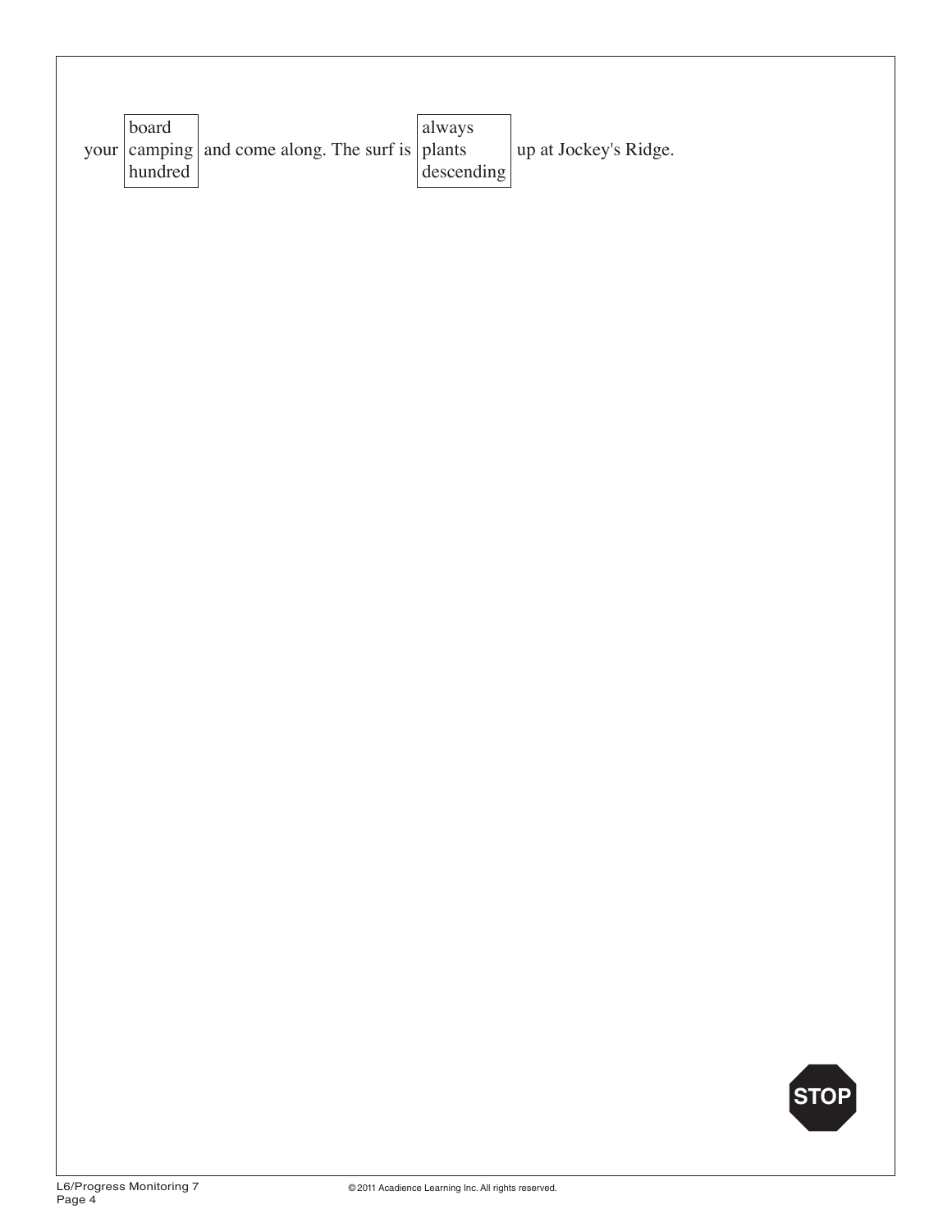your [board / camping / hundred] and come along. The surf is [always / plants / descending] up at Jockey's Ridge.

STOP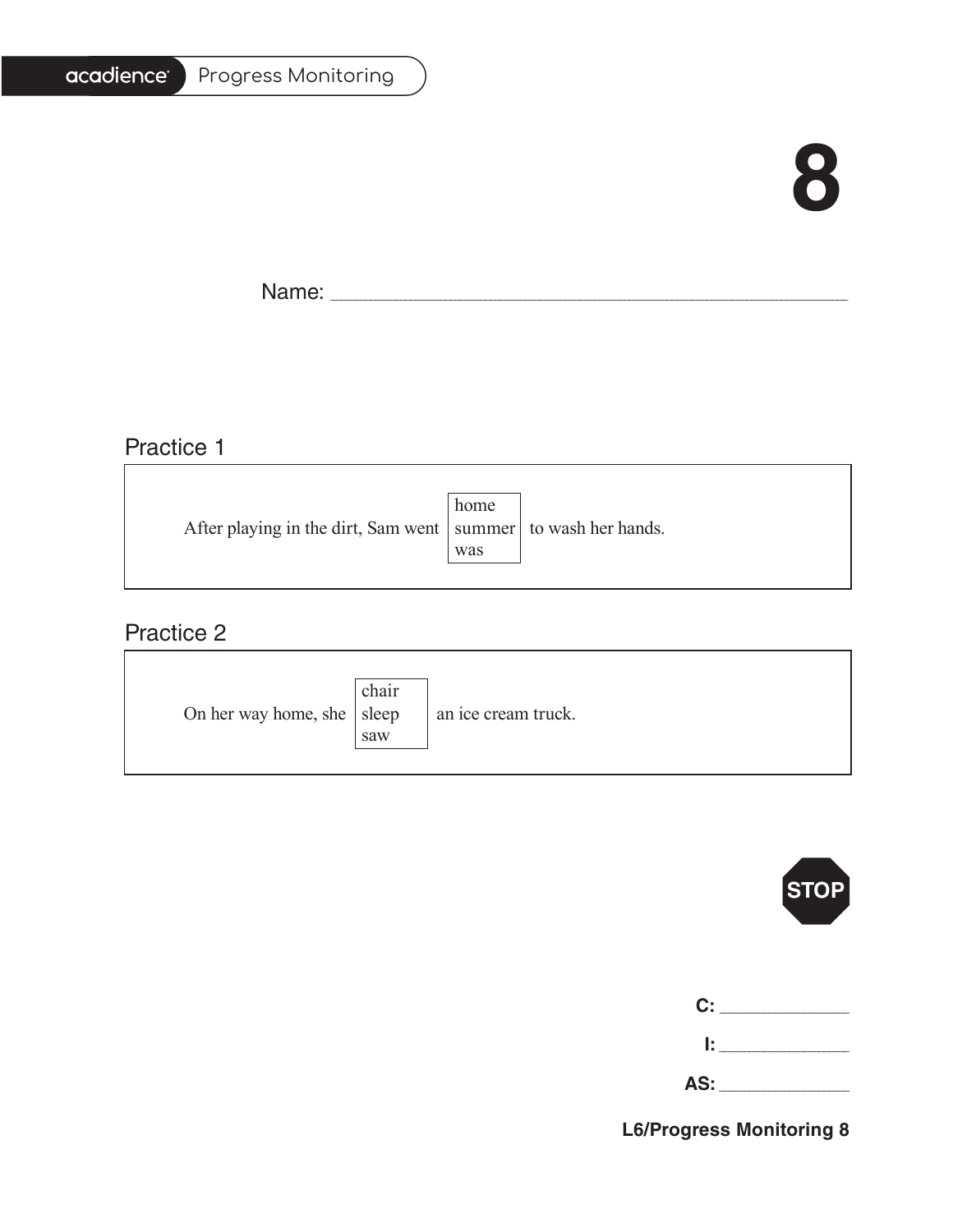# 8

Name: ___________________________________________

## Practice 1

After playing in the dirt, Sam went [home / summer / was] to wash her hands.

## Practice 2

On her way home, she [chair / sleep / saw] an ice cream truck.

STOP

**C:** ____________

**I:** ____________

**AS:** ____________

**L6/Progress Monitoring 8**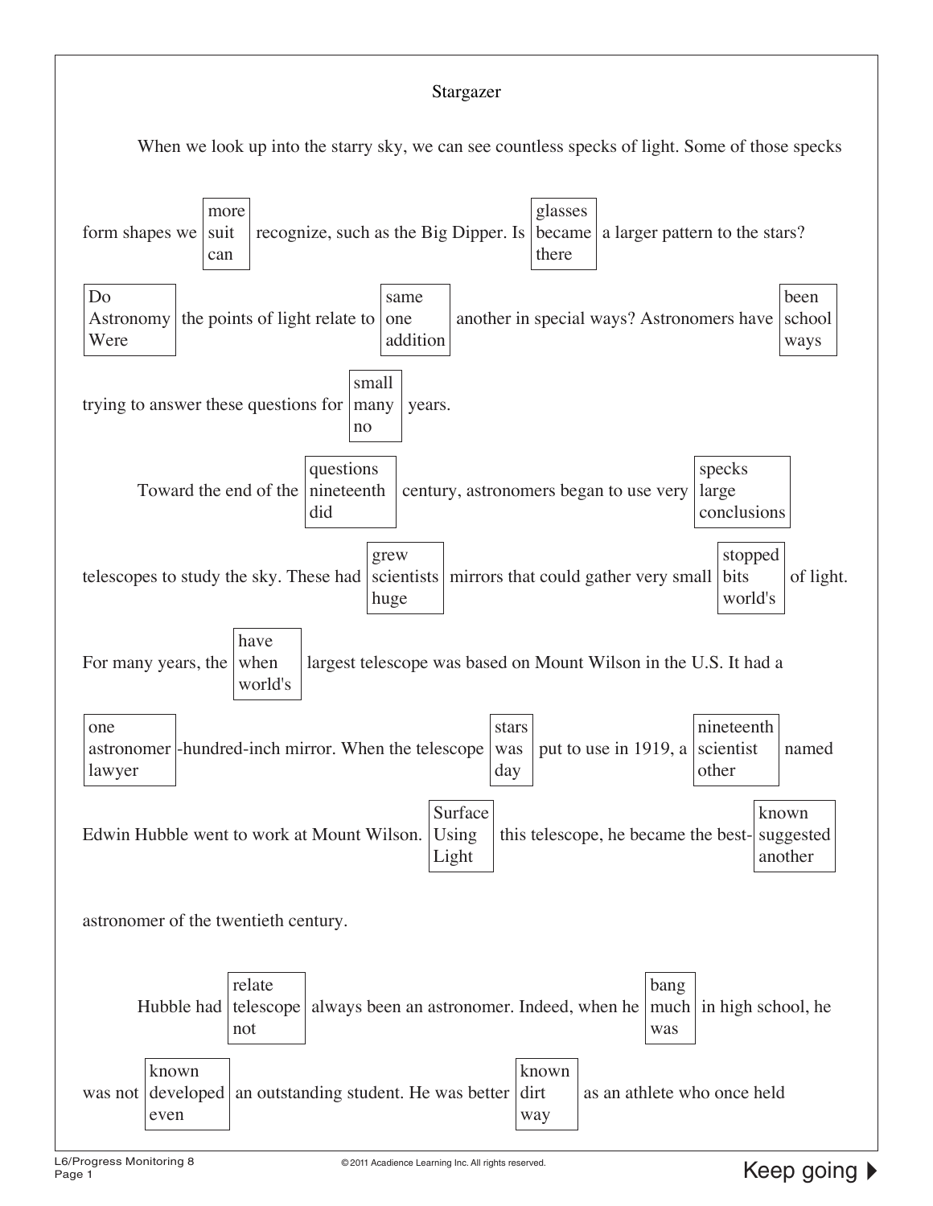# Stargazer

When we look up into the starry sky, we can see countless specks of light. Some of those specks form shapes we [more / suit / can] recognize, such as the Big Dipper. Is [glasses / became / there] a larger pattern to the stars? [Do / Astronomy / Were] the points of light relate to [same / one / addition] another in special ways? Astronomers have [been / school / ways] trying to answer these questions for [small / many / no] years.

Toward the end of the [questions / nineteenth / did] century, astronomers began to use very [specks / large / conclusions] telescopes to study the sky. These had [grew / scientists / huge] mirrors that could gather very small [stopped / bits / world's] of light. For many years, the [have / when / world's] largest telescope was based on Mount Wilson in the U.S. It had a [one / astronomer / lawyer]-hundred-inch mirror. When the telescope [stars / was / day] put to use in 1919, a [nineteenth / scientist / other] named Edwin Hubble went to work at Mount Wilson. [Surface / Using / Light] this telescope, he became the best-[known / suggested / another] astronomer of the twentieth century.

Hubble had [relate / telescope / not] always been an astronomer. Indeed, when he [bang / much / was] in high school, he was not [known / developed / even] an outstanding student. He was better [known / dirt / way] as an athlete who once held

Keep going ▶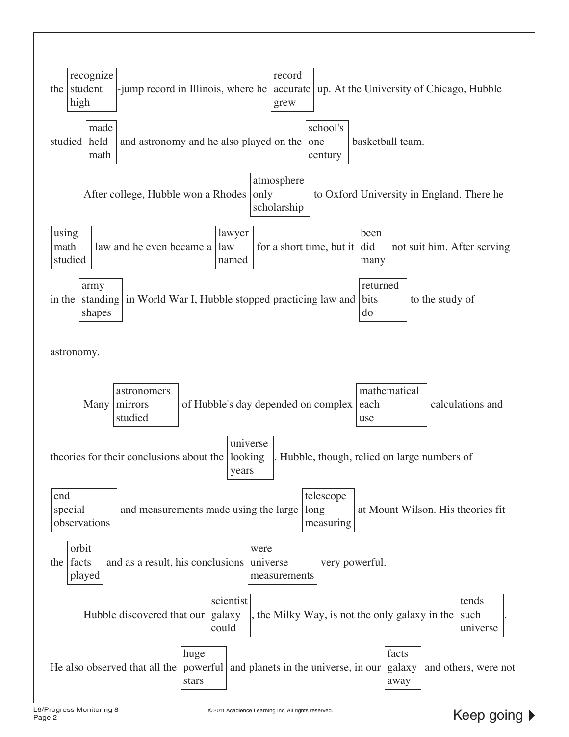the [recognize / student / high]-jump record in Illinois, where he [record / accurate / grew] up. At the University of Chicago, Hubble studied [made / held / math] and astronomy and he also played on the [school's / one / century] basketball team.

After college, Hubble won a Rhodes [atmosphere / only / scholarship] to Oxford University in England. There he [using / math / studied] law and he even became a [lawyer / law / named] for a short time, but it [been / did / many] not suit him. After serving in the [army / standing / shapes] in World War I, Hubble stopped practicing law and [returned / bits / do] to the study of astronomy.

Many [astronomers / mirrors / studied] of Hubble's day depended on complex [mathematical / each / use] calculations and theories for their conclusions about the [universe / looking / years]. Hubble, though, relied on large numbers of [end / special / observations] and measurements made using the large [telescope / long / measuring] at Mount Wilson. His theories fit the [orbit / facts / played] and as a result, his conclusions [were / universe / measurements] very powerful.

Hubble discovered that our [scientist / galaxy / could], the Milky Way, is not the only galaxy in the [tends / such / universe]. He also observed that all the [huge / powerful / stars] and planets in the universe, in our [facts / galaxy / away] and others, were not

Keep going ▶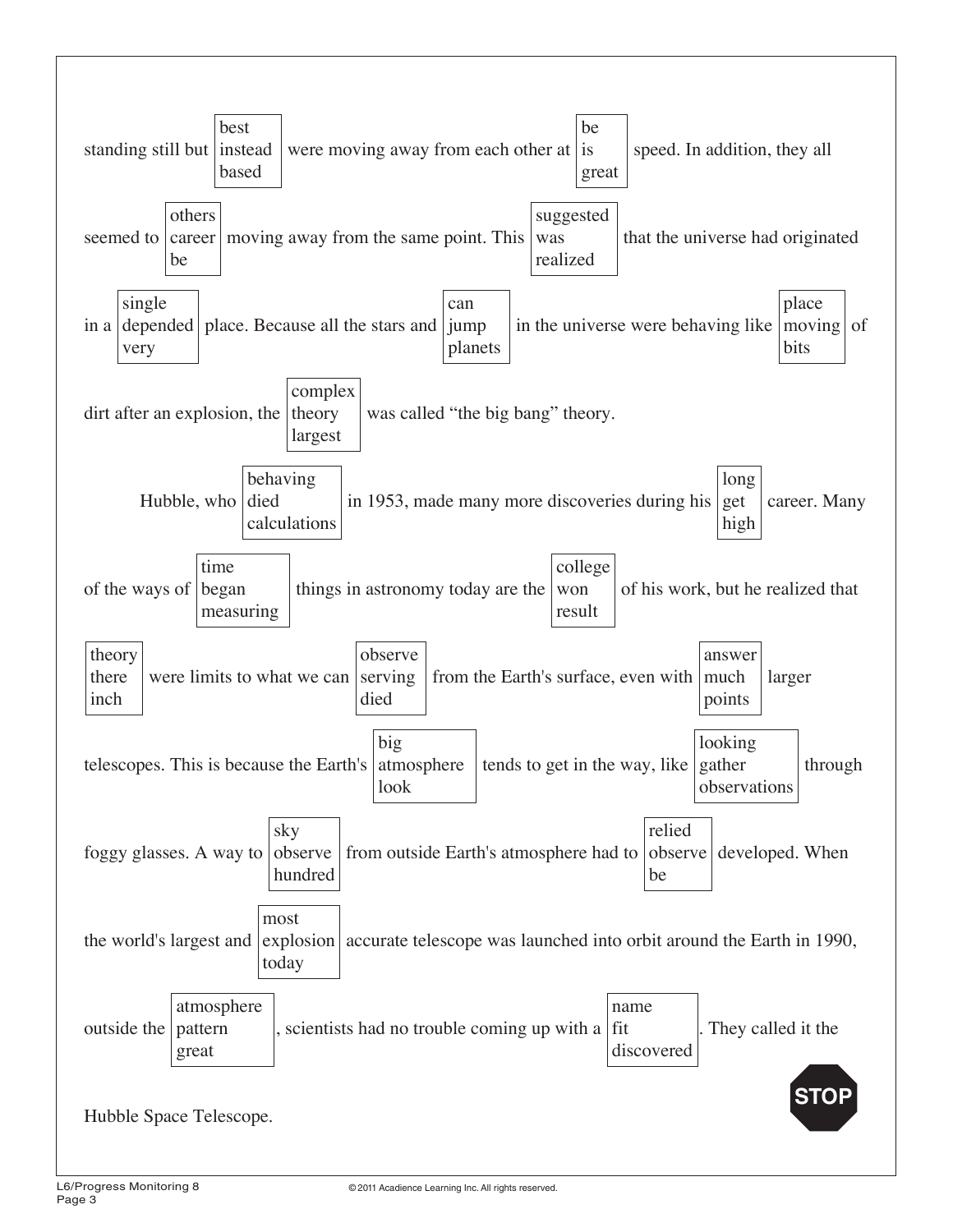standing still but [best / instead / based] were moving away from each other at [be / is / great] speed. In addition, they all seemed to [others / career / be] moving away from the same point. This [suggested / was / realized] that the universe had originated in a [single / depended / very] place. Because all the stars and [can / jump / planets] in the universe were behaving like [place / moving / bits] of dirt after an explosion, the [complex / theory / largest] was called "the big bang" theory.

Hubble, who [behaving / died / calculations] in 1953, made many more discoveries during his [long / get / high] career. Many of the ways of [time / began / measuring] things in astronomy today are the [college / won / result] of his work, but he realized that [theory / there / inch] were limits to what we can [observe / serving / died] from the Earth's surface, even with [answer / much / points] larger telescopes. This is because the Earth's [big / atmosphere / look] tends to get in the way, like [looking / gather / observations] through foggy glasses. A way to [sky / observe / hundred] from outside Earth's atmosphere had to [relied / observe / be] developed. When the world's largest and [most / explosion / today] accurate telescope was launched into orbit around the Earth in 1990, outside the [atmosphere / pattern / great], scientists had no trouble coming up with a [name / fit / discovered]. They called it the Hubble Space Telescope.

STOP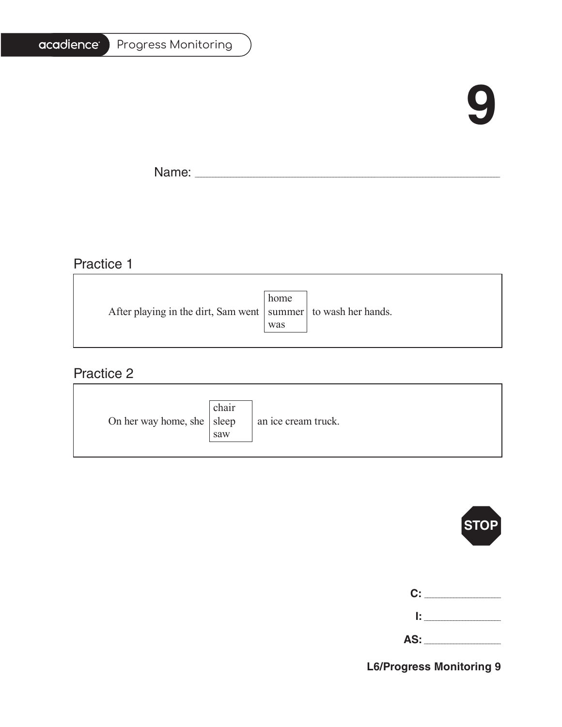# 9

Name: ___________________________________________

## Practice 1

After playing in the dirt, Sam went [home / summer / was] to wash her hands.

## Practice 2

On her way home, she [chair / sleep / saw] an ice cream truck.

STOP

**C:** ____________

**I:** ____________

**AS:** ____________

**L6/Progress Monitoring 9**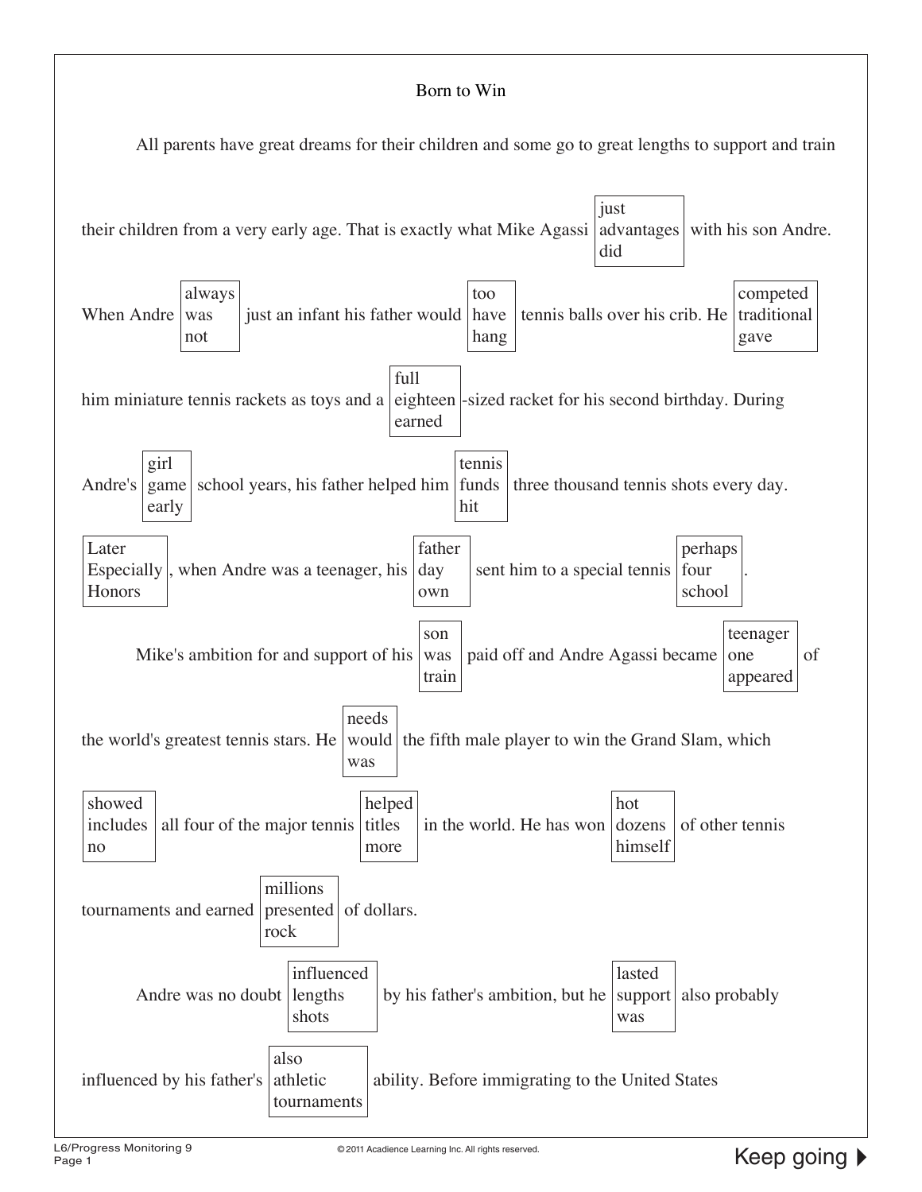# Born to Win

All parents have great dreams for their children and some go to great lengths to support and train their children from a very early age. That is exactly what Mike Agassi [just / advantages / did] with his son Andre. When Andre [always / was / not] just an infant his father would [too / have / hang] tennis balls over his crib. He [competed / traditional / gave] him miniature tennis rackets as toys and a [full / eighteen / earned]-sized racket for his second birthday. During Andre's [girl / game / early] school years, his father helped him [tennis / funds / hit] three thousand tennis shots every day. [Later / Especially / Honors], when Andre was a teenager, his [father / day / own] sent him to a special tennis [perhaps / four / school].

Mike's ambition for and support of his [son / was / train] paid off and Andre Agassi became [teenager / one / appeared] of the world's greatest tennis stars. He [needs / would / was] the fifth male player to win the Grand Slam, which [showed / includes / no] all four of the major tennis [helped / titles / more] in the world. He has won [hot / dozens / himself] of other tennis tournaments and earned [millions / presented / rock] of dollars.

Andre was no doubt [influenced / lengths / shots] by his father's ambition, but he [lasted / support / was] also probably influenced by his father's [also / athletic / tournaments] ability. Before immigrating to the United States

Keep going ▶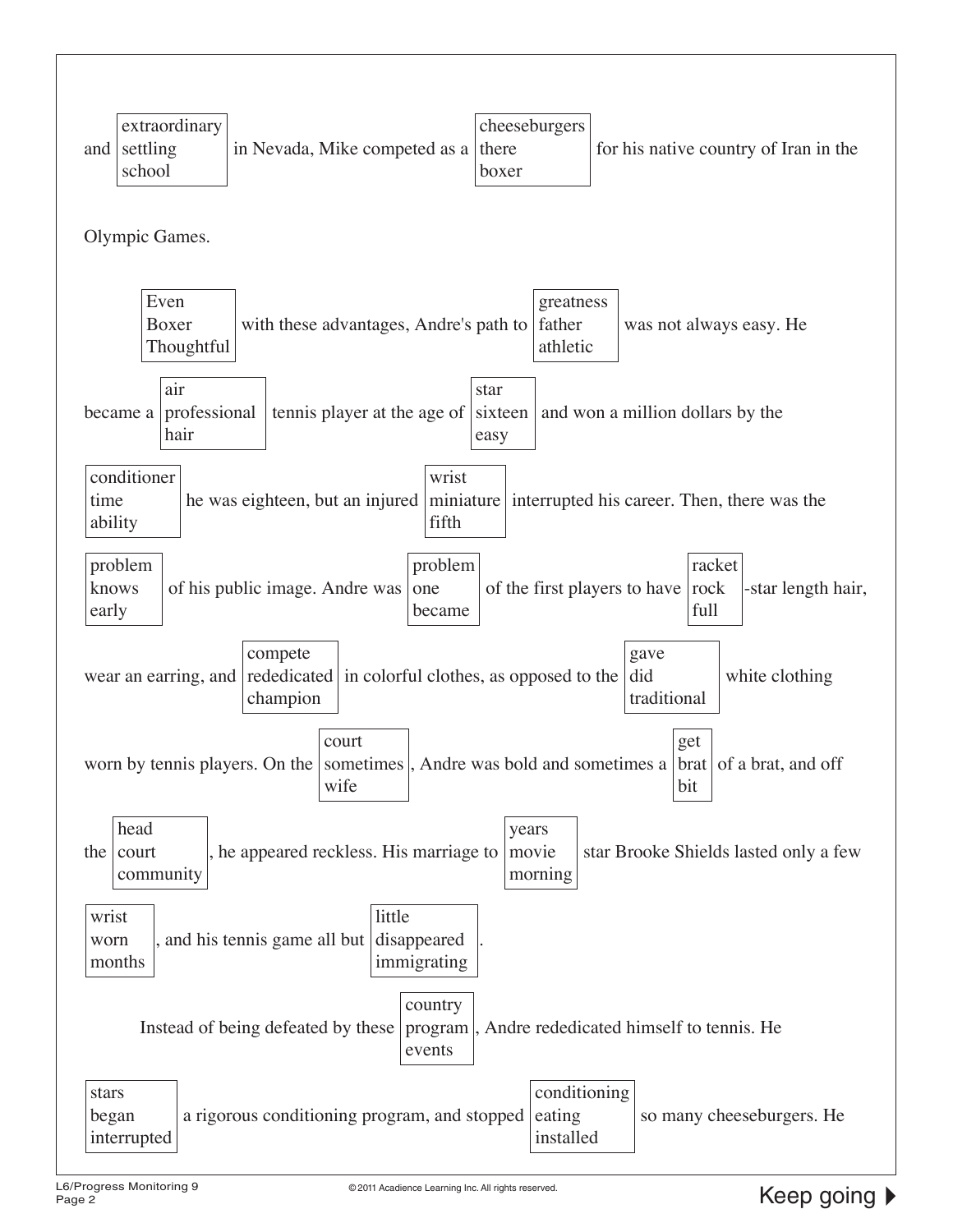and [extraordinary / settling / school] in Nevada, Mike competed as a [cheeseburgers / there / boxer] for his native country of Iran in the Olympic Games.

[Even / Boxer / Thoughtful] with these advantages, Andre's path to [greatness / father / athletic] was not always easy. He became a [air / professional / hair] tennis player at the age of [star / sixteen / easy] and won a million dollars by the [conditioner / time / ability] he was eighteen, but an injured [wrist / miniature / fifth] interrupted his career. Then, there was the [problem / knows / early] of his public image. Andre was [problem / one / became] of the first players to have [racket / rock / full] -star length hair, wear an earring, and [compete / rededicated / champion] in colorful clothes, as opposed to the [gave / did / traditional] white clothing worn by tennis players. On the [court / sometimes / wife], Andre was bold and sometimes a [get / brat / bit] of a brat, and off the [head / court / community], he appeared reckless. His marriage to [years / movie / morning] star Brooke Shields lasted only a few [wrist / worn / months], and his tennis game all but [little / disappeared / immigrating].

Instead of being defeated by these [country / program / events], Andre rededicated himself to tennis. He [stars / began / interrupted] a rigorous conditioning program, and stopped [conditioning / eating / installed] so many cheeseburgers. He

Keep going ▶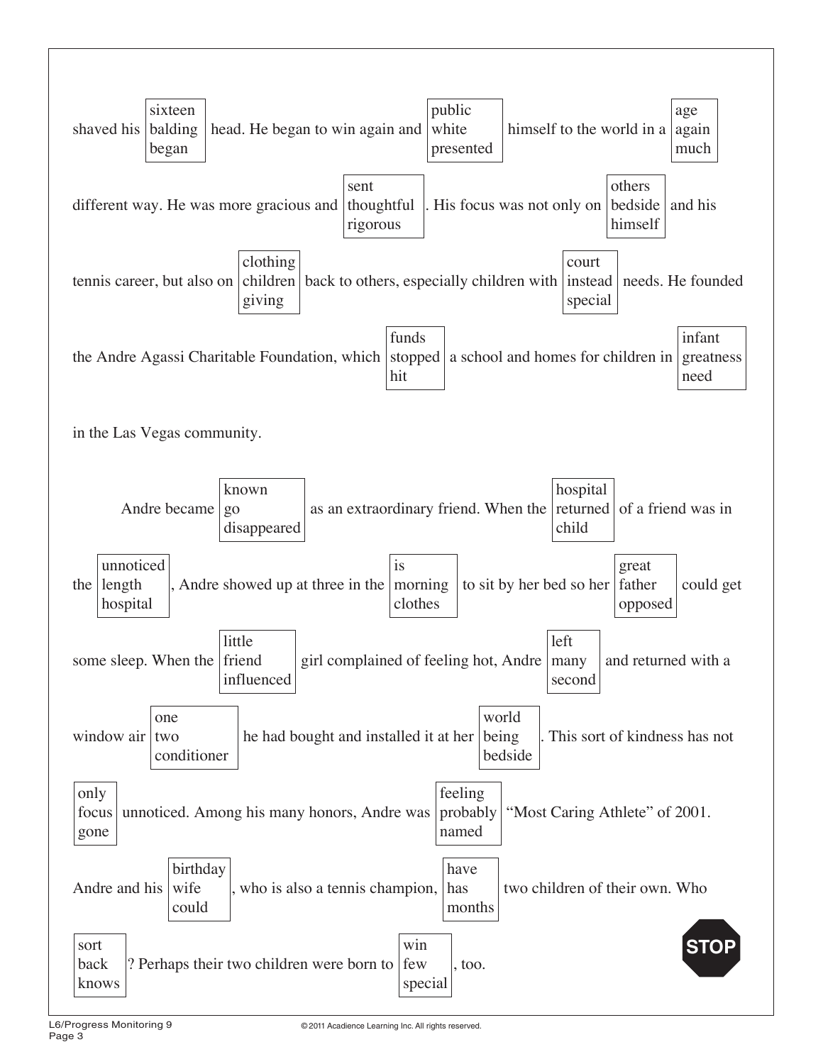shaved his [sixteen / balding / began] head. He began to win again and [public / white / presented] himself to the world in a [age / again / much] different way. He was more gracious and [sent / thoughtful / rigorous]. His focus was not only on [others / bedside / himself] and his tennis career, but also on [clothing / children / giving] back to others, especially children with [court / instead / special] needs. He founded the Andre Agassi Charitable Foundation, which [funds / stopped / hit] a school and homes for children in [infant / greatness / need] in the Las Vegas community.

Andre became [known / go / disappeared] as an extraordinary friend. When the [hospital / returned / child] of a friend was in the [unnoticed / length / hospital], Andre showed up at three in the [is / morning / clothes] to sit by her bed so her [great / father / opposed] could get some sleep. When the [little / friend / influenced] girl complained of feeling hot, Andre [left / many / second] and returned with a window air [one / two / conditioner] he had bought and installed it at her [world / being / bedside]. This sort of kindness has not [only / focus / gone] unnoticed. Among his many honors, Andre was [feeling / probably / named] "Most Caring Athlete" of 2001. Andre and his [birthday / wife / could], who is also a tennis champion, [have / has / months] two children of their own. Who [sort / back / knows]? Perhaps their two children were born to [win / few / special], too.

STOP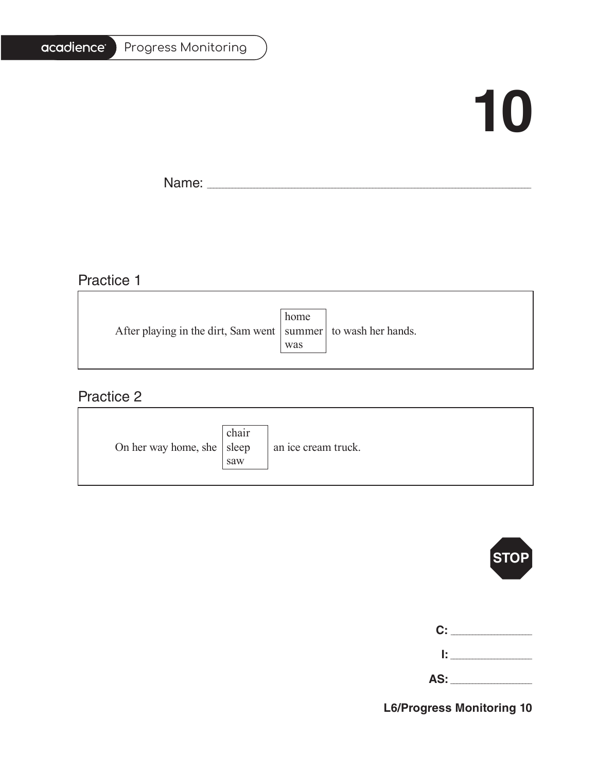acadience Progress Monitoring

# 10

Name: ______________________________________________

## Practice 1

After playing in the dirt, Sam went [home / summer / was] to wash her hands.

## Practice 2

On her way home, she [chair / sleep / saw] an ice cream truck.

STOP

C: ____________

I: ____________

AS: ____________

L6/Progress Monitoring 10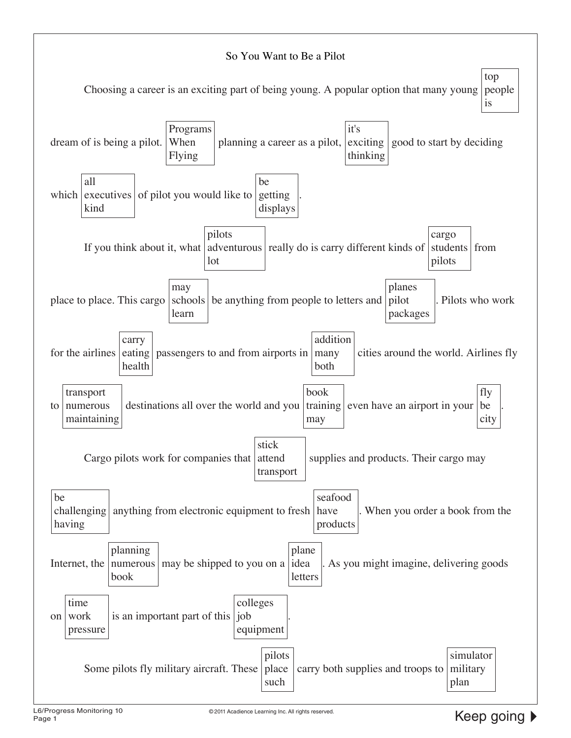# So You Want to Be a Pilot

Choosing a career is an exciting part of being young. A popular option that many young [top / people / is] dream of is being a pilot. [Programs / When / Flying] planning a career as a pilot, [it's / exciting / thinking] good to start by deciding which [all / executives / kind] of pilot you would like to [be / getting / displays].

If you think about it, what [pilots / adventurous / lot] really do is carry different kinds of [cargo / students / pilots] from place to place. This cargo [may / schools / learn] be anything from people to letters and [planes / pilot / packages]. Pilots who work for the airlines [carry / eating / health] passengers to and from airports in [addition / many / both] cities around the world. Airlines fly to [transport / numerous / maintaining] destinations all over the world and you [book / training / may] even have an airport in your [fly / be / city].

Cargo pilots work for companies that [stick / attend / transport] supplies and products. Their cargo may [be / challenging / having] anything from electronic equipment to fresh [seafood / have / products]. When you order a book from the Internet, the [planning / numerous / book] may be shipped to you on a [plane / idea / letters]. As you might imagine, delivering goods on [time / work / pressure] is an important part of this [colleges / job / equipment].

Some pilots fly military aircraft. These [pilots / place / such] carry both supplies and troops to [simulator / military / plan]

Keep going ▶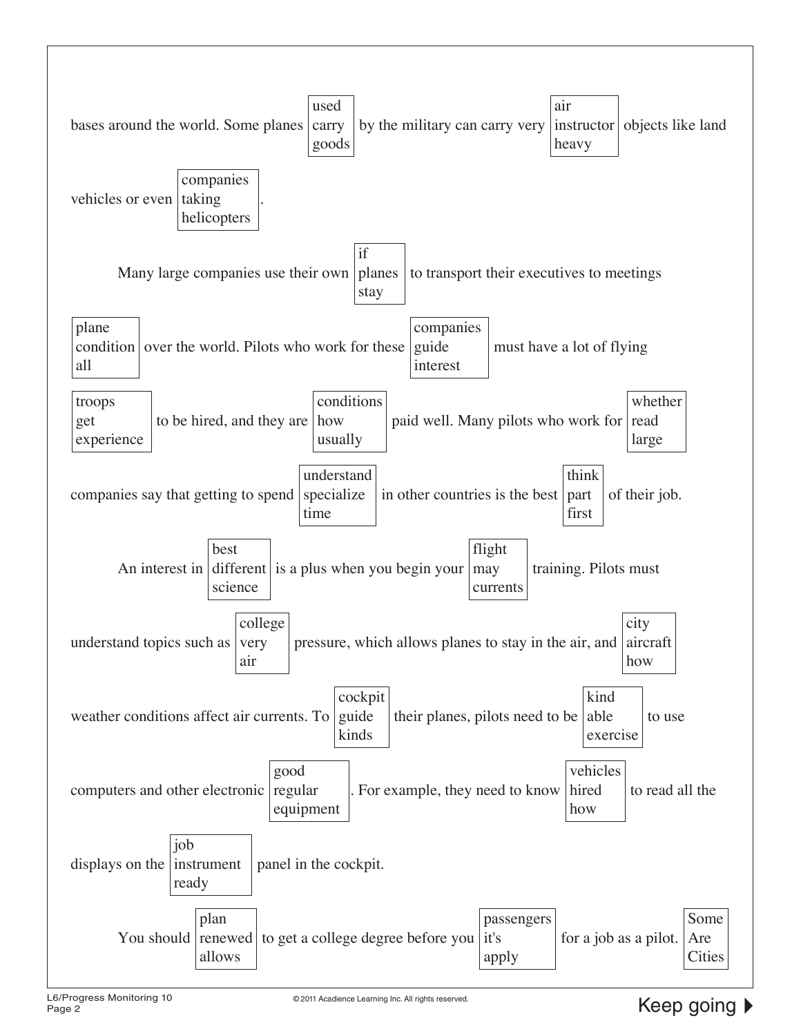bases around the world. Some planes [used / carry / goods] by the military can carry very [air / instructor / heavy] objects like land vehicles or even [companies / taking / helicopters].

Many large companies use their own [if / planes / stay] to transport their executives to meetings [plane / condition / all] over the world. Pilots who work for these [companies / guide / interest] must have a lot of flying [troops / get / experience] to be hired, and they are [conditions / how / usually] paid well. Many pilots who work for [whether / read / large] companies say that getting to spend [understand / specialize / time] in other countries is the best [think / part / first] of their job.

An interest in [best / different / science] is a plus when you begin your [flight / may / currents] training. Pilots must understand topics such as [college / very / air] pressure, which allows planes to stay in the air, and [city / aircraft / how] weather conditions affect air currents. To [cockpit / guide / kinds] their planes, pilots need to be [kind / able / exercise] to use computers and other electronic [good / regular / equipment]. For example, they need to know [vehicles / hired / how] to read all the displays on the [job / instrument / ready] panel in the cockpit.

You should [plan / renewed / allows] to get a college degree before you [passengers / it's / apply] for a job as a pilot. [Some / Are / Cities]

L6/Progress Monitoring 10
Page 2

©2011 Acadience Learning Inc. All rights reserved.

Keep going ▶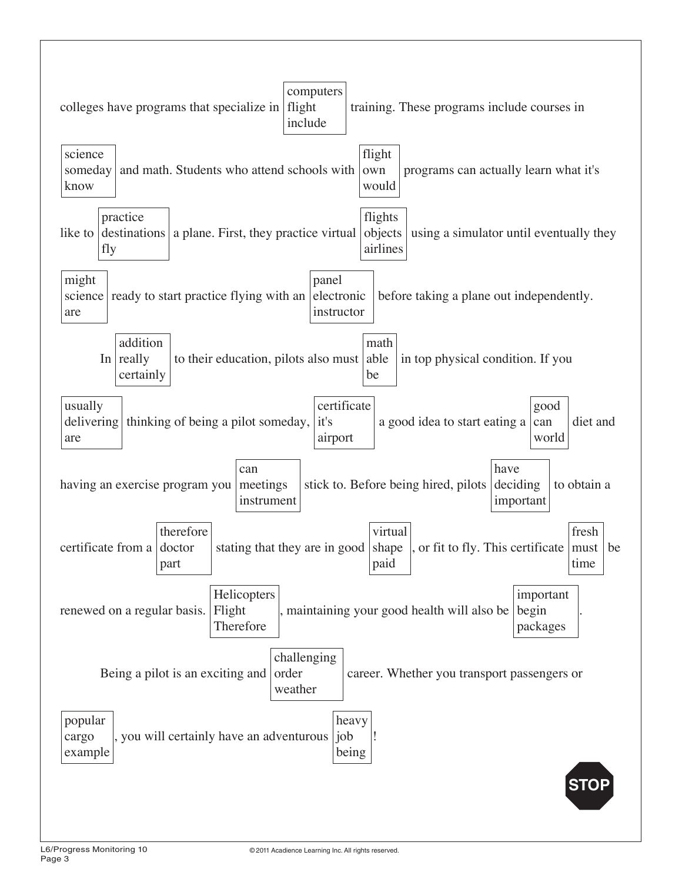colleges have programs that specialize in [computers / flight / include] training. These programs include courses in [science / someday / know] and math. Students who attend schools with [flight / own / would] programs can actually learn what it's like to [practice / destinations / fly] a plane. First, they practice virtual [flights / objects / airlines] using a simulator until eventually they [might / science / are] ready to start practice flying with an [panel / electronic / instructor] before taking a plane out independently.

In [addition / really / certainly] to their education, pilots also must [math / able / be] in top physical condition. If you [usually / delivering / are] thinking of being a pilot someday, [certificate / it's / airport] a good idea to start eating a [good / can / world] diet and having an exercise program you [can / meetings / instrument] stick to. Before being hired, pilots [have / deciding / important] to obtain a certificate from a [therefore / doctor / part] stating that they are in good [virtual / shape / paid], or fit to fly. This certificate [fresh / must / time] be renewed on a regular basis. [Helicopters / Flight / Therefore], maintaining your good health will also be [important / begin / packages].

Being a pilot is an exciting and [challenging / order / weather] career. Whether you transport passengers or [popular / cargo / example], you will certainly have an adventurous [heavy / job / being]!

STOP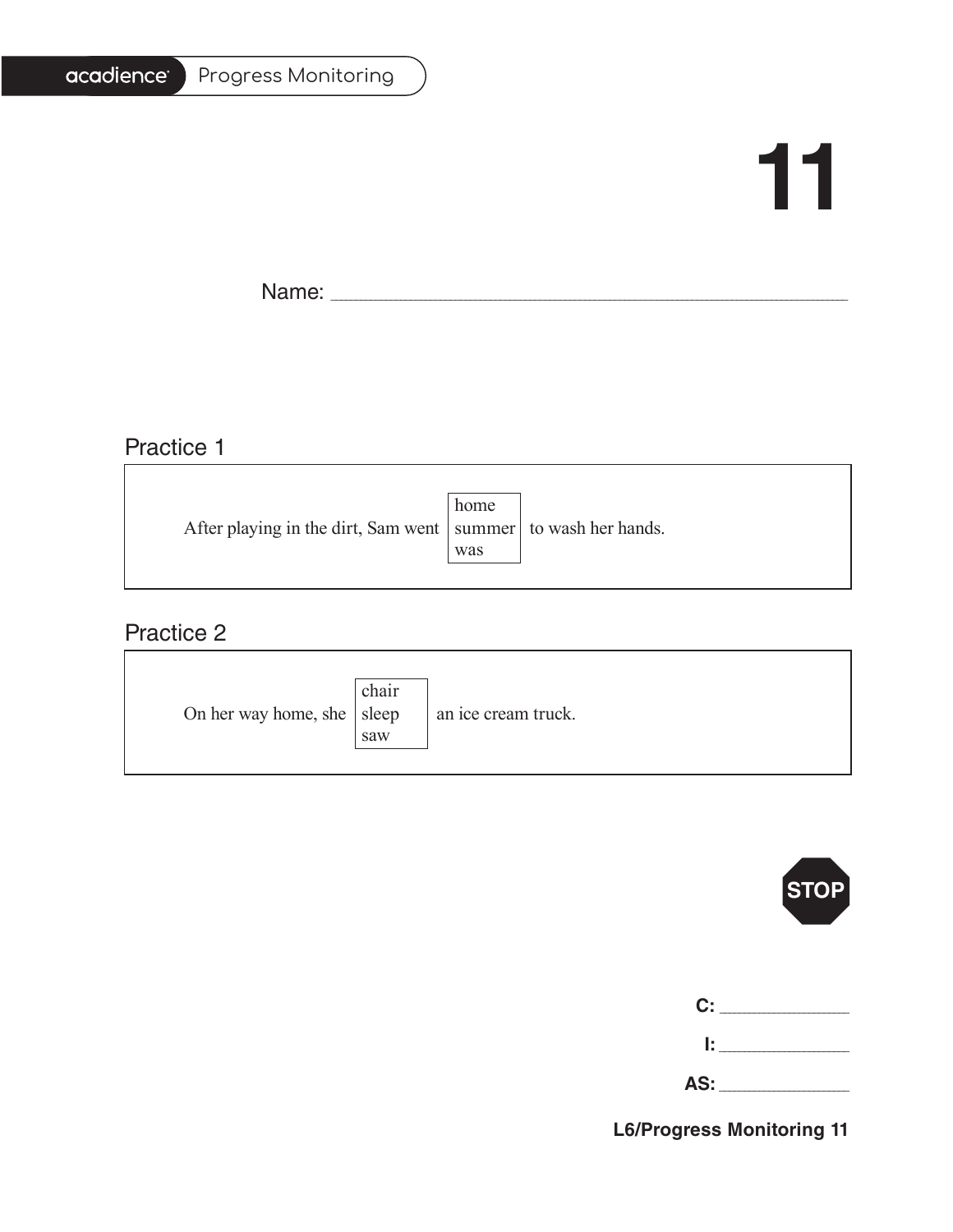acadience Progress Monitoring

# 11

Name: ______________________________________________

## Practice 1

After playing in the dirt, Sam went [home / summer / was] to wash her hands.

## Practice 2

On her way home, she [chair / sleep / saw] an ice cream truck.

STOP

C: ____________

I: ____________

AS: ____________

**L6/Progress Monitoring 11**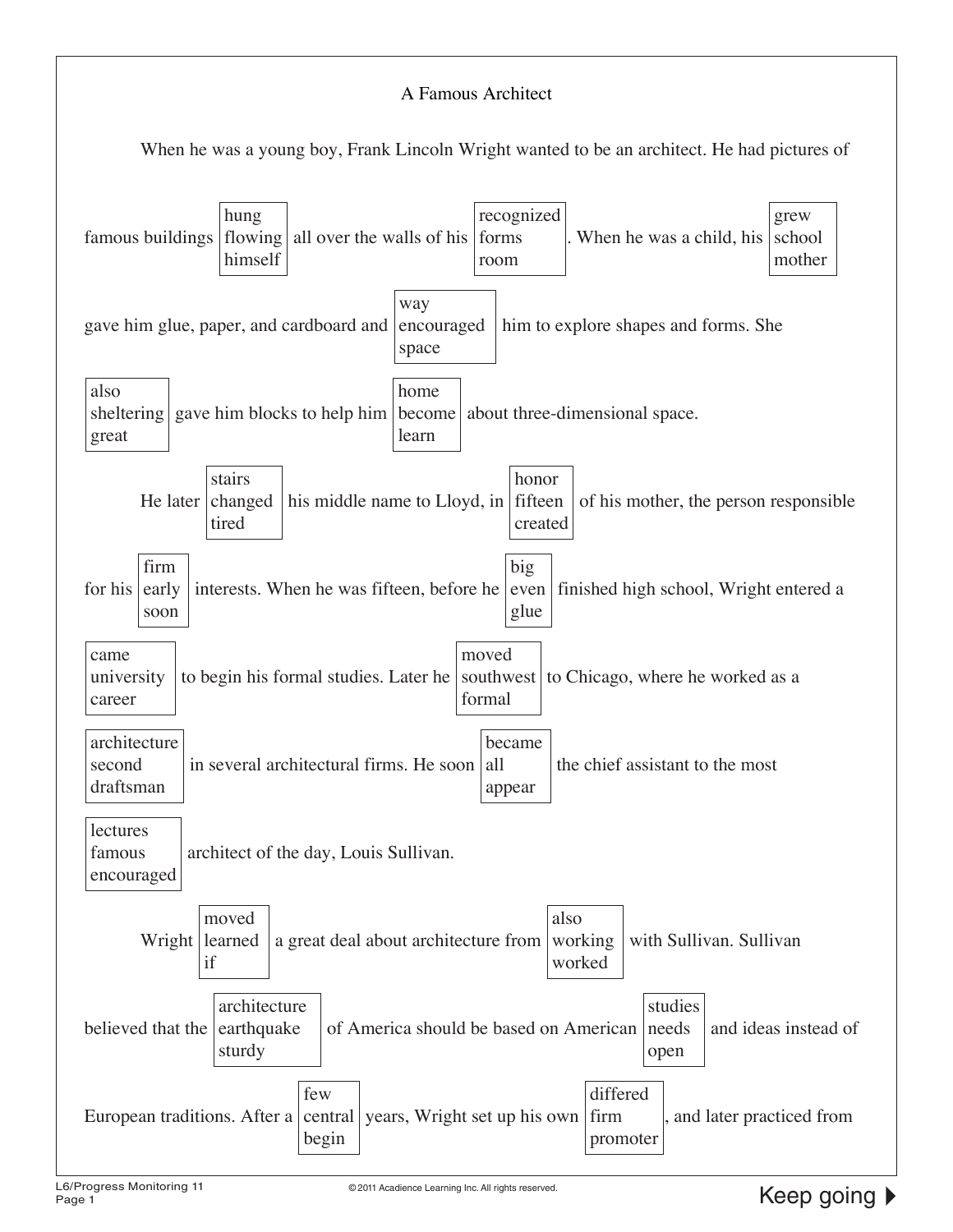# A Famous Architect

When he was a young boy, Frank Lincoln Wright wanted to be an architect. He had pictures of famous buildings [hung / flowing / himself] all over the walls of his [recognized / forms / room]. When he was a child, his [grew / school / mother] gave him glue, paper, and cardboard and [way / encouraged / space] him to explore shapes and forms. She [also / sheltering / great] gave him blocks to help him [home / become / learn] about three-dimensional space.

He later [stairs / changed / tired] his middle name to Lloyd, in [honor / fifteen / created] of his mother, the person responsible for his [firm / early / soon] interests. When he was fifteen, before he [big / even / glue] finished high school, Wright entered a [came / university / career] to begin his formal studies. Later he [moved / southwest / formal] to Chicago, where he worked as a [architecture / second / draftsman] in several architectural firms. He soon [became / all / appear] the chief assistant to the most [lectures / famous / encouraged] architect of the day, Louis Sullivan.

Wright [moved / learned / if] a great deal about architecture from [also / working / worked] with Sullivan. Sullivan believed that the [architecture / earthquake / sturdy] of America should be based on American [studies / needs / open] and ideas instead of European traditions. After a [few / central / begin] years, Wright set up his own [differed / firm / promoter], and later practiced from

Keep going ▶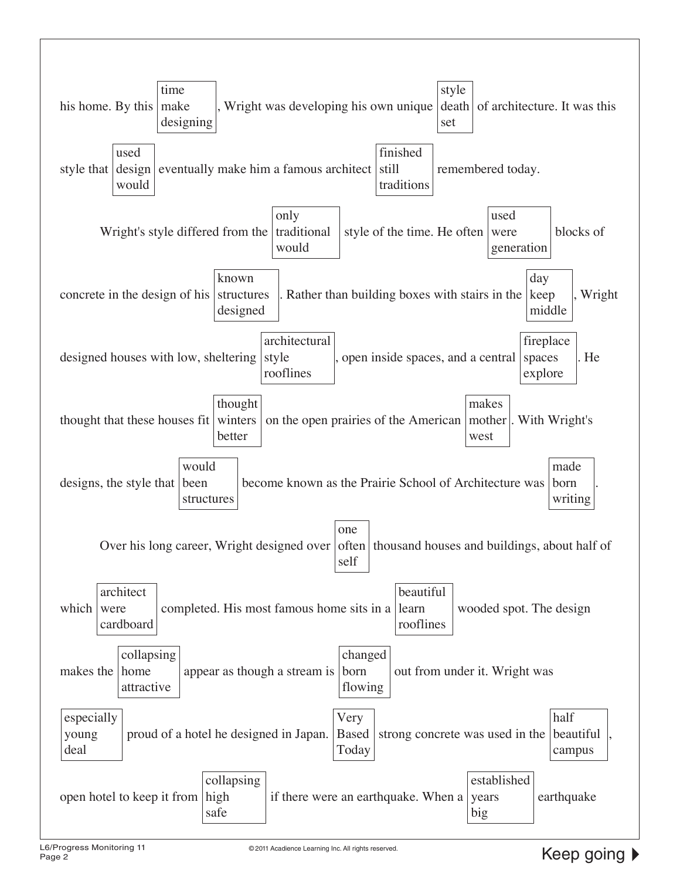his home. By this [time / make / designing], Wright was developing his own unique [style / death / set] of architecture. It was this style that [used / design / would] eventually make him a famous architect [finished / still / traditions] remembered today.

Wright's style differed from the [only / traditional / would] style of the time. He often [used / were / generation] blocks of concrete in the design of his [known / structures / designed]. Rather than building boxes with stairs in the [day / keep / middle], Wright designed houses with low, sheltering [architectural / style / rooflines], open inside spaces, and a central [fireplace / spaces / explore]. He thought that these houses fit [thought / winters / better] on the open prairies of the American [makes / mother / west]. With Wright's designs, the style that [would / been / structures] become known as the Prairie School of Architecture was [made / born / writing].

Over his long career, Wright designed over [one / often / self] thousand houses and buildings, about half of which [architect / were / cardboard] completed. His most famous home sits in a [beautiful / learn / rooflines] wooded spot. The design makes the [collapsing / home / attractive] appear as though a stream is [changed / born / flowing] out from under it. Wright was [especially / young / deal] proud of a hotel he designed in Japan. [Very / Based / Today] strong concrete was used in the [half / beautiful / campus], open hotel to keep it from [collapsing / high / safe] if there were an earthquake. When a [established / years / big] earthquake

Keep going ▶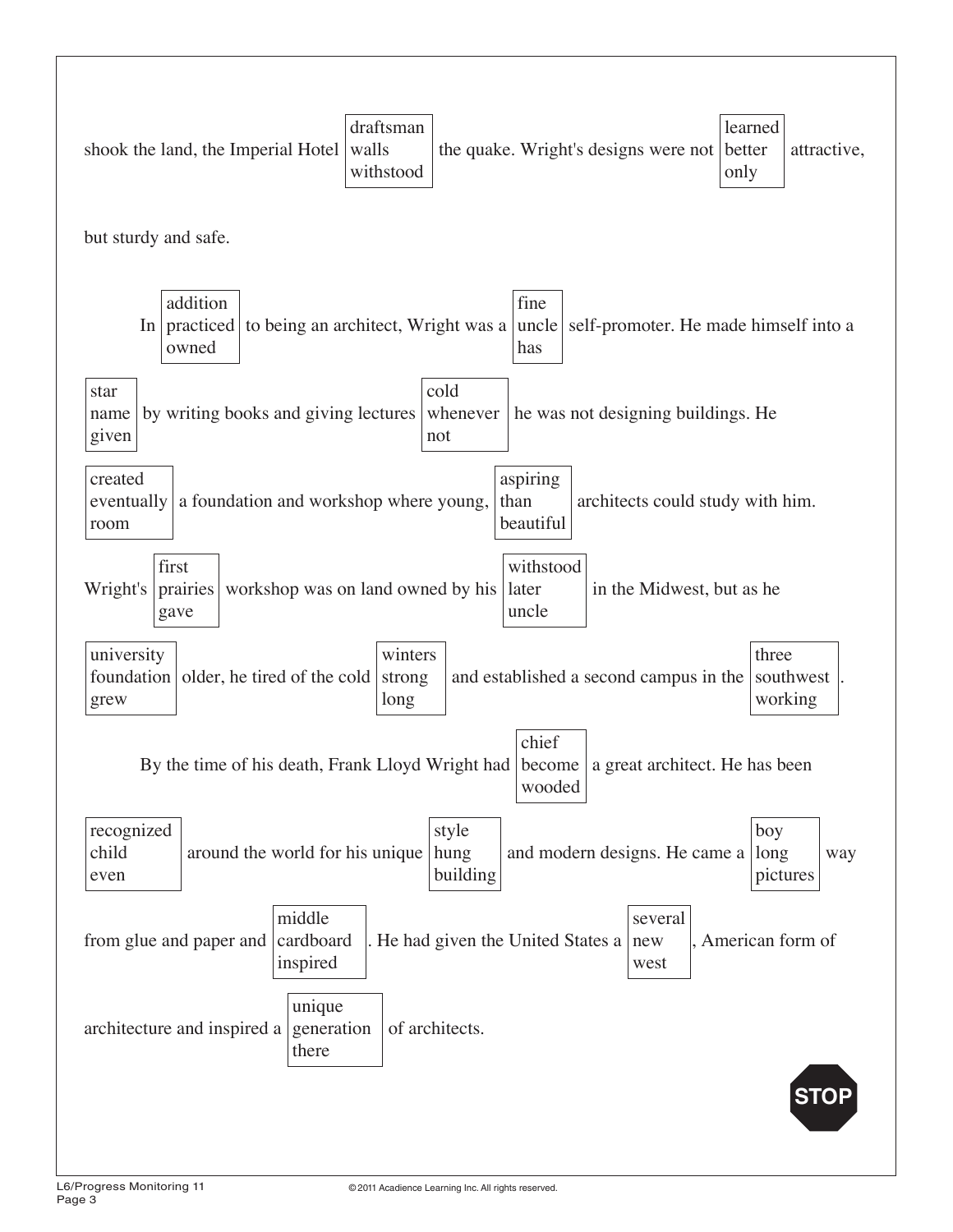shook the land, the Imperial Hotel [draftsman / walls / withstood] the quake. Wright's designs were not [learned / better / only] attractive, but sturdy and safe.

In [addition / practiced / owned] to being an architect, Wright was a [fine / uncle / has] self-promoter. He made himself into a [star / name / given] by writing books and giving lectures [cold / whenever / not] he was not designing buildings. He [created / eventually / room] a foundation and workshop where young, [aspiring / than / beautiful] architects could study with him. Wright's [first / prairies / gave] workshop was on land owned by his [withstood / later / uncle] in the Midwest, but as he [university / foundation / grew] older, he tired of the cold [winters / strong / long] and established a second campus in the [three / southwest / working].

By the time of his death, Frank Lloyd Wright had [chief / become / wooded] a great architect. He has been [recognized / child / even] around the world for his unique [style / hung / building] and modern designs. He came a [boy / long / pictures] way from glue and paper and [middle / cardboard / inspired]. He had given the United States a [several / new / west], American form of architecture and inspired a [unique / generation / there] of architects.

STOP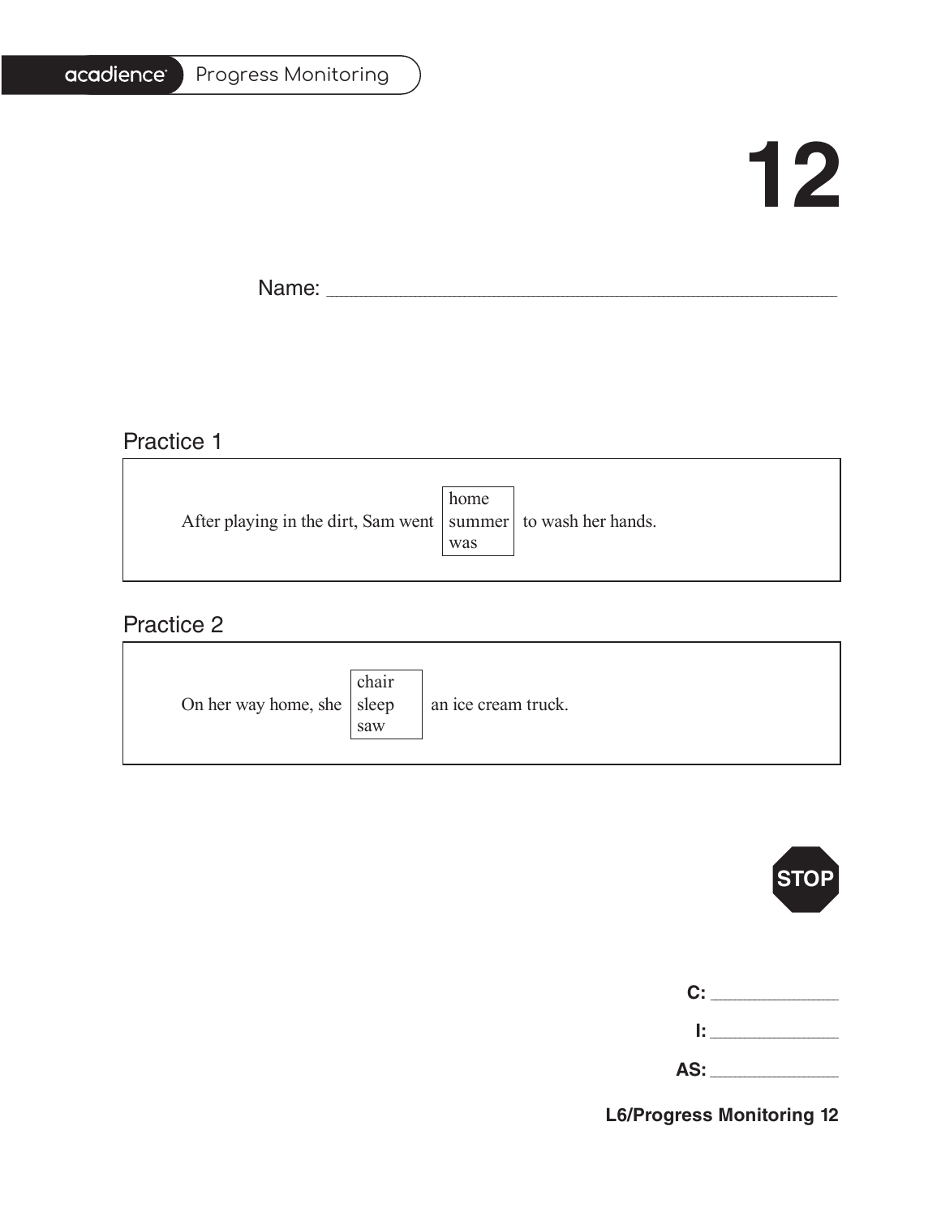acadience Progress Monitoring

# 12

Name: ______________________________________________

## Practice 1

After playing in the dirt, Sam went [home / summer / was] to wash her hands.

## Practice 2

On her way home, she [chair / sleep / saw] an ice cream truck.

STOP

**C:** ____________

**I:** ____________

**AS:** ____________

**L6/Progress Monitoring 12**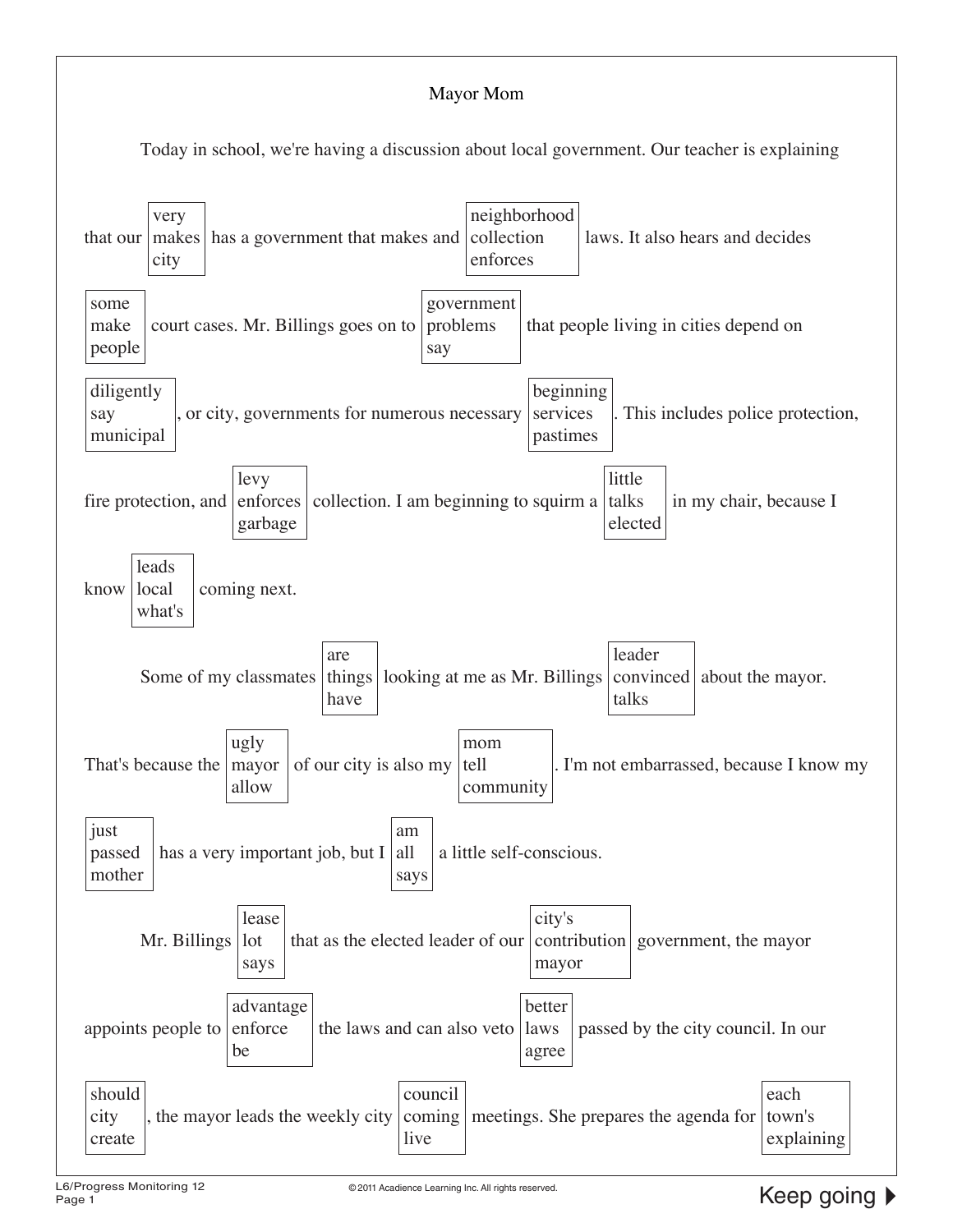# Mayor Mom

Today in school, we're having a discussion about local government. Our teacher is explaining that our (very / makes / city) has a government that makes and (neighborhood / collection / enforces) laws. It also hears and decides (some / make / people) court cases. Mr. Billings goes on to (government / problems / say) that people living in cities depend on (diligently / say / municipal), or city, governments for numerous necessary (beginning / services / pastimes). This includes police protection, fire protection, and (levy / enforces / garbage) collection. I am beginning to squirm a (little / talks / elected) in my chair, because I know (leads / local / what's) coming next.

Some of my classmates (are / things / have) looking at me as Mr. Billings (leader / convinced / talks) about the mayor. That's because the (ugly / mayor / allow) of our city is also my (mom / tell / community). I'm not embarrassed, because I know my (just / passed / mother) has a very important job, but I (am / all / says) a little self-conscious.

Mr. Billings (lease / lot / says) that as the elected leader of our (city's / contribution / mayor) government, the mayor appoints people to (advantage / enforce / be) the laws and can also veto (better / laws / agree) passed by the city council. In our (should / city / create), the mayor leads the weekly city (council / coming / live) meetings. She prepares the agenda for (each / town's / explaining)

Keep going ▶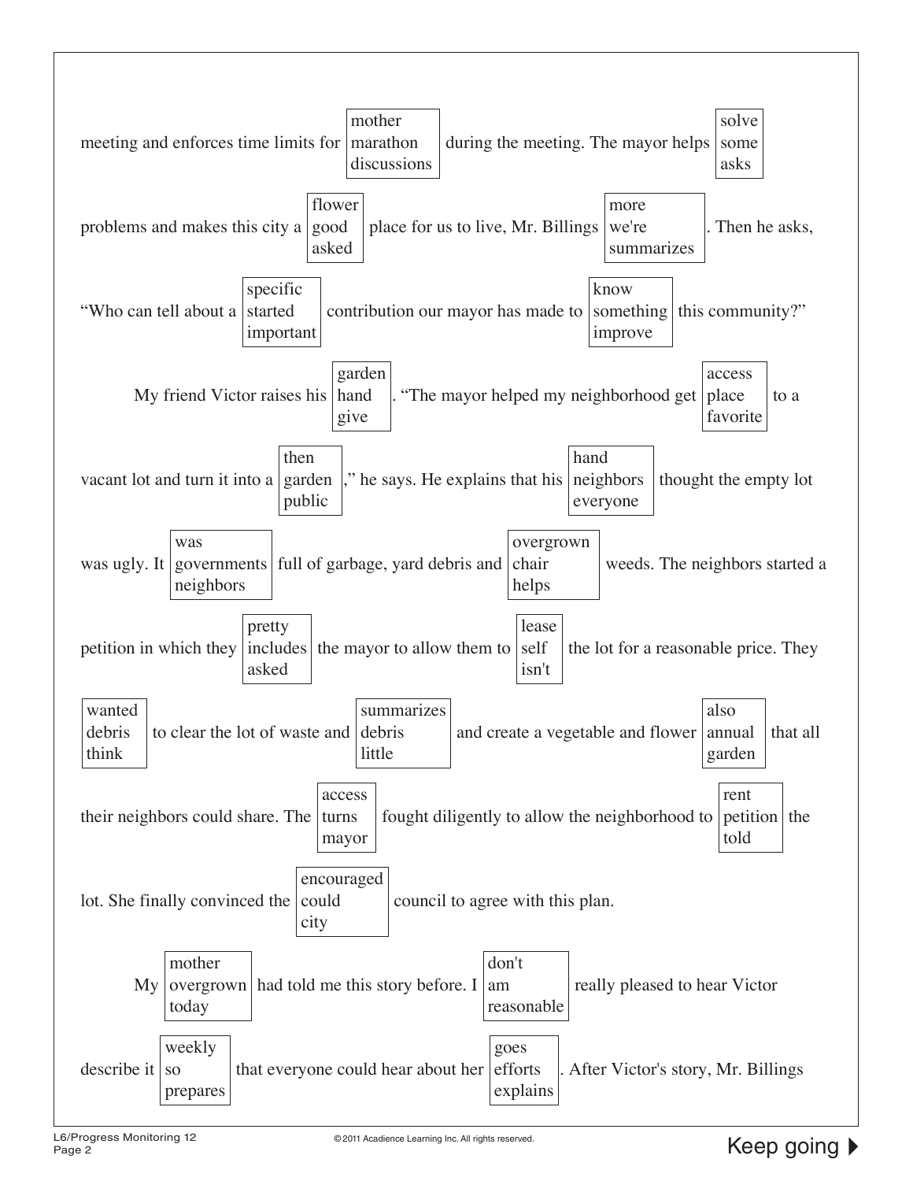meeting and enforces time limits for [mother / marathon / discussions] during the meeting. The mayor helps [solve / some / asks] problems and makes this city a [flower / good / asked] place for us to live, Mr. Billings [more / we're / summarizes]. Then he asks, "Who can tell about a [specific / started / important] contribution our mayor has made to [know / something / improve] this community?"

My friend Victor raises his [garden / hand / give]. "The mayor helped my neighborhood get [access / place / favorite] to a vacant lot and turn it into a [then / garden / public]," he says. He explains that his [hand / neighbors / everyone] thought the empty lot was ugly. It [was / governments / neighbors] full of garbage, yard debris and [overgrown / chair / helps] weeds. The neighbors started a petition in which they [pretty / includes / asked] the mayor to allow them to [lease / self / isn't] the lot for a reasonable price. They [wanted / debris / think] to clear the lot of waste and [summarizes / debris / little] and create a vegetable and flower [also / annual / garden] that all their neighbors could share. The [access / turns / mayor] fought diligently to allow the neighborhood to [rent / petition / told] the lot. She finally convinced the [encouraged / could / city] council to agree with this plan.

My [mother / overgrown / today] had told me this story before. I [don't / am / reasonable] really pleased to hear Victor describe it [weekly / so / prepares] that everyone could hear about her [goes / efforts / explains]. After Victor's story, Mr. Billings

Keep going ▶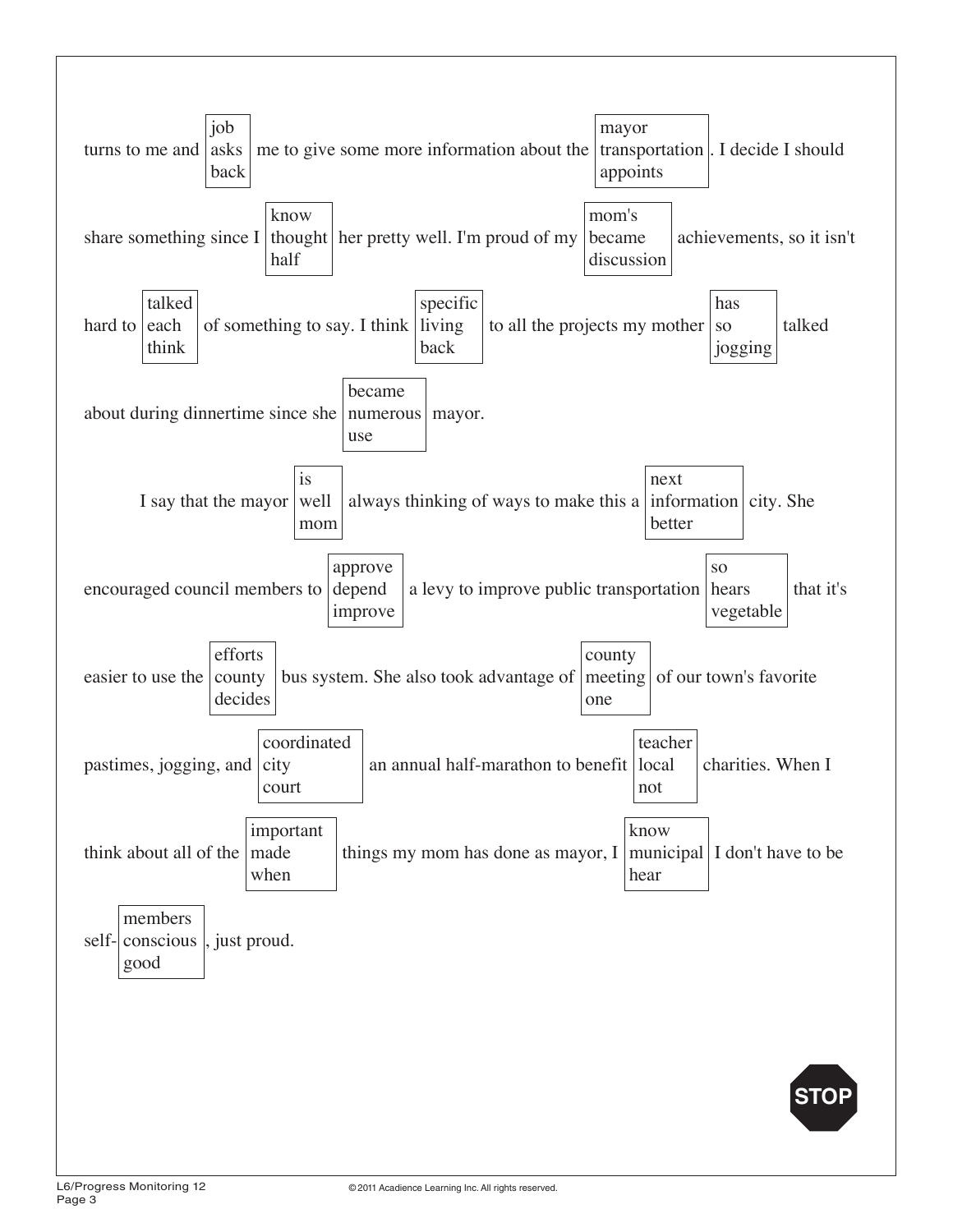turns to me and [job / asks / back] me to give some more information about the [mayor / transportation / appoints]. I decide I should share something since I [know / thought / half] her pretty well. I'm proud of my [mom's / became / discussion] achievements, so it isn't hard to [talked / each / think] of something to say. I think [specific / living / back] to all the projects my mother [has / so / jogging] talked about during dinnertime since she [became / numerous / use] mayor.

I say that the mayor [is / well / mom] always thinking of ways to make this a [next / information / better] city. She encouraged council members to [approve / depend / improve] a levy to improve public transportation [so / hears / vegetable] that it's easier to use the [efforts / county / decides] bus system. She also took advantage of [county / meeting / one] of our town's favorite pastimes, jogging, and [coordinated / city / court] an annual half-marathon to benefit [teacher / local / not] charities. When I think about all of the [important / made / when] things my mom has done as mayor, I [know / municipal / hear] I don't have to be self-[members / conscious / good], just proud.

STOP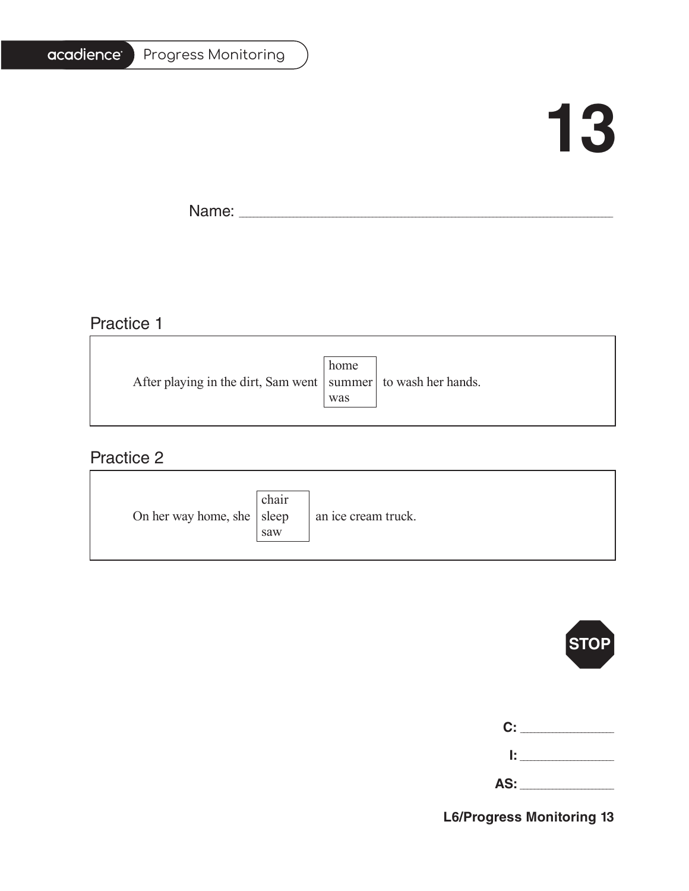# 13

Name: ______________________________________________

## Practice 1

After playing in the dirt, Sam went [home / summer / was] to wash her hands.

## Practice 2

On her way home, she [chair / sleep / saw] an ice cream truck.

STOP

**C:** ____________

**I:** ____________

**AS:** ____________

**L6/Progress Monitoring 13**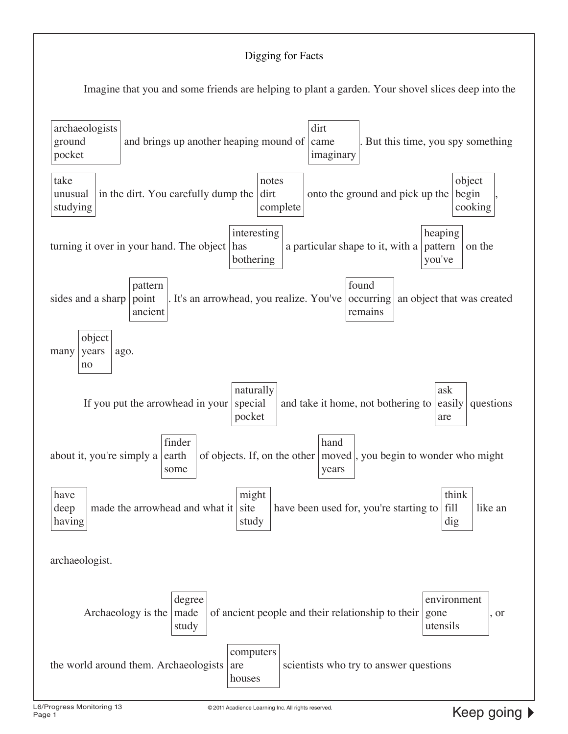# Digging for Facts

Imagine that you and some friends are helping to plant a garden. Your shovel slices deep into the [archaeologists / ground / pocket] and brings up another heaping mound of [dirt / came / imaginary]. But this time, you spy something [take / unusual / studying] in the dirt. You carefully dump the [notes / dirt / complete] onto the ground and pick up the [object / begin / cooking], turning it over in your hand. The object [interesting / has / bothering] a particular shape to it, with a [heaping / pattern / you've] on the sides and a sharp [pattern / point / ancient]. It's an arrowhead, you realize. You've [found / occurring / remains] an object that was created many [object / years / no] ago.

If you put the arrowhead in your [naturally / special / pocket] and take it home, not bothering to [ask / easily / are] questions about it, you're simply a [finder / earth / some] of objects. If, on the other [hand / moved / years], you begin to wonder who might [have / deep / having] made the arrowhead and what it [might / site / study] have been used for, you're starting to [think / fill / dig] like an archaeologist.

Archaeology is the [degree / made / study] of ancient people and their relationship to their [environment / gone / utensils], or the world around them. Archaeologists [computers / are / houses] scientists who try to answer questions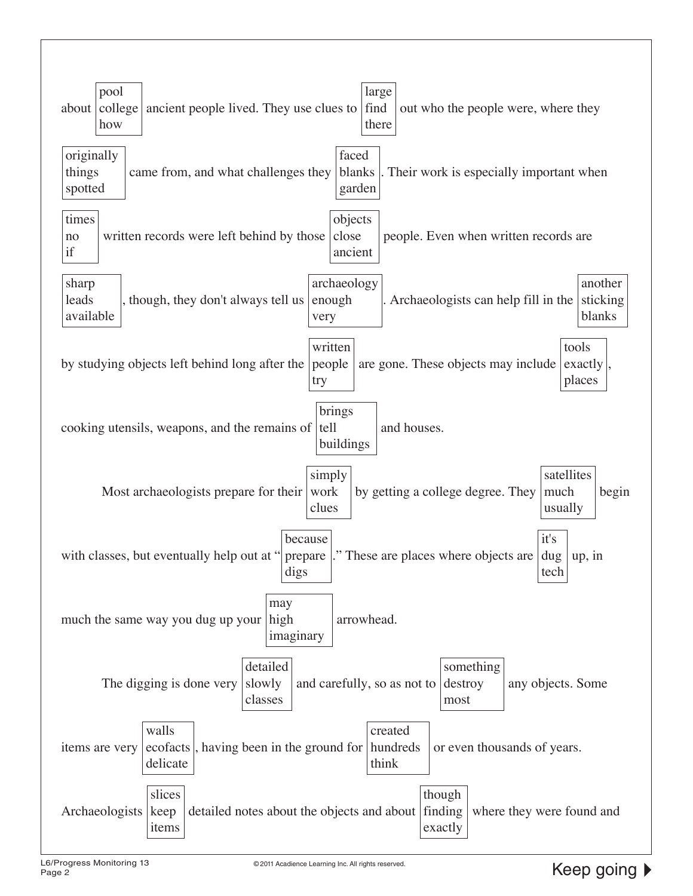about [pool / college / how] ancient people lived. They use clues to [large / find / there] out who the people were, where they [originally / things / spotted] came from, and what challenges they [faced / blanks / garden]. Their work is especially important when [times / no / if] written records were left behind by those [objects / close / ancient] people. Even when written records are [sharp / leads / available], though, they don't always tell us [archaeology / enough / very]. Archaeologists can help fill in the [another / sticking / blanks] by studying objects left behind long after the [written / people / try] are gone. These objects may include [tools / exactly / places], cooking utensils, weapons, and the remains of [brings / tell / buildings] and houses.

Most archaeologists prepare for their [simply / work / clues] by getting a college degree. They [satellites / much / usually] begin with classes, but eventually help out at "[because / prepare / digs]." These are places where objects are [it's / dug / tech] up, in much the same way you dug up your [may / high / imaginary] arrowhead.

The digging is done very [detailed / slowly / classes] and carefully, so as not to [something / destroy / most] any objects. Some items are very [walls / ecofacts / delicate], having been in the ground for [created / hundreds / think] or even thousands of years. Archaeologists [slices / keep / items] detailed notes about the objects and about [though / finding / exactly] where they were found and

Keep going ▶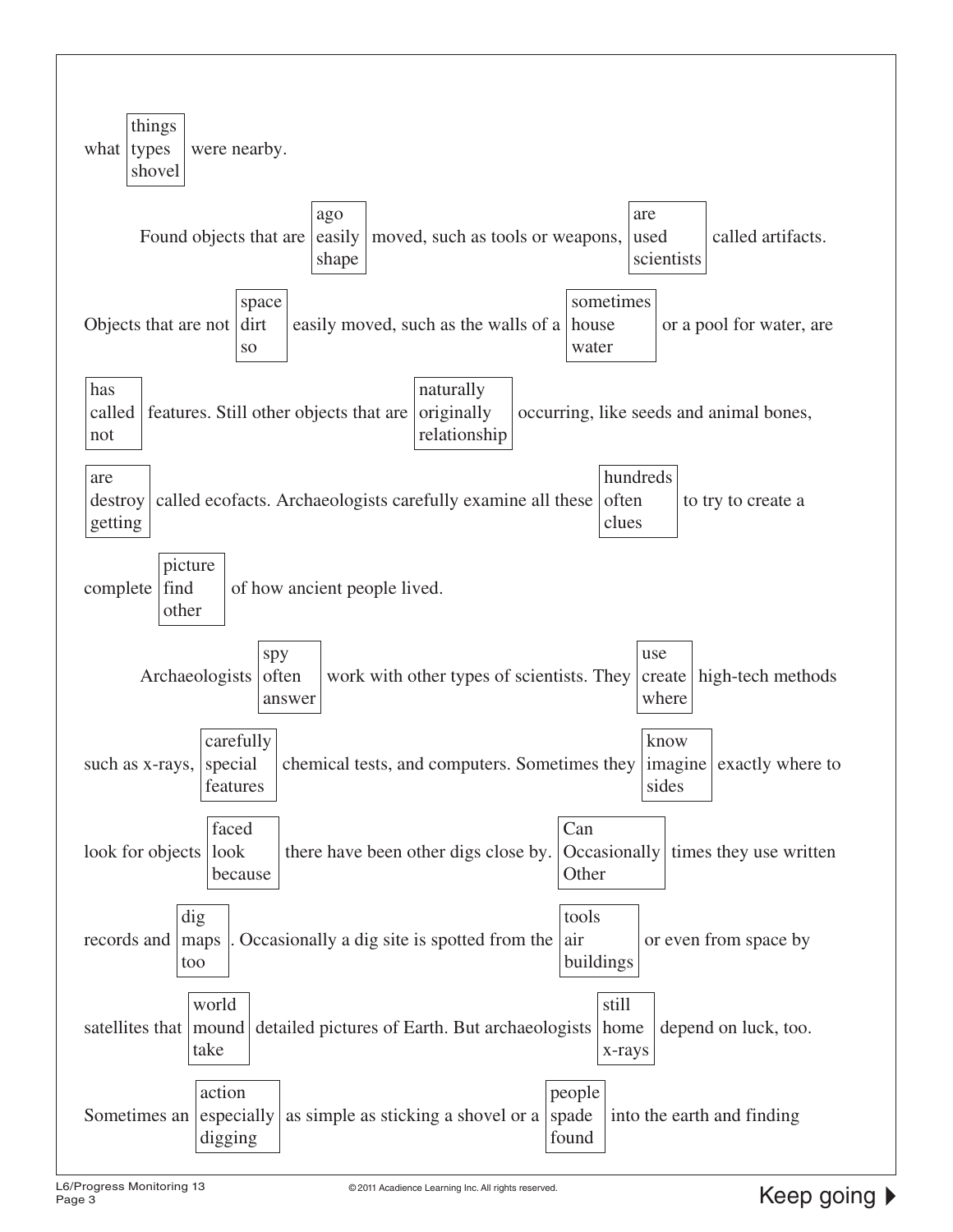what [things / types / shovel] were nearby.

Found objects that are [ago / easily / shape] moved, such as tools or weapons, [are / used / scientists] called artifacts. Objects that are not [space / dirt / so] easily moved, such as the walls of a [sometimes / house / water] or a pool for water, are [has / called / not] features. Still other objects that are [naturally / originally / relationship] occurring, like seeds and animal bones, [are / destroy / getting] called ecofacts. Archaeologists carefully examine all these [hundreds / often / clues] to try to create a complete [picture / find / other] of how ancient people lived.

Archaeologists [spy / often / answer] work with other types of scientists. They [use / create / where] high-tech methods such as x-rays, [carefully / special / features] chemical tests, and computers. Sometimes they [know / imagine / sides] exactly where to look for objects [faced / look / because] there have been other digs close by. [Can / Occasionally / Other] times they use written records and [dig / maps / too]. Occasionally a dig site is spotted from the [tools / air / buildings] or even from space by satellites that [world / mound / take] detailed pictures of Earth. But archaeologists [still / home / x-rays] depend on luck, too. Sometimes an [action / especially / digging] as simple as sticking a shovel or a [people / spade / found] into the earth and finding

Keep going ▶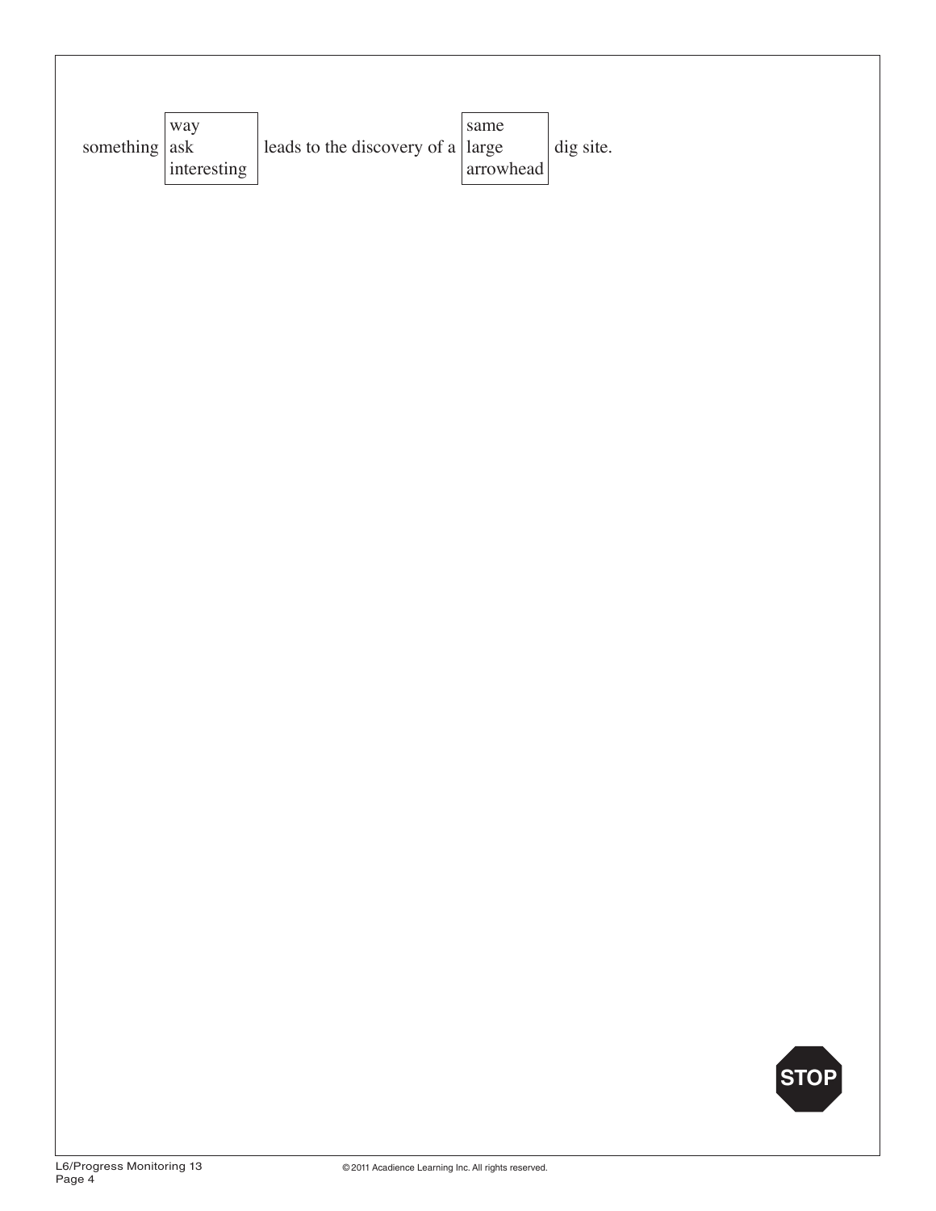something [way / ask / interesting] leads to the discovery of a [same / large / arrowhead] dig site.

STOP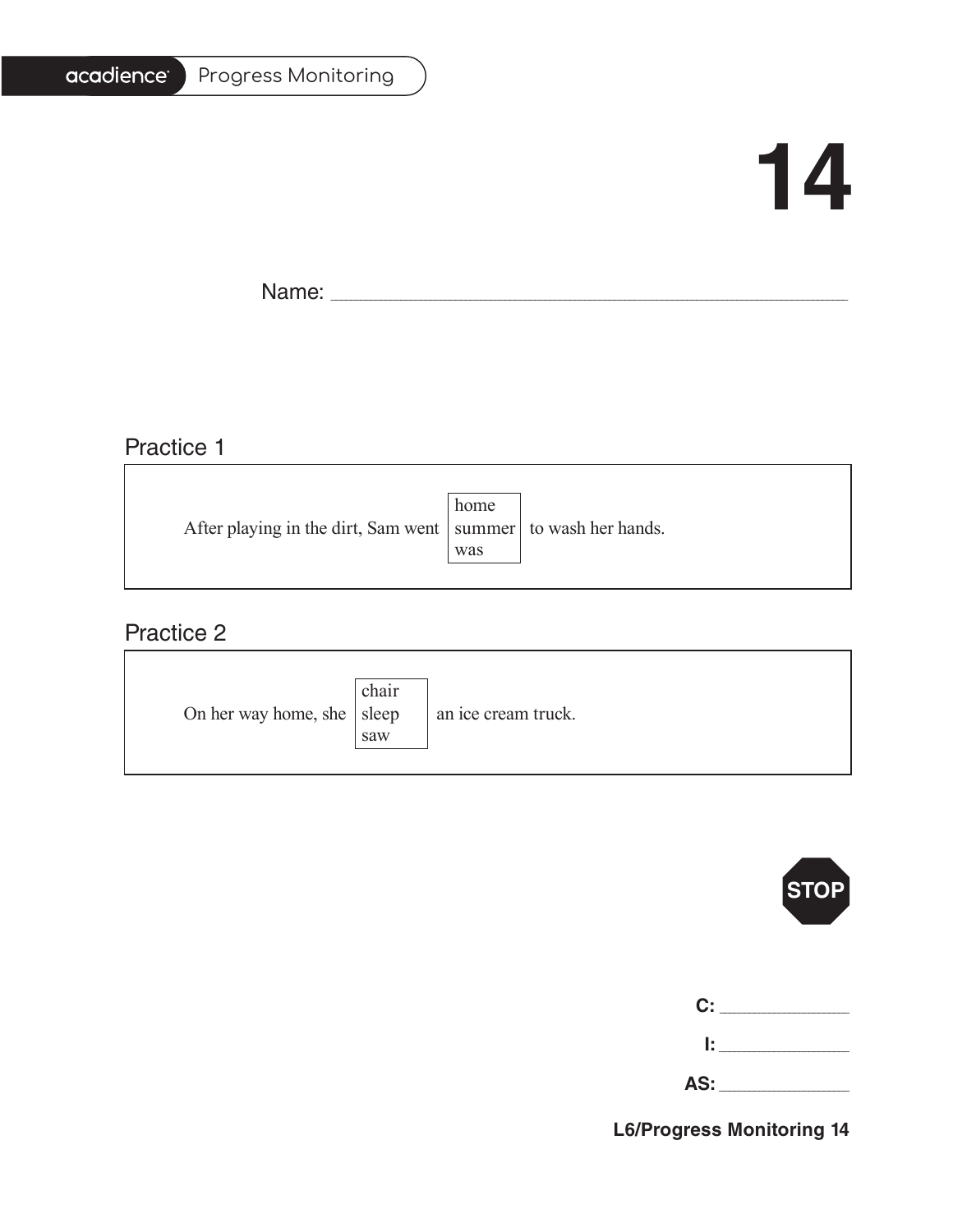# 14

Name: ______________________________________________

## Practice 1

After playing in the dirt, Sam went [home / summer / was] to wash her hands.

## Practice 2

On her way home, she [chair / sleep / saw] an ice cream truck.

STOP

**C:** ____________

**I:** ____________

**AS:** ____________

**L6/Progress Monitoring 14**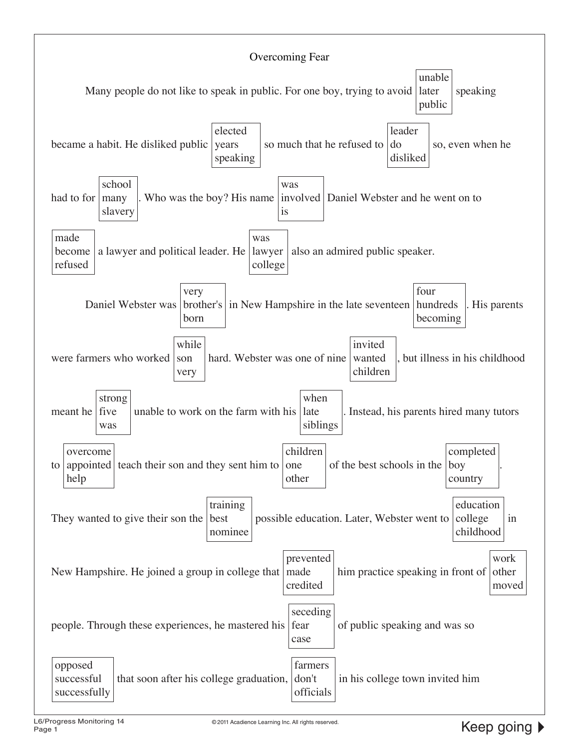# Overcoming Fear

Many people do not like to speak in public. For one boy, trying to avoid [unable / later / public] speaking became a habit. He disliked public [elected / years / speaking] so much that he refused to [leader / do / disliked] so, even when he had to for [school / many / slavery]. Who was the boy? His name [was / involved / is] Daniel Webster and he went on to [made / become / refused] a lawyer and political leader. He [was / lawyer / college] also an admired public speaker.

Daniel Webster was [very / brother's / born] in New Hampshire in the late seventeen [four / hundreds / becoming]. His parents were farmers who worked [while / son / very] hard. Webster was one of nine [invited / wanted / children], but illness in his childhood meant he [strong / five / was] unable to work on the farm with his [when / late / siblings]. Instead, his parents hired many tutors to [overcome / appointed / help] teach their son and they sent him to [children / one / other] of the best schools in the [completed / boy / country]. They wanted to give their son the [training / best / nominee] possible education. Later, Webster went to [education / college / childhood] in New Hampshire. He joined a group in college that [prevented / made / credited] him practice speaking in front of [work / other / moved] people. Through these experiences, he mastered his [seceding / fear / case] of public speaking and was so [opposed / successful / successfully] that soon after his college graduation, [farmers / don't / officials] in his college town invited him

Keep going ▶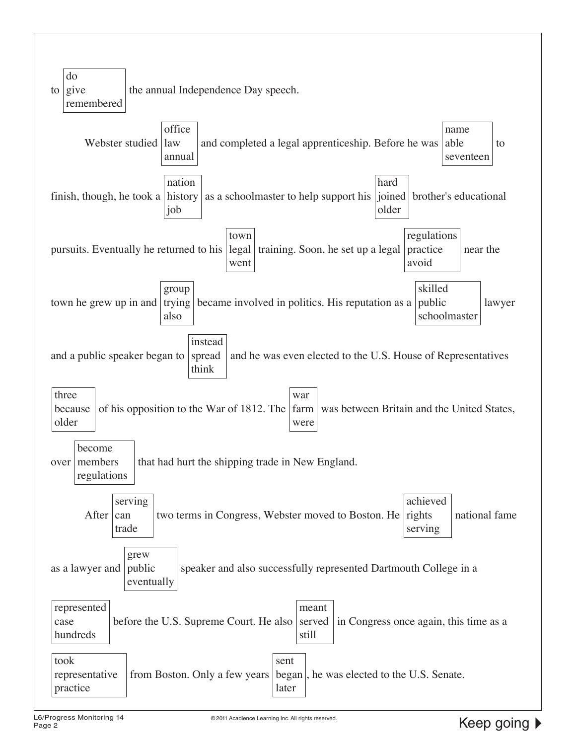to [do / give / remembered] the annual Independence Day speech.

Webster studied [office / law / annual] and completed a legal apprenticeship. Before he was [name / able / seventeen] to finish, though, he took a [nation / history / job] as a schoolmaster to help support his [hard / joined / older] brother's educational pursuits. Eventually he returned to his [town / legal / went] training. Soon, he set up a legal [regulations / practice / avoid] near the town he grew up in and [group / trying / also] became involved in politics. His reputation as a [skilled / public / schoolmaster] lawyer and a public speaker began to [instead / spread / think] and he was even elected to the U.S. House of Representatives [three / because / older] of his opposition to the War of 1812. The [war / farm / were] was between Britain and the United States, over [become / members / regulations] that had hurt the shipping trade in New England.

After [serving / can / trade] two terms in Congress, Webster moved to Boston. He [achieved / rights / serving] national fame as a lawyer and [grew / public / eventually] speaker and also successfully represented Dartmouth College in a [represented / case / hundreds] before the U.S. Supreme Court. He also [meant / served / still] in Congress once again, this time as a [took / representative / practice] from Boston. Only a few years [sent / began / later], he was elected to the U.S. Senate.

Keep going ▶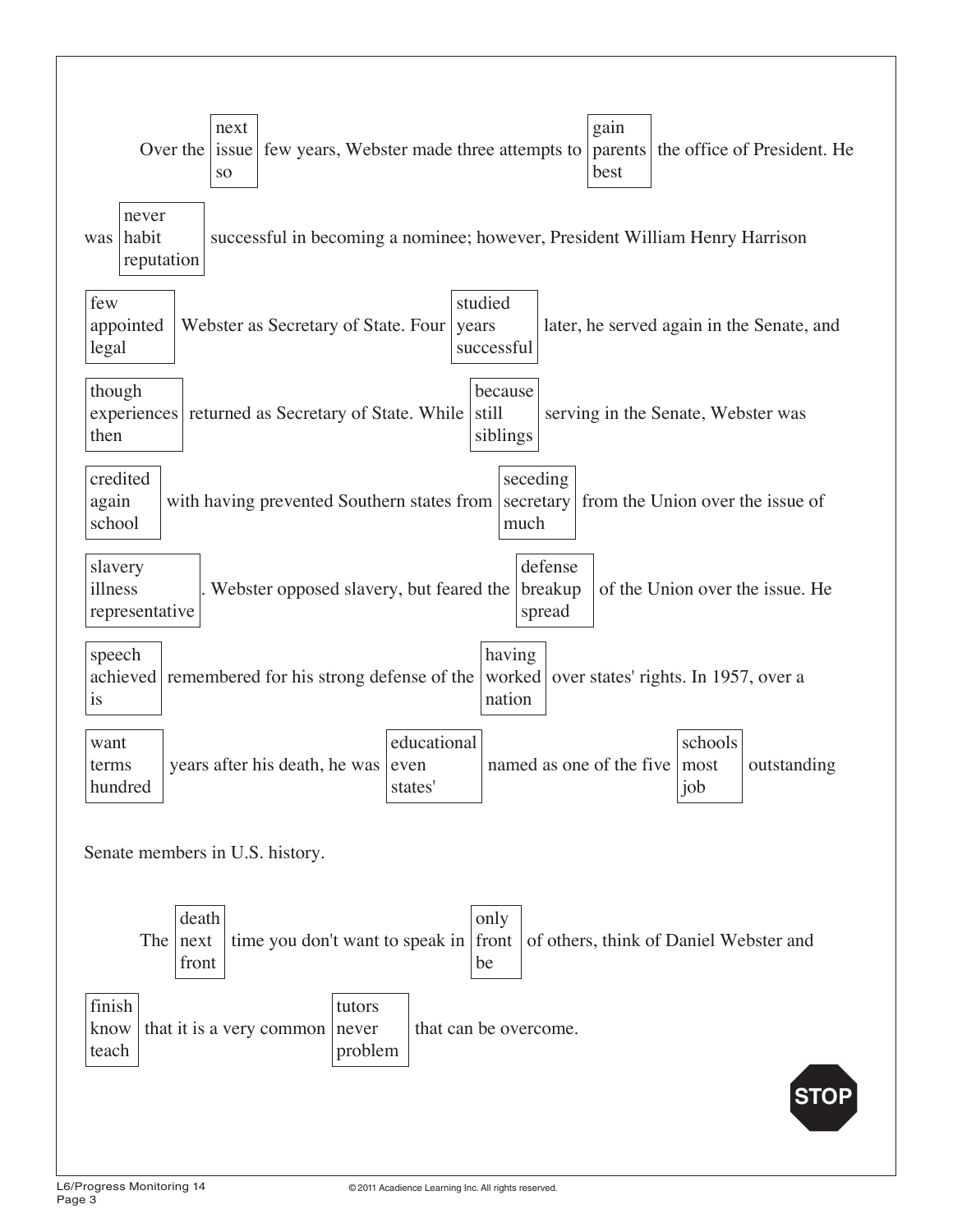Over the [next / issue / so] few years, Webster made three attempts to [gain / parents / best] the office of President. He was [never / habit / reputation] successful in becoming a nominee; however, President William Henry Harrison [few / appointed / legal] Webster as Secretary of State. Four [studied / years / successful] later, he served again in the Senate, and [though / experiences / then] returned as Secretary of State. While [because / still / siblings] serving in the Senate, Webster was [credited / again / school] with having prevented Southern states from [seceding / secretary / much] from the Union over the issue of [slavery / illness / representative]. Webster opposed slavery, but feared the [defense / breakup / spread] of the Union over the issue. He [speech / achieved / is] remembered for his strong defense of the [having / worked / nation] over states' rights. In 1957, over a [want / terms / hundred] years after his death, he was [educational / even / states'] named as one of the five [schools / most / job] outstanding Senate members in U.S. history.

The [death / next / front] time you don't want to speak in [only / front / be] of others, think of Daniel Webster and [finish / know / teach] that it is a very common [tutors / never / problem] that can be overcome.

STOP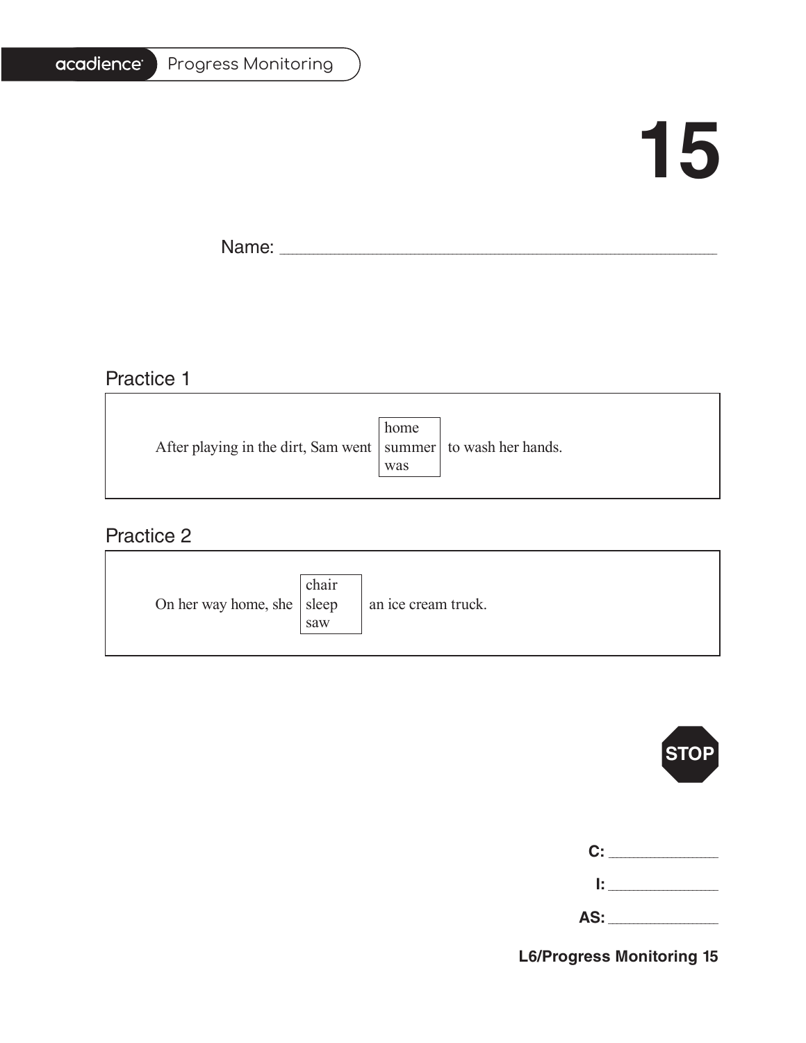# 15

Name: ___________________________________________

## Practice 1

After playing in the dirt, Sam went [home / summer / was] to wash her hands.

## Practice 2

On her way home, she [chair / sleep / saw] an ice cream truck.

STOP

C: _____________

I: _____________

AS: _____________

L6/Progress Monitoring 15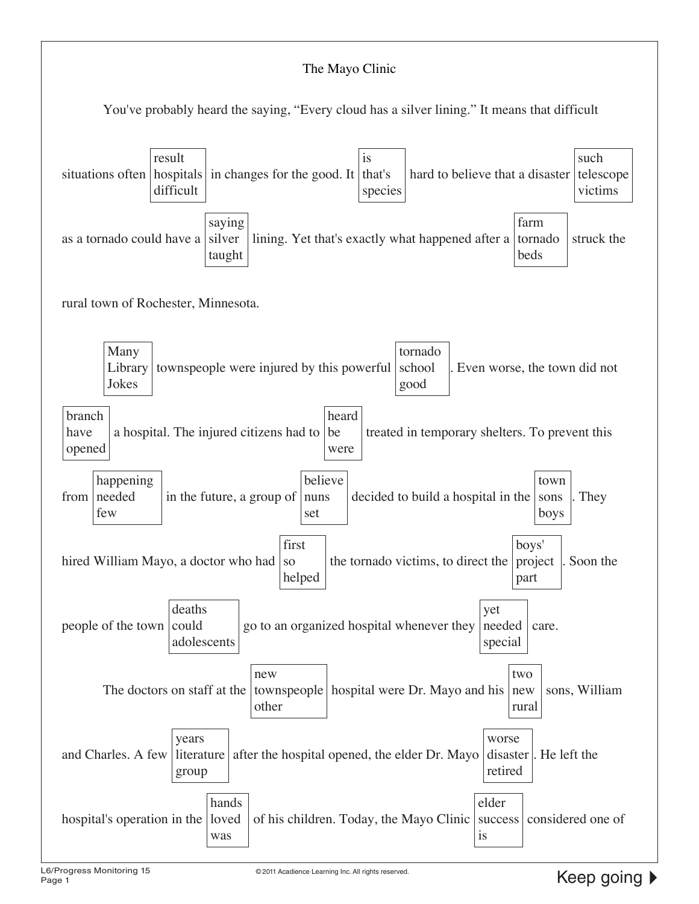# The Mayo Clinic

You've probably heard the saying, "Every cloud has a silver lining." It means that difficult situations often [result / hospitals / difficult] in changes for the good. It [is / that's / species] hard to believe that a disaster [such / telescope / victims] as a tornado could have a [saying / silver / taught] lining. Yet that's exactly what happened after a [farm / tornado / beds] struck the rural town of Rochester, Minnesota.

[Many / Library / Jokes] townspeople were injured by this powerful [tornado / school / good]. Even worse, the town did not [branch / have / opened] a hospital. The injured citizens had to [heard / be / were] treated in temporary shelters. To prevent this from [happening / needed / few] in the future, a group of [believe / nuns / set] decided to build a hospital in the [town / sons / boys]. They hired William Mayo, a doctor who had [first / so / helped] the tornado victims, to direct the [boys' / project / part]. Soon the people of the town [deaths / could / adolescents] go to an organized hospital whenever they [yet / needed / special] care.

The doctors on staff at the [new / townspeople / other] hospital were Dr. Mayo and his [two / new / rural] sons, William and Charles. A few [years / literature / group] after the hospital opened, the elder Dr. Mayo [worse / disaster / retired]. He left the hospital's operation in the [hands / loved / was] of his children. Today, the Mayo Clinic [elder / success / is] considered one of

Keep going ▶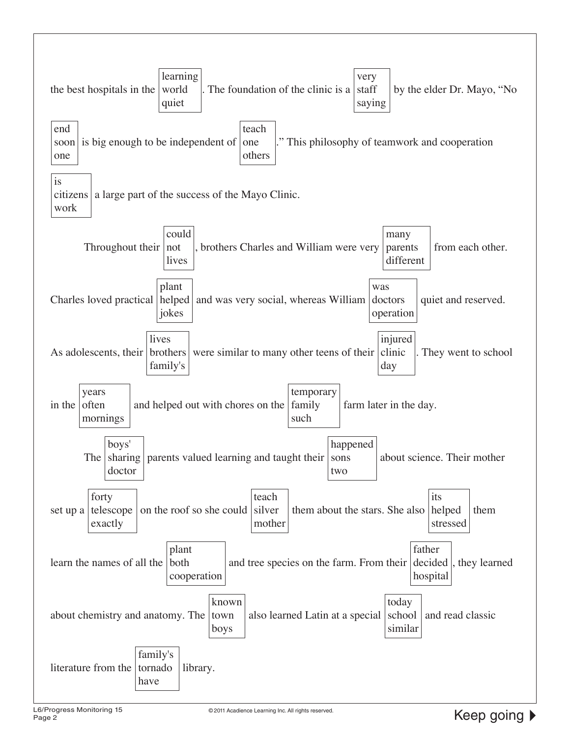the best hospitals in the [learning / world / quiet]. The foundation of the clinic is a [very / staff / saying] by the elder Dr. Mayo, "No [end / soon / one] is big enough to be independent of [teach / one / others]." This philosophy of teamwork and cooperation [is / citizens / work] a large part of the success of the Mayo Clinic.

Throughout their [could / not / lives], brothers Charles and William were very [many / parents / different] from each other. Charles loved practical [plant / helped / jokes] and was very social, whereas William [was / doctors / operation] quiet and reserved. As adolescents, their [lives / brothers / family's] were similar to many other teens of their [injured / clinic / day]. They went to school in the [years / often / mornings] and helped out with chores on the [temporary / family / such] farm later in the day.

The [boys' / sharing / doctor] parents valued learning and taught their [happened / sons / two] about science. Their mother set up a [forty / telescope / exactly] on the roof so she could [teach / silver / mother] them about the stars. She also [its / helped / stressed] them learn the names of all the [plant / both / cooperation] and tree species on the farm. From their [father / decided / hospital], they learned about chemistry and anatomy. The [known / town / boys] also learned Latin at a special [today / school / similar] and read classic literature from the [family's / tornado / have] library.

Keep going ▶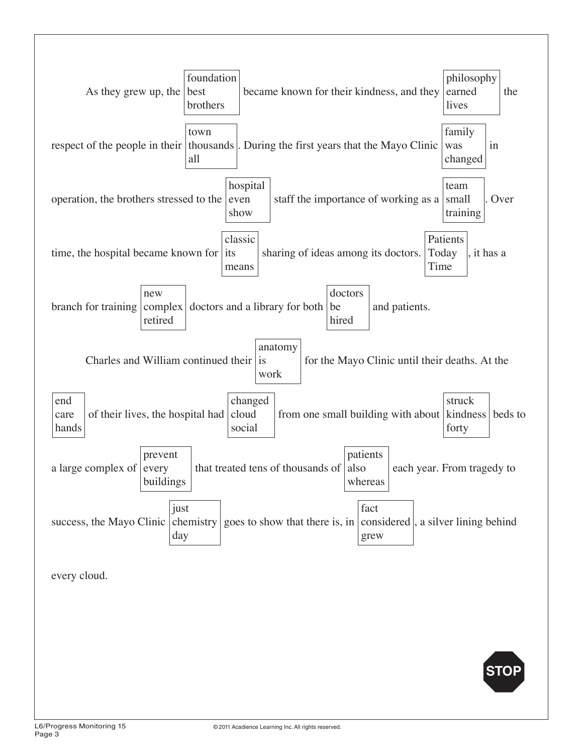As they grew up, the [foundation / best / brothers] became known for their kindness, and they [philosophy / earned / lives] the respect of the people in their [town / thousands / all]. During the first years that the Mayo Clinic [family / was / changed] in operation, the brothers stressed to the [hospital / even / show] staff the importance of working as a [team / small / training]. Over time, the hospital became known for [classic / its / means] sharing of ideas among its doctors. [Patients / Today / Time], it has a branch for training [new / complex / retired] doctors and a library for both [doctors / be / hired] and patients.

Charles and William continued their [anatomy / is / work] for the Mayo Clinic until their deaths. At the [end / care / hands] of their lives, the hospital had [changed / cloud / social] from one small building with about [struck / kindness / forty] beds to a large complex of [prevent / every / buildings] that treated tens of thousands of [patients / also / whereas] each year. From tragedy to success, the Mayo Clinic [just / chemistry / day] goes to show that there is, in [fact / considered / grew], a silver lining behind every cloud.

STOP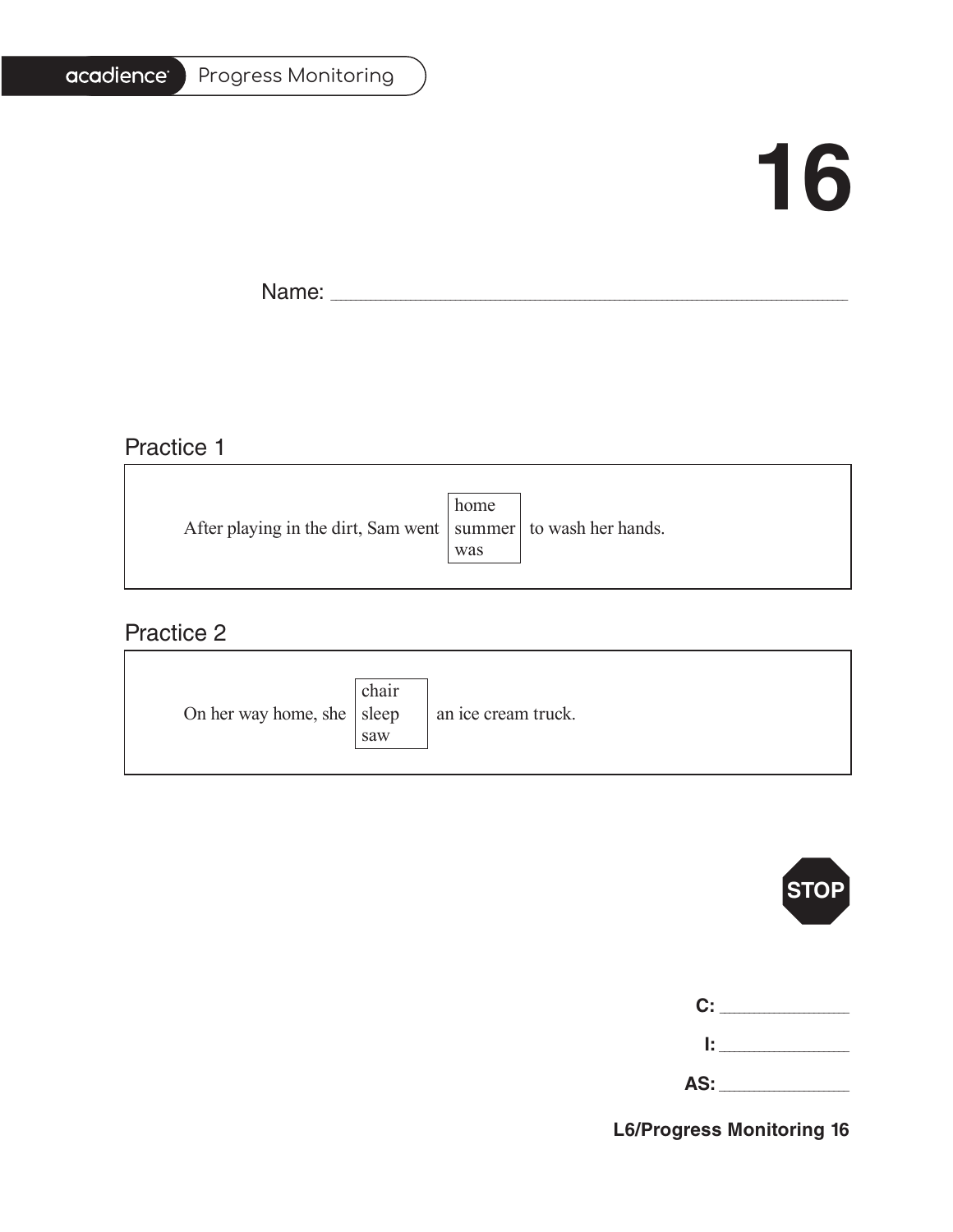# 16

Name: ______________________________

## Practice 1

After playing in the dirt, Sam went [home / summer / was] to wash her hands.

## Practice 2

On her way home, she [chair / sleep / saw] an ice cream truck.

STOP

**C:** __________

**I:** __________

**AS:** __________

**L6/Progress Monitoring 16**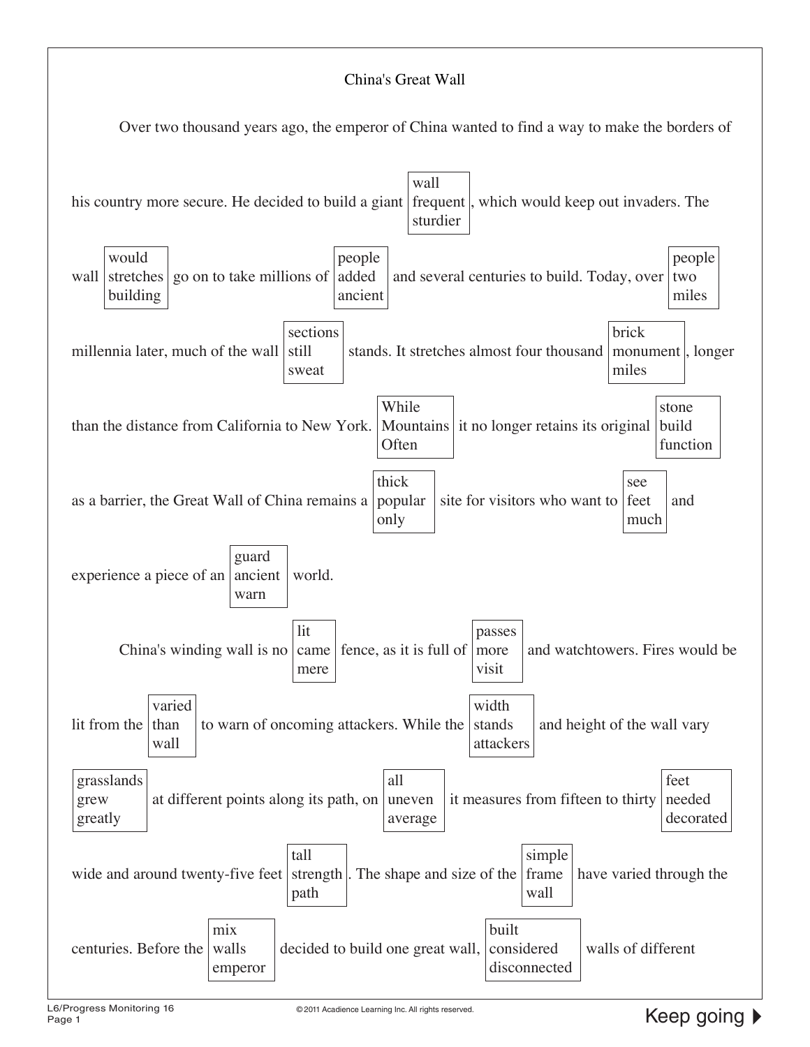# China's Great Wall

Over two thousand years ago, the emperor of China wanted to find a way to make the borders of his country more secure. He decided to build a giant [wall / frequent / sturdier], which would keep out invaders. The wall [would / stretches / building] go on to take millions of [people / added / ancient] and several centuries to build. Today, over [people / two / miles] millennia later, much of the wall [sections / still / sweat] stands. It stretches almost four thousand [brick / monument / miles], longer than the distance from California to New York. [While / Mountains / Often] it no longer retains its original [stone / build / function] as a barrier, the Great Wall of China remains a [thick / popular / only] site for visitors who want to [see / feet / much] and experience a piece of an [guard / ancient / warn] world.

China's winding wall is no [lit / came / mere] fence, as it is full of [passes / more / visit] and watchtowers. Fires would be lit from the [varied / than / wall] to warn of oncoming attackers. While the [width / stands / attackers] and height of the wall vary [grasslands / grew / greatly] at different points along its path, on [all / uneven / average] it measures from fifteen to thirty [feet / needed / decorated] wide and around twenty-five feet [tall / strength / path]. The shape and size of the [simple / frame / wall] have varied through the centuries. Before the [mix / walls / emperor] decided to build one great wall, [built / considered / disconnected] walls of different

Keep going ▶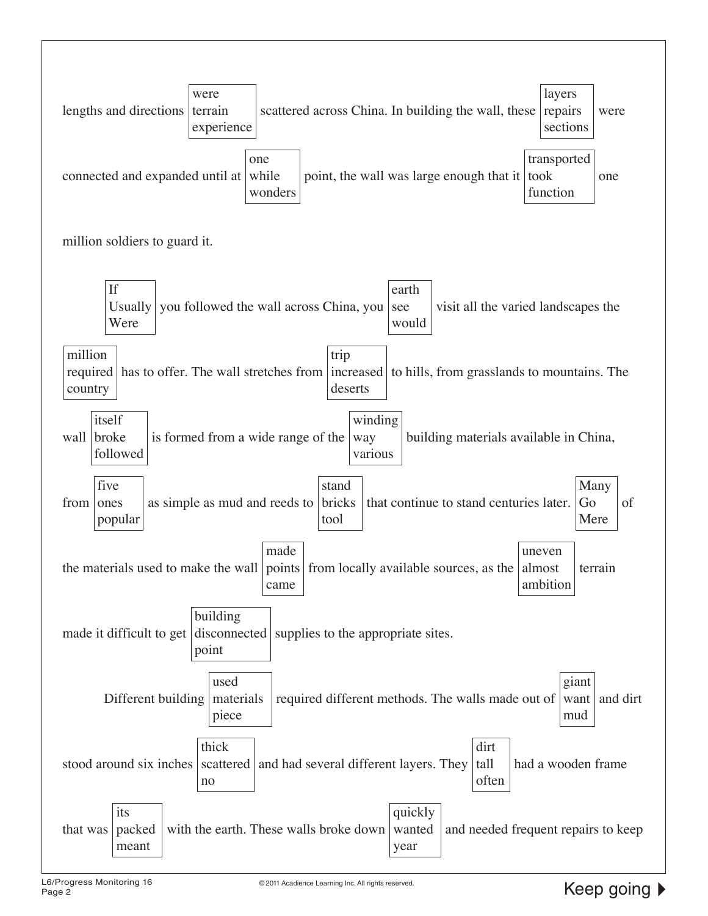lengths and directions [were / terrain / experience] scattered across China. In building the wall, these [layers / repairs / sections] were connected and expanded until at [one / while / wonders] point, the wall was large enough that it [transported / took / function] one million soldiers to guard it.

[If / Usually / Were] you followed the wall across China, you [earth / see / would] visit all the varied landscapes the [million / required / country] has to offer. The wall stretches from [trip / increased / deserts] to hills, from grasslands to mountains. The wall [itself / broke / followed] is formed from a wide range of the [winding / way / various] building materials available in China, from [five / ones / popular] as simple as mud and reeds to [stand / bricks / tool] that continue to stand centuries later. [Many / Go / Mere] of the materials used to make the wall [made / points / came] from locally available sources, as the [uneven / almost / ambition] terrain made it difficult to get [building / disconnected / point] supplies to the appropriate sites.

Different building [used / materials / piece] required different methods. The walls made out of [giant / want / mud] and dirt stood around six inches [thick / scattered / no] and had several different layers. They [dirt / tall / often] had a wooden frame that was [its / packed / meant] with the earth. These walls broke down [quickly / wanted / year] and needed frequent repairs to keep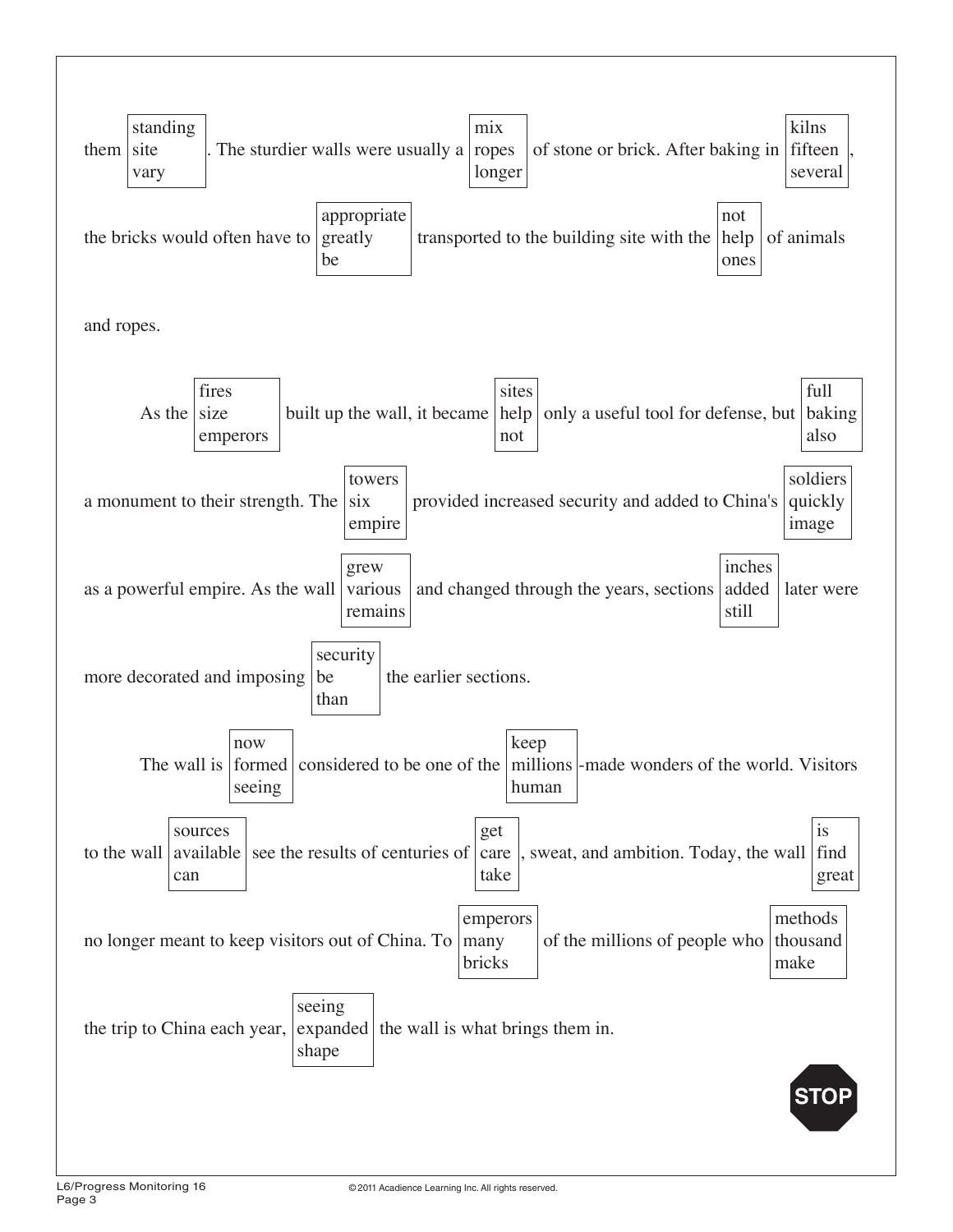them [standing / site / vary]. The sturdier walls were usually a [mix / ropes / longer] of stone or brick. After baking in [kilns / fifteen / several], the bricks would often have to [appropriate / greatly / be] transported to the building site with the [not / help / ones] of animals and ropes.

As the [fires / size / emperors] built up the wall, it became [sites / help / not] only a useful tool for defense, but [full / baking / also] a monument to their strength. The [towers / six / empire] provided increased security and added to China's [soldiers / quickly / image] as a powerful empire. As the wall [grew / various / remains] and changed through the years, sections [inches / added / still] later were more decorated and imposing [security / be / than] the earlier sections.

The wall is [now / formed / seeing] considered to be one of the [keep / millions / human]-made wonders of the world. Visitors to the wall [sources / available / can] see the results of centuries of [get / care / take], sweat, and ambition. Today, the wall [is / find / great] no longer meant to keep visitors out of China. To [emperors / many / bricks] of the millions of people who [methods / thousand / make] the trip to China each year, [seeing / expanded / shape] the wall is what brings them in.

STOP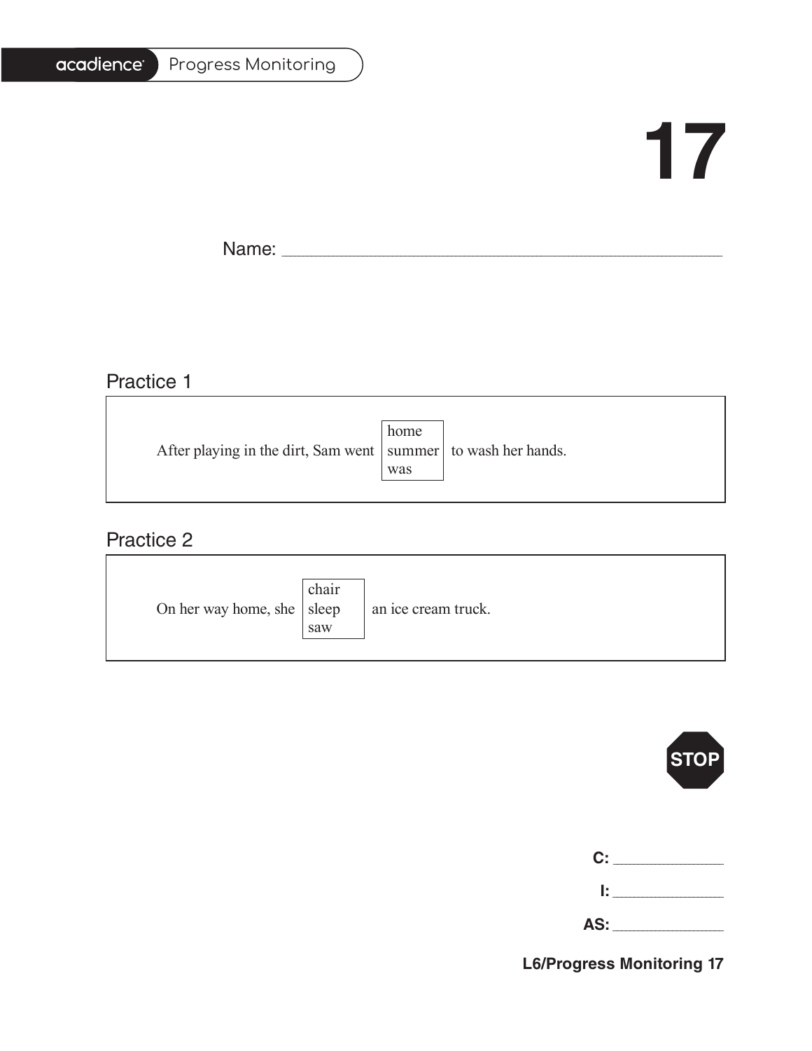acadience Progress Monitoring

# 17

Name: ______________________________

## Practice 1

After playing in the dirt, Sam went [home / summer / was] to wash her hands.

## Practice 2

On her way home, she [chair / sleep / saw] an ice cream truck.

STOP

**C:** ____________

**I:** ____________

**AS:** ____________

**L6/Progress Monitoring 17**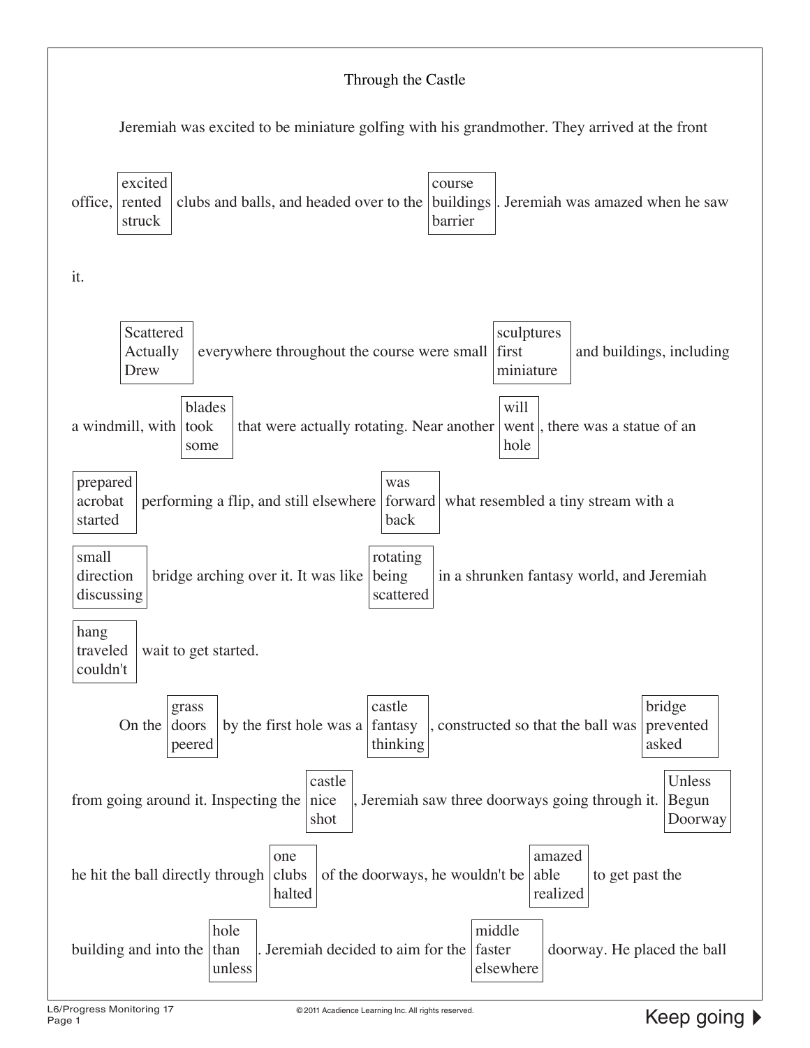Through the Castle

Jeremiah was excited to be miniature golfing with his grandmother. They arrived at the front office, [excited / rented / struck] clubs and balls, and headed over to the [course / buildings / barrier]. Jeremiah was amazed when he saw it.

[Scattered / Actually / Drew] everywhere throughout the course were small [sculptures / first / miniature] and buildings, including a windmill, with [blades / took / some] that were actually rotating. Near another [will / went / hole], there was a statue of an [prepared / acrobat / started] performing a flip, and still elsewhere [was / forward / back] what resembled a tiny stream with a [small / direction / discussing] bridge arching over it. It was like [rotating / being / scattered] in a shrunken fantasy world, and Jeremiah [hang / traveled / couldn't] wait to get started.

On the [grass / doors / peered] by the first hole was a [castle / fantasy / thinking], constructed so that the ball was [bridge / prevented / asked] from going around it. Inspecting the [castle / nice / shot], Jeremiah saw three doorways going through it. [Unless / Begun / Doorway] he hit the ball directly through [one / clubs / halted] of the doorways, he wouldn't be [amazed / able / realized] to get past the building and into the [hole / than / unless]. Jeremiah decided to aim for the [middle / faster / elsewhere] doorway. He placed the ball

Keep going ▶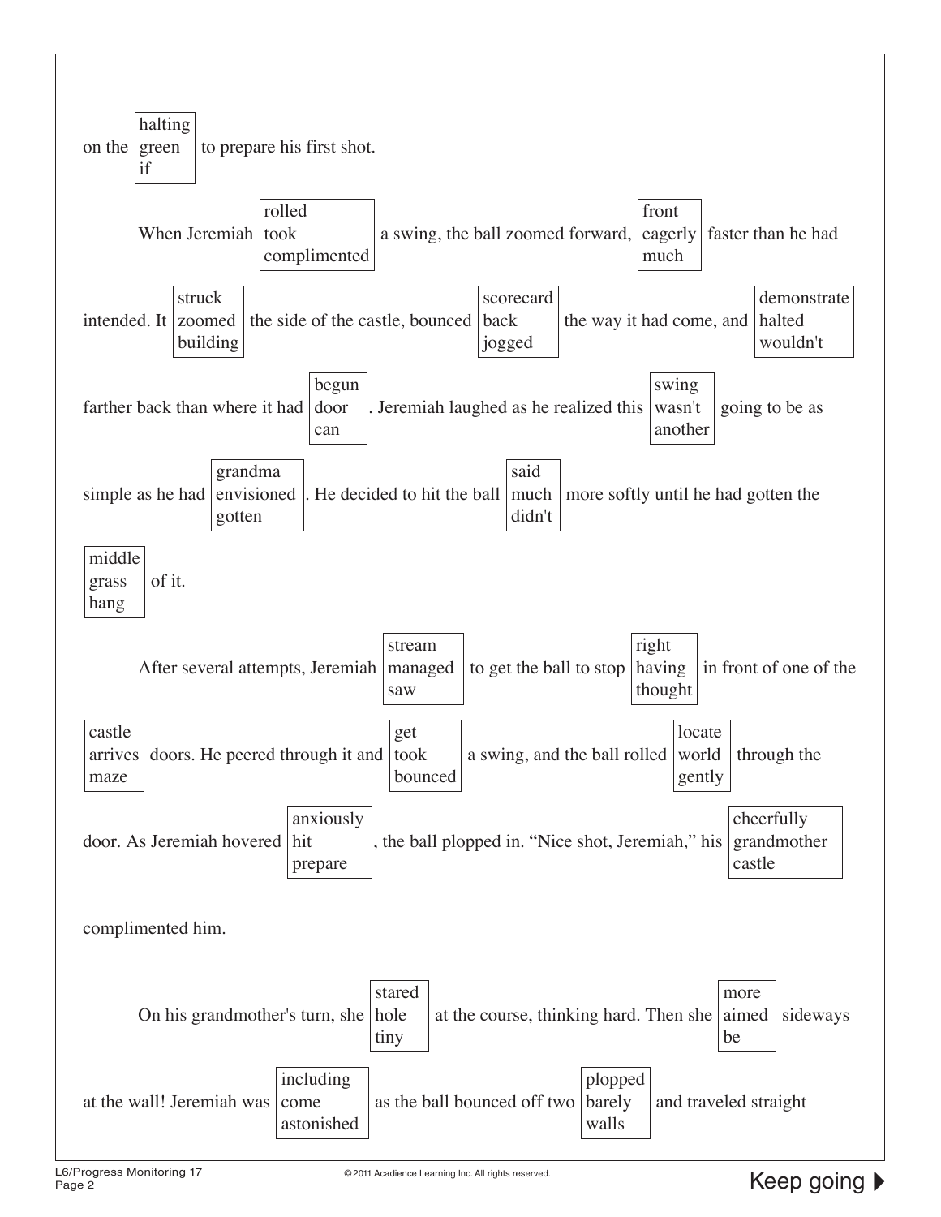on the [halting / green / if] to prepare his first shot.

When Jeremiah [rolled / took / complimented] a swing, the ball zoomed forward, [front / eagerly / much] faster than he had intended. It [struck / zoomed / building] the side of the castle, bounced [scorecard / back / jogged] the way it had come, and [demonstrate / halted / wouldn't] farther back than where it had [begun / door / can]. Jeremiah laughed as he realized this [swing / wasn't / another] going to be as simple as he had [grandma / envisioned / gotten]. He decided to hit the ball [said / much / didn't] more softly until he had gotten the [middle / grass / hang] of it.

After several attempts, Jeremiah [stream / managed / saw] to get the ball to stop [right / having / thought] in front of one of the [castle / arrives / maze] doors. He peered through it and [get / took / bounced] a swing, and the ball rolled [locate / world / gently] through the door. As Jeremiah hovered [anxiously / hit / prepare], the ball plopped in. "Nice shot, Jeremiah," his [cheerfully / grandmother / castle] complimented him.

On his grandmother's turn, she [stared / hole / tiny] at the course, thinking hard. Then she [more / aimed / be] sideways at the wall! Jeremiah was [including / come / astonished] as the ball bounced off two [plopped / barely / walls] and traveled straight

Keep going ▶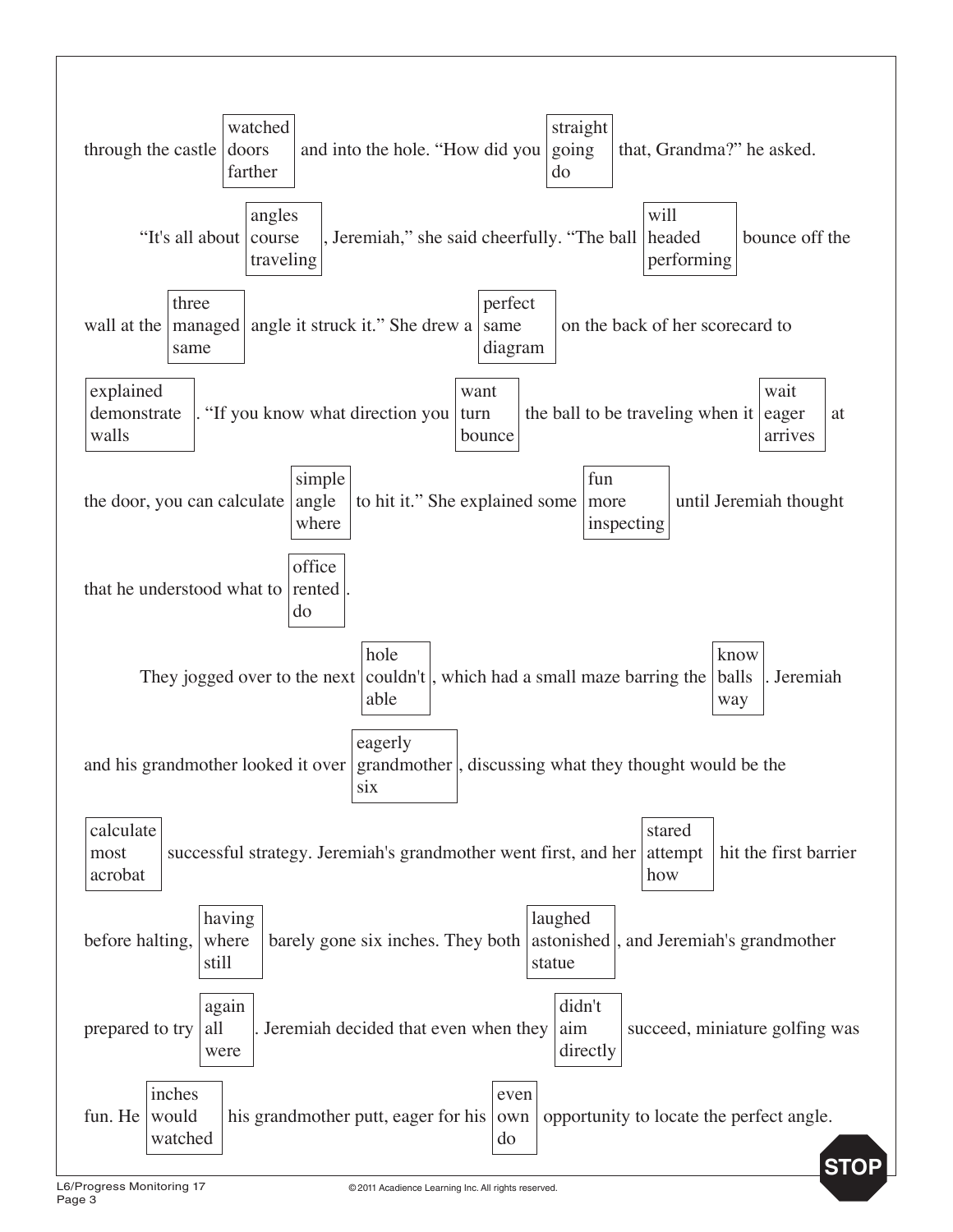through the castle [watched / doors / farther] and into the hole. "How did you [straight / going / do] that, Grandma?" he asked.

"It's all about [angles / course / traveling], Jeremiah," she said cheerfully. "The ball [will / headed / performing] bounce off the wall at the [three / managed / same] angle it struck it." She drew a [perfect / same / diagram] on the back of her scorecard to [explained / demonstrate / walls]. "If you know what direction you [want / turn / bounce] the ball to be traveling when it [wait / eager / arrives] at the door, you can calculate [simple / angle / where] to hit it." She explained some [fun / more / inspecting] until Jeremiah thought that he understood what to [office / rented / do].

They jogged over to the next [hole / couldn't / able], which had a small maze barring the [know / balls / way]. Jeremiah and his grandmother looked it over [eagerly / grandmother / six], discussing what they thought would be the [calculate / most / acrobat] successful strategy. Jeremiah's grandmother went first, and her [stared / attempt / how] hit the first barrier before halting, [having / where / still] barely gone six inches. They both [laughed / astonished / statue], and Jeremiah's grandmother prepared to try [again / all / were]. Jeremiah decided that even when they [didn't / aim / directly] succeed, miniature golfing was fun. He [inches / would / watched] his grandmother putt, eager for his [even / own / do] opportunity to locate the perfect angle.

STOP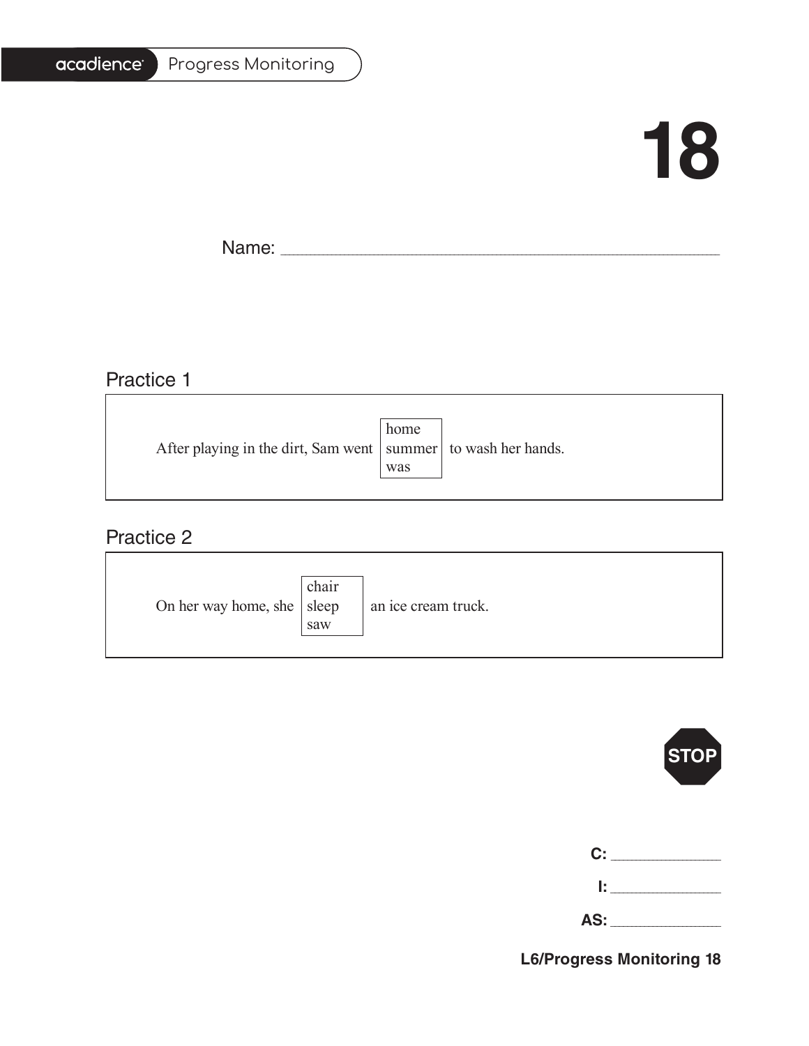# 18

Name: ______________________________________________

## Practice 1

After playing in the dirt, Sam went [home / summer / was] to wash her hands.

## Practice 2

On her way home, she [chair / sleep / saw] an ice cream truck.

STOP

**C:** ____________

**I:** ____________

**AS:** ____________

**L6/Progress Monitoring 18**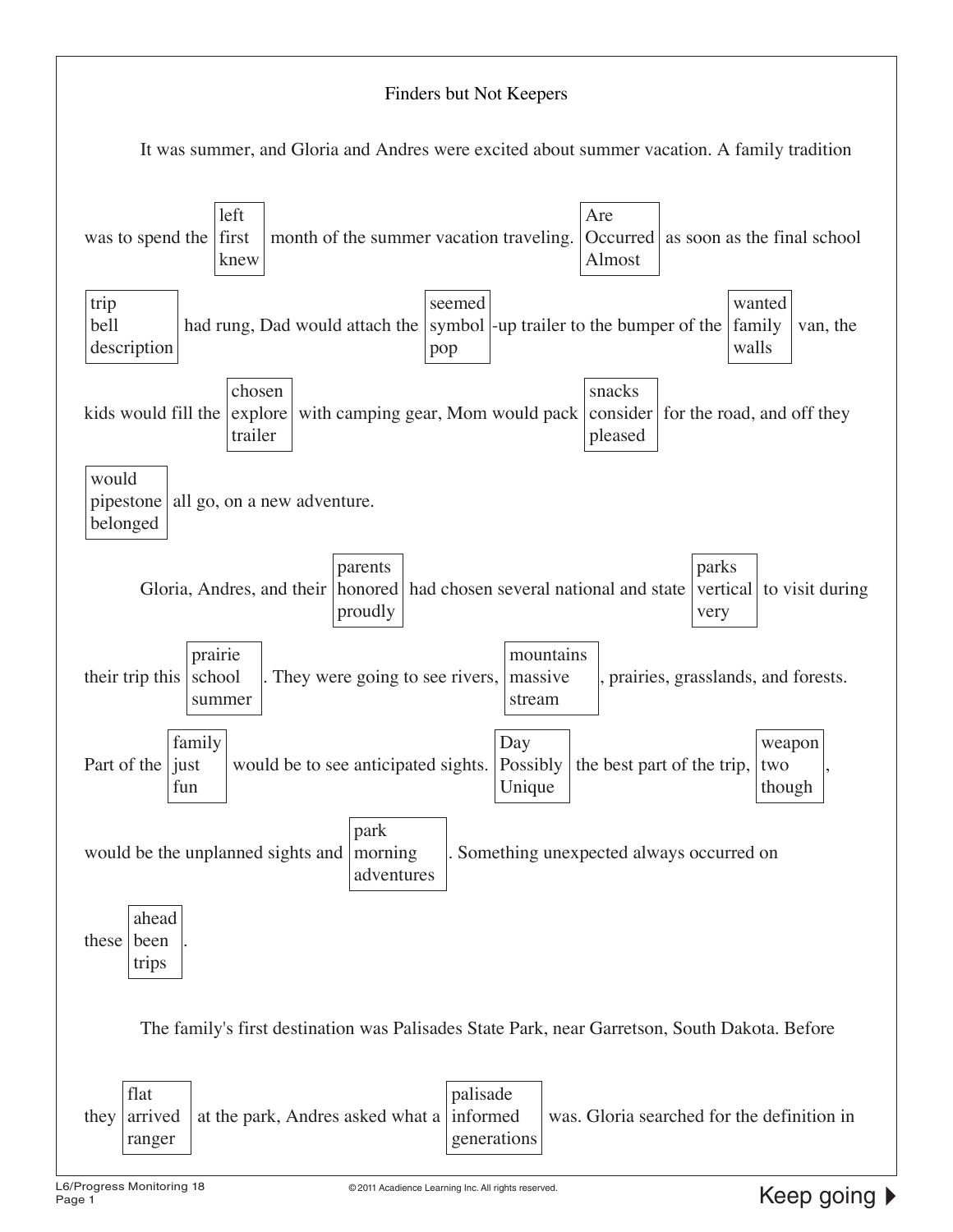# Finders but Not Keepers

It was summer, and Gloria and Andres were excited about summer vacation. A family tradition was to spend the [left / first / knew] month of the summer vacation traveling. [Are / Occurred / Almost] as soon as the final school [trip / bell / description] had rung, Dad would attach the [seemed / symbol / pop] -up trailer to the bumper of the [wanted / family / walls] van, the kids would fill the [chosen / explore / trailer] with camping gear, Mom would pack [snacks / consider / pleased] for the road, and off they [would / pipestone / belonged] all go, on a new adventure.

Gloria, Andres, and their [parents / honored / proudly] had chosen several national and state [parks / vertical / very] to visit during their trip this [prairie / school / summer]. They were going to see rivers, [mountains / massive / stream], prairies, grasslands, and forests. Part of the [family / just / fun] would be to see anticipated sights. [Day / Possibly / Unique] the best part of the trip, [weapon / two / though], would be the unplanned sights and [park / morning / adventures]. Something unexpected always occurred on these [ahead / been / trips].

The family's first destination was Palisades State Park, near Garretson, South Dakota. Before they [flat / arrived / ranger] at the park, Andres asked what a [palisade / informed / generations] was. Gloria searched for the definition in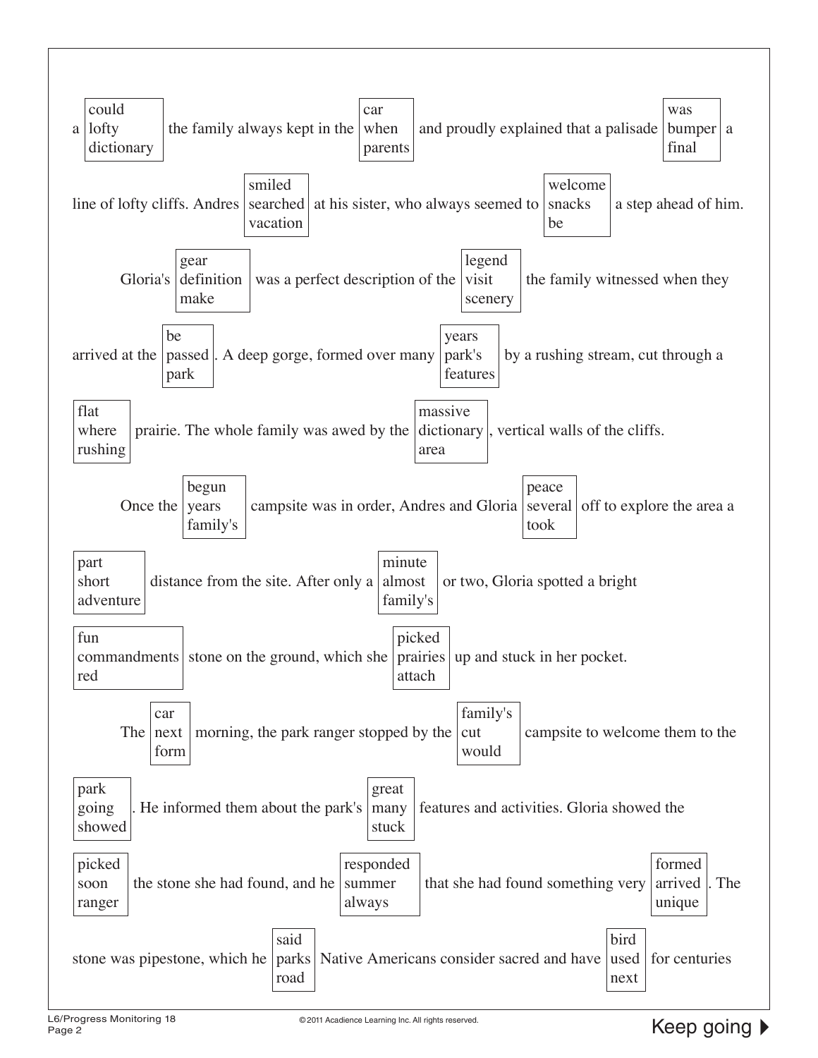a [could / lofty / dictionary] the family always kept in the [car / when / parents] and proudly explained that a palisade [was / bumper / final] a line of lofty cliffs. Andres [smiled / searched / vacation] at his sister, who always seemed to [welcome / snacks / be] a step ahead of him.

Gloria's [gear / definition / make] was a perfect description of the [legend / visit / scenery] the family witnessed when they arrived at the [be / passed / park]. A deep gorge, formed over many [years / park's / features] by a rushing stream, cut through a [flat / where / rushing] prairie. The whole family was awed by the [massive / dictionary / area], vertical walls of the cliffs.

Once the [begun / years / family's] campsite was in order, Andres and Gloria [peace / several / took] off to explore the area a [part / short / adventure] distance from the site. After only a [minute / almost / family's] or two, Gloria spotted a bright [fun / commandments / red] stone on the ground, which she [picked / prairies / attach] up and stuck in her pocket.

The [car / next / form] morning, the park ranger stopped by the [family's / cut / would] campsite to welcome them to the [park / going / showed]. He informed them about the park's [great / many / stuck] features and activities. Gloria showed the [picked / soon / ranger] the stone she had found, and he [responded / summer / always] that she had found something very [formed / arrived / unique]. The stone was pipestone, which he [said / parks / road] Native Americans consider sacred and have [bird / used / next] for centuries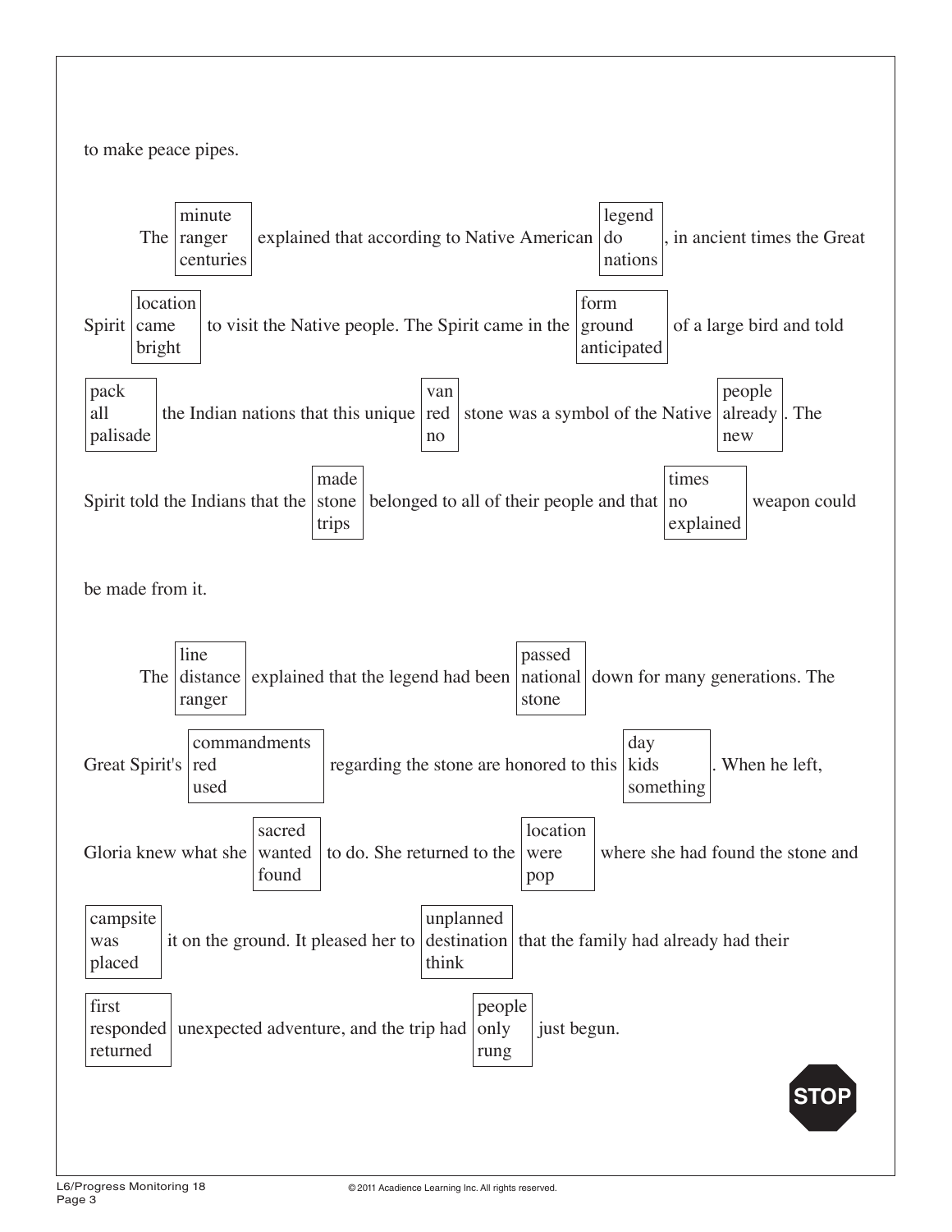to make peace pipes.

The [minute / ranger / centuries] explained that according to Native American [legend / do / nations], in ancient times the Great Spirit [location / came / bright] to visit the Native people. The Spirit came in the [form / ground / anticipated] of a large bird and told [pack / all / palisade] the Indian nations that this unique [van / red / no] stone was a symbol of the Native [people / already / new]. The Spirit told the Indians that the [made / stone / trips] belonged to all of their people and that [times / no / explained] weapon could be made from it.

The [line / distance / ranger] explained that the legend had been [passed / national / stone] down for many generations. The Great Spirit's [commandments / red / used] regarding the stone are honored to this [day / kids / something]. When he left, Gloria knew what she [sacred / wanted / found] to do. She returned to the [location / were / pop] where she had found the stone and [campsite / was / placed] it on the ground. It pleased her to [unplanned / destination / think] that the family had already had their [first / responded / returned] unexpected adventure, and the trip had [people / only / rung] just begun.

STOP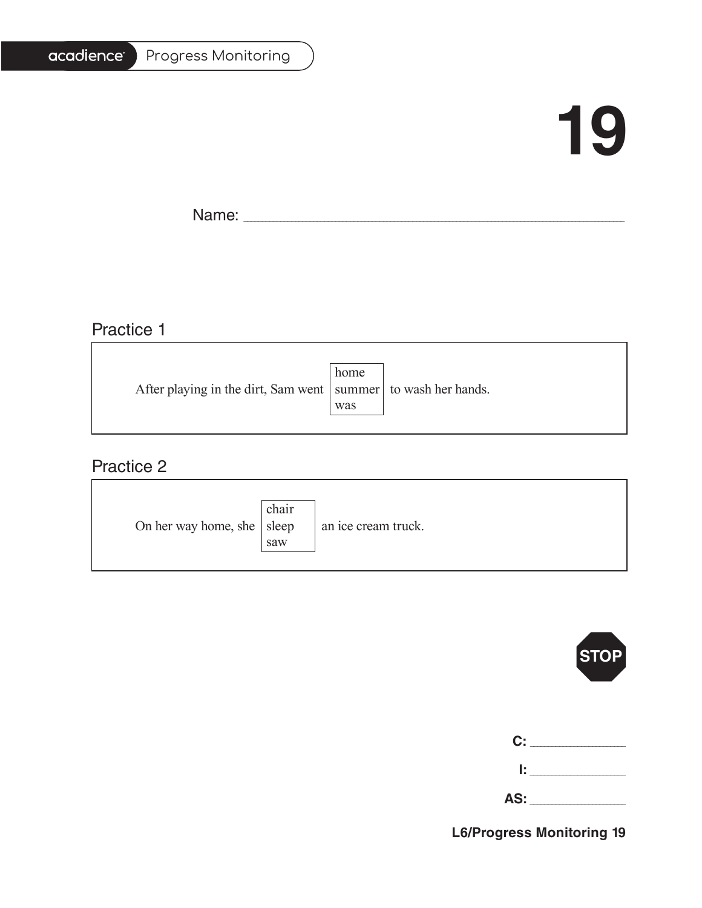acadience Progress Monitoring

# 19

Name: ____________________________________________

## Practice 1

After playing in the dirt, Sam went [home / summer / was] to wash her hands.

## Practice 2

On her way home, she [chair / sleep / saw] an ice cream truck.

STOP

C: ____________

I: ____________

AS: ____________

**L6/Progress Monitoring 19**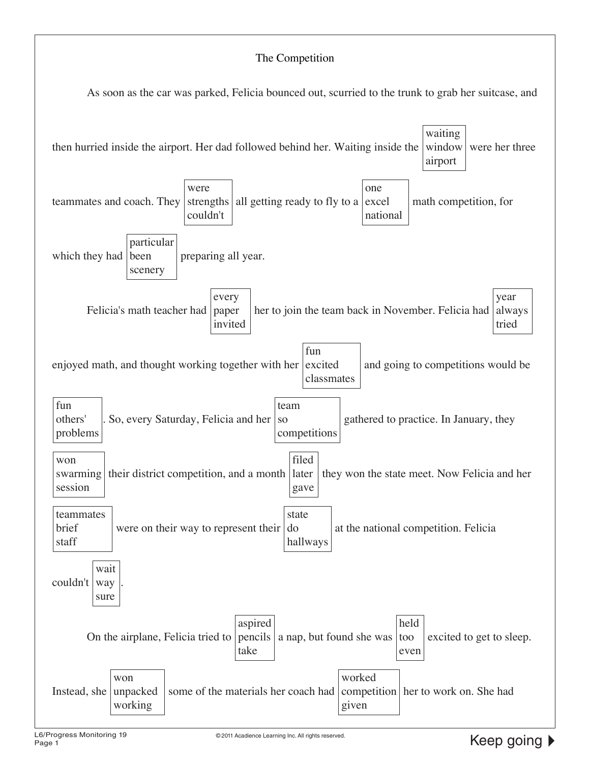# The Competition

As soon as the car was parked, Felicia bounced out, scurried to the trunk to grab her suitcase, and then hurried inside the airport. Her dad followed behind her. Waiting inside the [waiting / window / airport] were her three teammates and coach. They [were / strengths / couldn't] all getting ready to fly to a [one / excel / national] math competition, for which they had [particular / been / scenery] preparing all year.

Felicia's math teacher had [every / paper / invited] her to join the team back in November. Felicia had [year / always / tried] enjoyed math, and thought working together with her [fun / excited / classmates] and going to competitions would be [fun / others' / problems]. So, every Saturday, Felicia and her [team / so / competitions] gathered to practice. In January, they [won / swarming / session] their district competition, and a month [filed / later / gave] they won the state meet. Now Felicia and her [teammates / brief / staff] were on their way to represent their [state / do / hallways] at the national competition. Felicia couldn't [wait / way / sure].

On the airplane, Felicia tried to [aspired / pencils / take] a nap, but found she was [held / too / even] excited to get to sleep. Instead, she [won / unpacked / working] some of the materials her coach had [worked / competition / given] her to work on. She had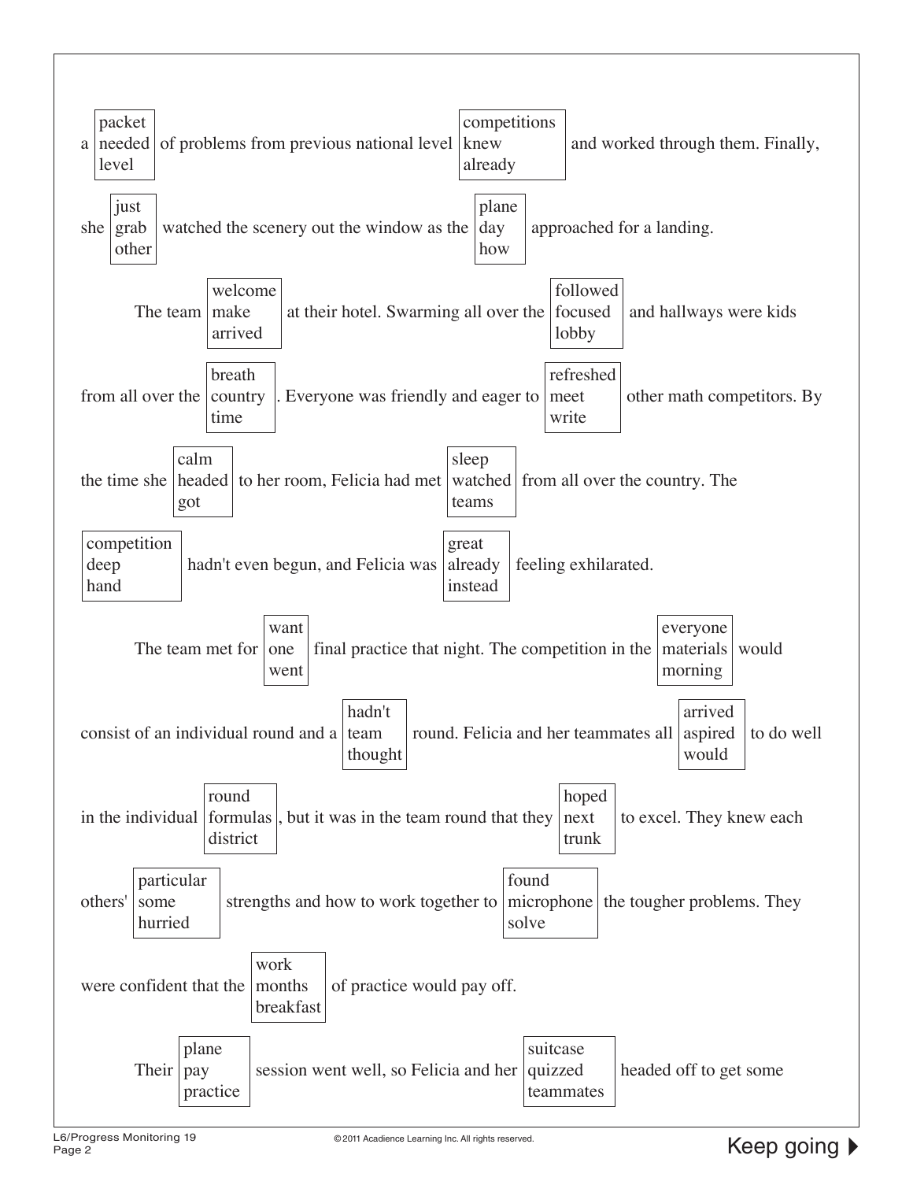a [packet / needed / level] of problems from previous national level [competitions / knew / already] and worked through them. Finally, she [just / grab / other] watched the scenery out the window as the [plane / day / how] approached for a landing.

The team [welcome / make / arrived] at their hotel. Swarming all over the [followed / focused / lobby] and hallways were kids from all over the [breath / country / time]. Everyone was friendly and eager to [refreshed / meet / write] other math competitors. By the time she [calm / headed / got] to her room, Felicia had met [sleep / watched / teams] from all over the country. The [competition / deep / hand] hadn't even begun, and Felicia was [great / already / instead] feeling exhilarated.

The team met for [want / one / went] final practice that night. The competition in the [everyone / materials / morning] would consist of an individual round and a [hadn't / team / thought] round. Felicia and her teammates all [arrived / aspired / would] to do well in the individual [round / formulas / district], but it was in the team round that they [hoped / next / trunk] to excel. They knew each others' [particular / some / hurried] strengths and how to work together to [found / microphone / solve] the tougher problems. They were confident that the [work / months / breakfast] of practice would pay off.

Their [plane / pay / practice] session went well, so Felicia and her [suitcase / quizzed / teammates] headed off to get some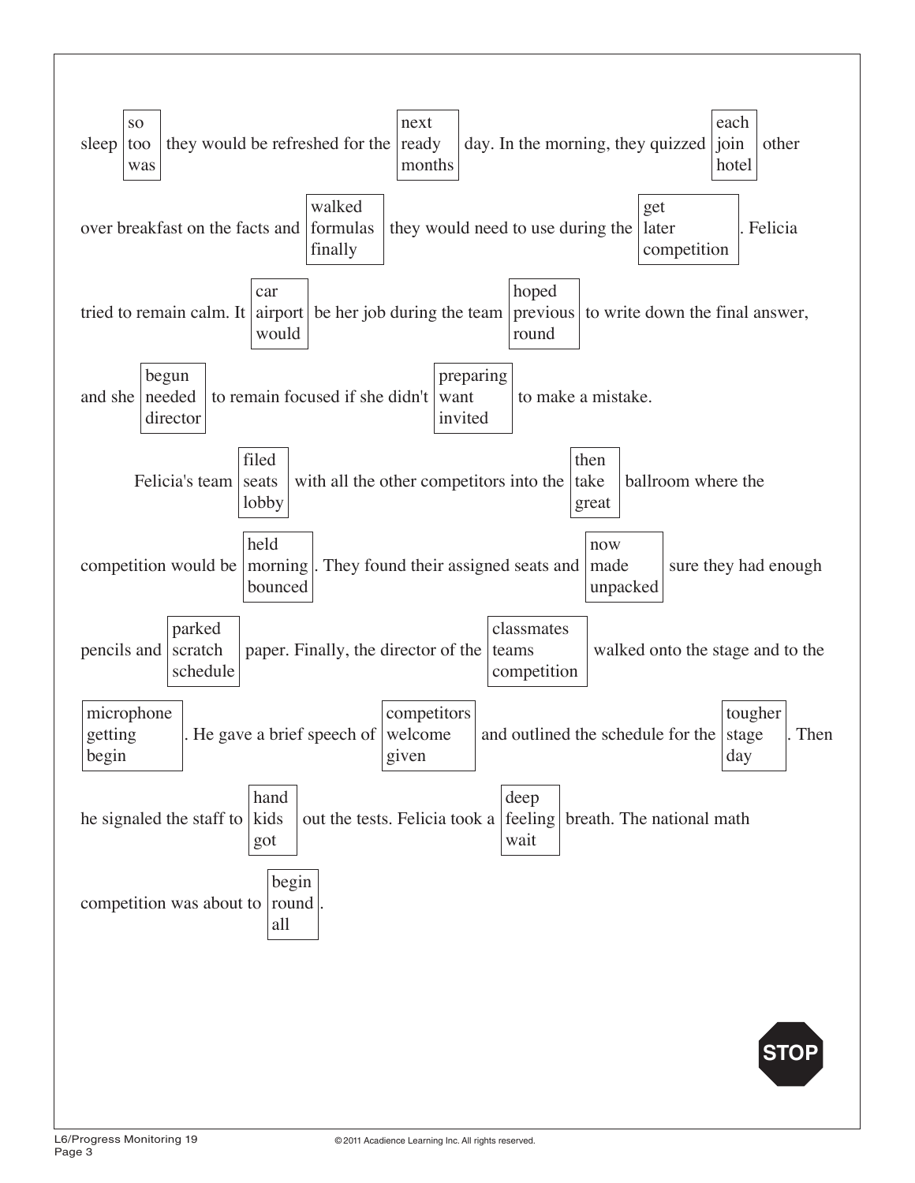sleep [so / too / was] they would be refreshed for the [next / ready / months] day. In the morning, they quizzed [each / join / hotel] other over breakfast on the facts and [walked / formulas / finally] they would need to use during the [get / later / competition]. Felicia tried to remain calm. It [car / airport / would] be her job during the team [hoped / previous / round] to write down the final answer, and she [begun / needed / director] to remain focused if she didn't [preparing / want / invited] to make a mistake.

Felicia's team [filed / seats / lobby] with all the other competitors into the [then / take / great] ballroom where the competition would be [held / morning / bounced]. They found their assigned seats and [now / made / unpacked] sure they had enough pencils and [parked / scratch / schedule] paper. Finally, the director of the [classmates / teams / competition] walked onto the stage and to the [microphone / getting / begin]. He gave a brief speech of [competitors / welcome / given] and outlined the schedule for the [tougher / stage / day]. Then he signaled the staff to [hand / kids / got] out the tests. Felicia took a [deep / feeling / wait] breath. The national math competition was about to [begin / round / all].

STOP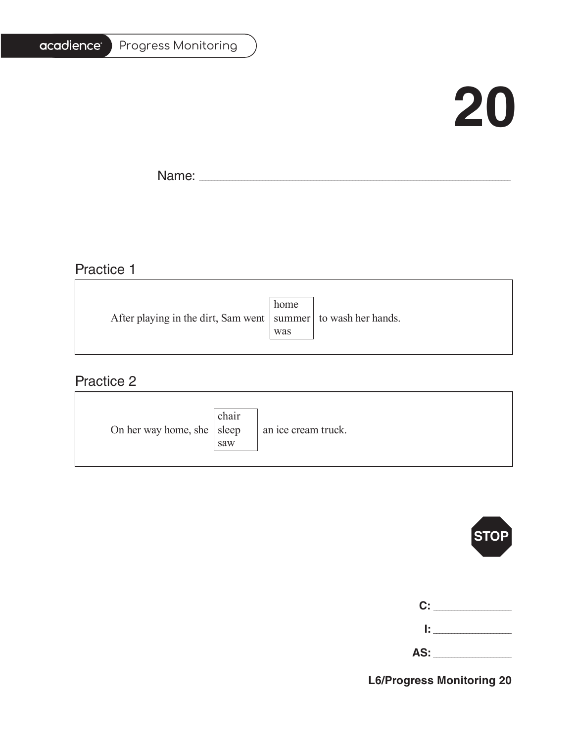# 20

Name: ______________________________________________

## Practice 1

After playing in the dirt, Sam went [home / summer / was] to wash her hands.

## Practice 2

On her way home, she [chair / sleep / saw] an ice cream truck.

STOP

**C:** ____________

**I:** ____________

**AS:** ____________

**L6/Progress Monitoring 20**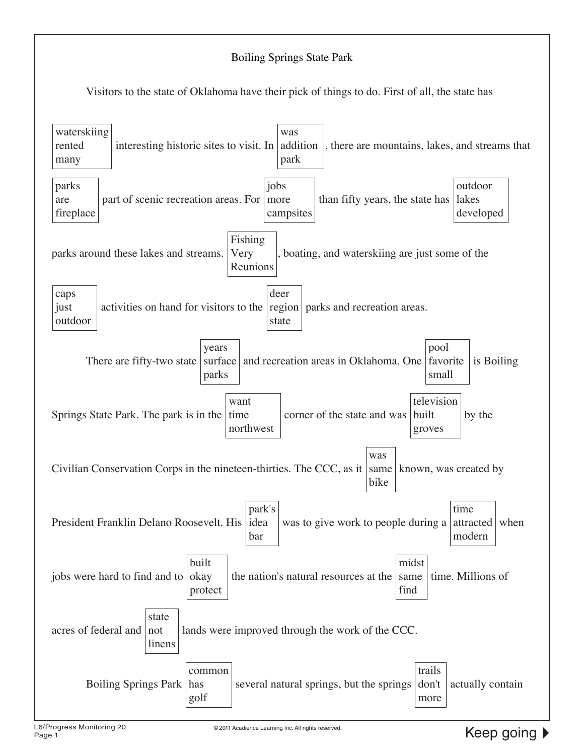# Boiling Springs State Park

Visitors to the state of Oklahoma have their pick of things to do. First of all, the state has [waterskiing / rented / many] interesting historic sites to visit. In [was / addition / park], there are mountains, lakes, and streams that [parks / are / fireplace] part of scenic recreation areas. For [jobs / more / campsites] than fifty years, the state has [outdoor / lakes / developed] parks around these lakes and streams. [Fishing / Very / Reunions], boating, and waterskiing are just some of the [caps / just / outdoor] activities on hand for visitors to the [deer / region / state] parks and recreation areas.

There are fifty-two state [years / surface / parks] and recreation areas in Oklahoma. One [pool / favorite / small] is Boiling Springs State Park. The park is in the [want / time / northwest] corner of the state and was [television / built / groves] by the Civilian Conservation Corps in the nineteen-thirties. The CCC, as it [was / same / bike] known, was created by President Franklin Delano Roosevelt. His [park's / idea / bar] was to give work to people during a [time / attracted / modern] when jobs were hard to find and to [built / okay / protect] the nation's natural resources at the [midst / same / find] time. Millions of acres of federal and [state / not / linens] lands were improved through the work of the CCC.

Boiling Springs Park [common / has / golf] several natural springs, but the springs [trails / don't / more] actually contain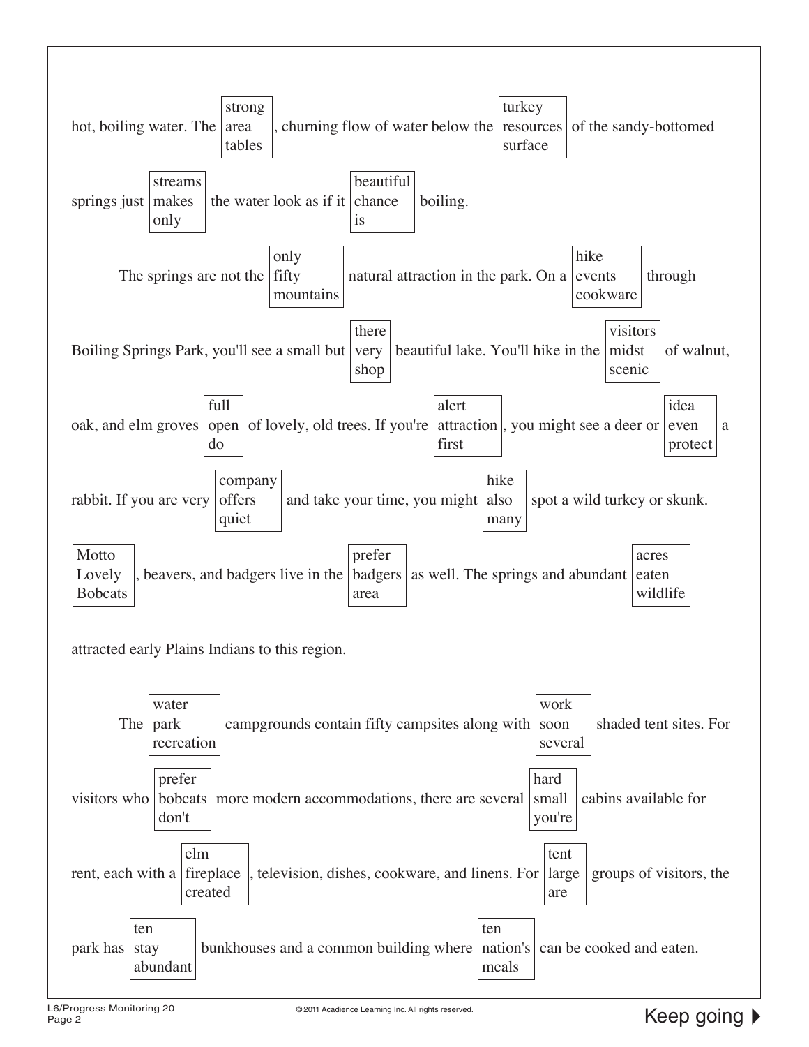hot, boiling water. The [strong / area / tables], churning flow of water below the [turkey / resources / surface] of the sandy-bottomed springs just [streams / makes / only] the water look as if it [beautiful / chance / is] boiling.

The springs are not the [only / fifty / mountains] natural attraction in the park. On a [hike / events / cookware] through Boiling Springs Park, you'll see a small but [there / very / shop] beautiful lake. You'll hike in the [visitors / midst / scenic] of walnut, oak, and elm groves [full / open / do] of lovely, old trees. If you're [alert / attraction / first], you might see a deer or [idea / even / protect] a rabbit. If you are very [company / offers / quiet] and take your time, you might [hike / also / many] spot a wild turkey or skunk. [Motto / Lovely / Bobcats], beavers, and badgers live in the [prefer / badgers / area] as well. The springs and abundant [acres / eaten / wildlife] attracted early Plains Indians to this region.

The [water / park / recreation] campgrounds contain fifty campsites along with [work / soon / several] shaded tent sites. For visitors who [prefer / bobcats / don't] more modern accommodations, there are several [hard / small / you're] cabins available for rent, each with a [elm / fireplace / created], television, dishes, cookware, and linens. For [tent / large / are] groups of visitors, the park has [ten / stay / abundant] bunkhouses and a common building where [ten / nation's / meals] can be cooked and eaten.

Keep going ▶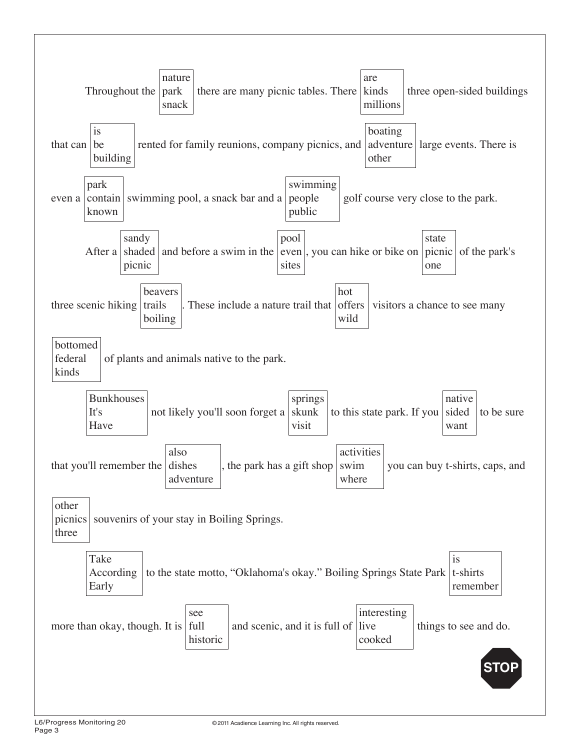Throughout the [nature / park / snack] there are many picnic tables. There [are / kinds / millions] three open-sided buildings that can [is / be / building] rented for family reunions, company picnics, and [boating / adventure / other] large events. There is even a [park / contain / known] swimming pool, a snack bar and a [swimming / people / public] golf course very close to the park.

After a [sandy / shaded / picnic] and before a swim in the [pool / even / sites], you can hike or bike on [state / picnic / one] of the park's three scenic hiking [beavers / trails / boiling]. These include a nature trail that [hot / offers / wild] visitors a chance to see many [bottomed / federal / kinds] of plants and animals native to the park.

[Bunkhouses / It's / Have] not likely you'll soon forget a [springs / skunk / visit] to this state park. If you [native / sided / want] to be sure that you'll remember the [also / dishes / adventure], the park has a gift shop [activities / swim / where] you can buy t-shirts, caps, and [other / picnics / three] souvenirs of your stay in Boiling Springs.

[Take / According / Early] to the state motto, "Oklahoma's okay." Boiling Springs State Park [is / t-shirts / remember] more than okay, though. It is [see / full / historic] and scenic, and it is full of [interesting / live / cooked] things to see and do.

STOP

L6/Progress Monitoring 20
Page 3

©2011 Acadience Learning Inc. All rights reserved.